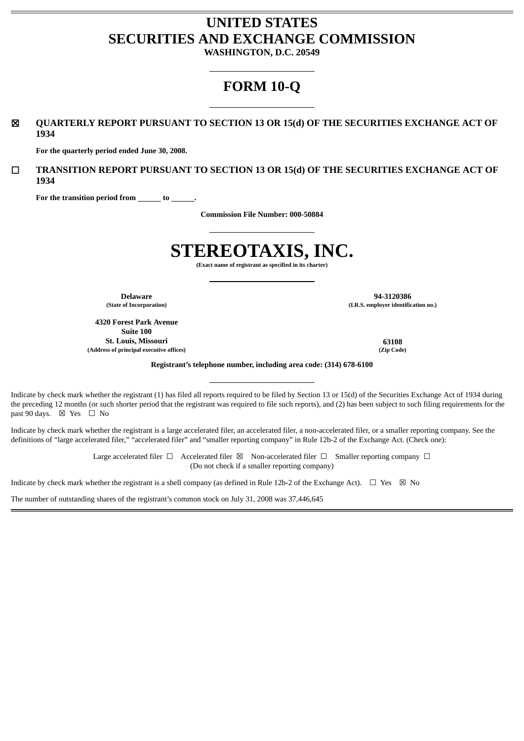# UNITED STATES
# SECURITIES AND EXCHANGE COMMISSION

**WASHINGTON, D.C. 20549**

---

# FORM 10-Q

---

☒ **QUARTERLY REPORT PURSUANT TO SECTION 13 OR 15(d) OF THE SECURITIES EXCHANGE ACT OF 1934**

**For the quarterly period ended June 30, 2008.**

☐ **TRANSITION REPORT PURSUANT TO SECTION 13 OR 15(d) OF THE SECURITIES EXCHANGE ACT OF 1934**

**For the transition period from ______ to ______.**

**Commission File Number: 000-50884**

---

# STEREOTAXIS, INC.

**(Exact name of registrant as specified in its charter)**

---

| | |
|---|---|
| **Delaware**<br>**(State of Incorporation)** | **94-3120386**<br>**(I.R.S. employer identification no.)** |
| **4320 Forest Park Avenue**<br>**Suite 100**<br>**St. Louis, Missouri**<br>**(Address of principal executive offices)** | **63108**<br>**(Zip Code)** |

**Registrant's telephone number, including area code: (314) 678-6100**

---

Indicate by check mark whether the registrant (1) has filed all reports required to be filed by Section 13 or 15(d) of the Securities Exchange Act of 1934 during the preceding 12 months (or such shorter period that the registrant was required to file such reports), and (2) has been subject to such filing requirements for the past 90 days. ☒ Yes ☐ No

Indicate by check mark whether the registrant is a large accelerated filer, an accelerated filer, a non-accelerated filer, or a smaller reporting company. See the definitions of "large accelerated filer," "accelerated filer" and "smaller reporting company" in Rule 12b-2 of the Exchange Act. (Check one):

Large accelerated filer ☐ Accelerated filer ☒ Non-accelerated filer ☐ Smaller reporting company ☐
(Do not check if a smaller reporting company)

Indicate by check mark whether the registrant is a shell company (as defined in Rule 12b-2 of the Exchange Act). ☐ Yes ☒ No

The number of outstanding shares of the registrant's common stock on July 31, 2008 was 37,446,645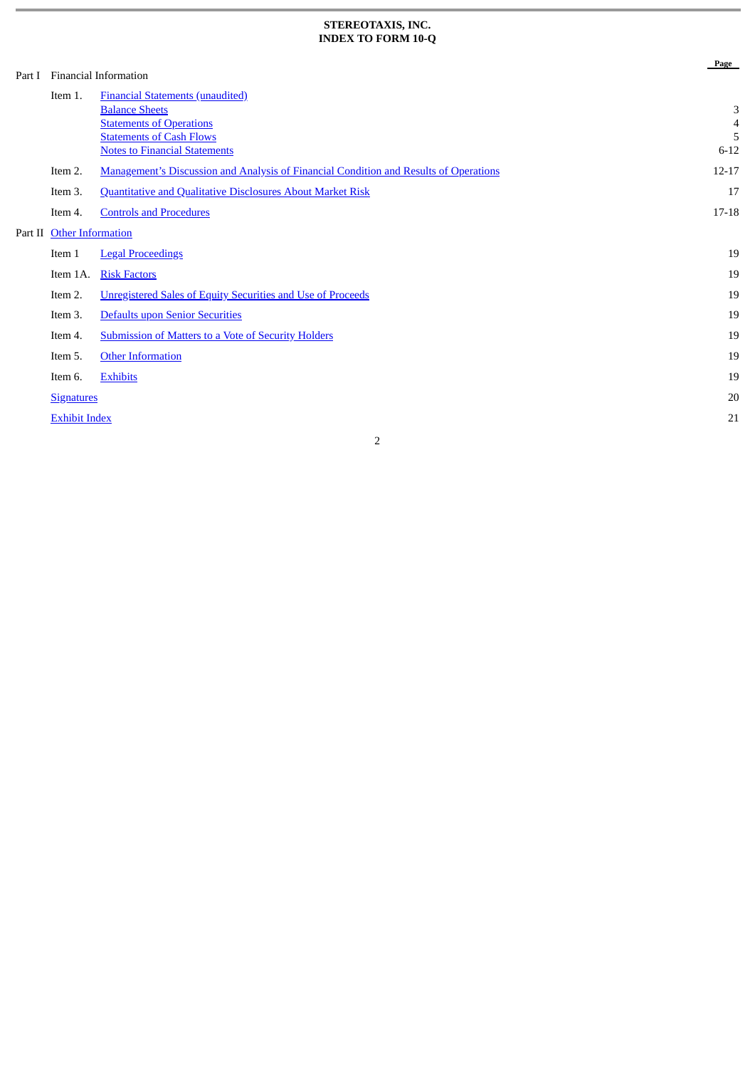**STEREOTAXIS, INC.**
**INDEX TO FORM 10-Q**

| | | | Page |
|---|---|---|---|
| Part I | Financial Information | | |
| | Item 1. | Financial Statements (unaudited) | |
| | | Balance Sheets | 3 |
| | | Statements of Operations | 4 |
| | | Statements of Cash Flows | 5 |
| | | Notes to Financial Statements | 6-12 |
| | Item 2. | Management's Discussion and Analysis of Financial Condition and Results of Operations | 12-17 |
| | Item 3. | Quantitative and Qualitative Disclosures About Market Risk | 17 |
| | Item 4. | Controls and Procedures | 17-18 |
| Part II | Other Information | | |
| | Item 1 | Legal Proceedings | 19 |
| | Item 1A. | Risk Factors | 19 |
| | Item 2. | Unregistered Sales of Equity Securities and Use of Proceeds | 19 |
| | Item 3. | Defaults upon Senior Securities | 19 |
| | Item 4. | Submission of Matters to a Vote of Security Holders | 19 |
| | Item 5. | Other Information | 19 |
| | Item 6. | Exhibits | 19 |
| | Signatures | | 20 |
| | Exhibit Index | | 21 |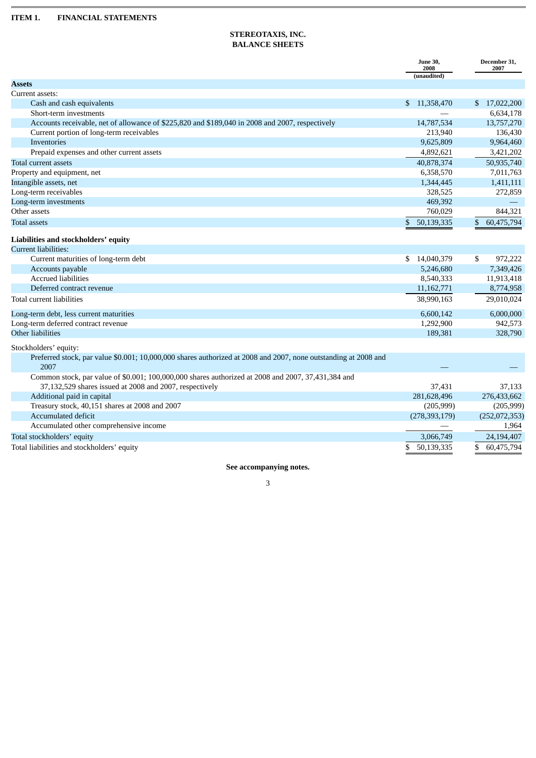**ITEM 1. FINANCIAL STATEMENTS**

**STEREOTAXIS, INC.**
**BALANCE SHEETS**

| | June 30, 2008 (unaudited) | December 31, 2007 |
|---|---|---|
| **Assets** | | |
| Current assets: | | |
| Cash and cash equivalents | $ 11,358,470 | $ 17,022,200 |
| Short-term investments | — | 6,634,178 |
| Accounts receivable, net of allowance of $225,820 and $189,040 in 2008 and 2007, respectively | 14,787,534 | 13,757,270 |
| Current portion of long-term receivables | 213,940 | 136,430 |
| Inventories | 9,625,809 | 9,964,460 |
| Prepaid expenses and other current assets | 4,892,621 | 3,421,202 |
| Total current assets | 40,878,374 | 50,935,740 |
| Property and equipment, net | 6,358,570 | 7,011,763 |
| Intangible assets, net | 1,344,445 | 1,411,111 |
| Long-term receivables | 328,525 | 272,859 |
| Long-term investments | 469,392 | — |
| Other assets | 760,029 | 844,321 |
| Total assets | $ 50,139,335 | $ 60,475,794 |
| **Liabilities and stockholders' equity** | | |
| Current liabilities: | | |
| Current maturities of long-term debt | $ 14,040,379 | $ 972,222 |
| Accounts payable | 5,246,680 | 7,349,426 |
| Accrued liabilities | 8,540,333 | 11,913,418 |
| Deferred contract revenue | 11,162,771 | 8,774,958 |
| Total current liabilities | 38,990,163 | 29,010,024 |
| Long-term debt, less current maturities | 6,600,142 | 6,000,000 |
| Long-term deferred contract revenue | 1,292,900 | 942,573 |
| Other liabilities | 189,381 | 328,790 |
| Stockholders' equity: | | |
| Preferred stock, par value $0.001; 10,000,000 shares authorized at 2008 and 2007, none outstanding at 2008 and 2007 | — | — |
| Common stock, par value of $0.001; 100,000,000 shares authorized at 2008 and 2007, 37,431,384 and 37,132,529 shares issued at 2008 and 2007, respectively | 37,431 | 37,133 |
| Additional paid in capital | 281,628,496 | 276,433,662 |
| Treasury stock, 40,151 shares at 2008 and 2007 | (205,999) | (205,999) |
| Accumulated deficit | (278,393,179) | (252,072,353) |
| Accumulated other comprehensive income | — | 1,964 |
| Total stockholders' equity | 3,066,749 | 24,194,407 |
| Total liabilities and stockholders' equity | $ 50,139,335 | $ 60,475,794 |

**See accompanying notes.**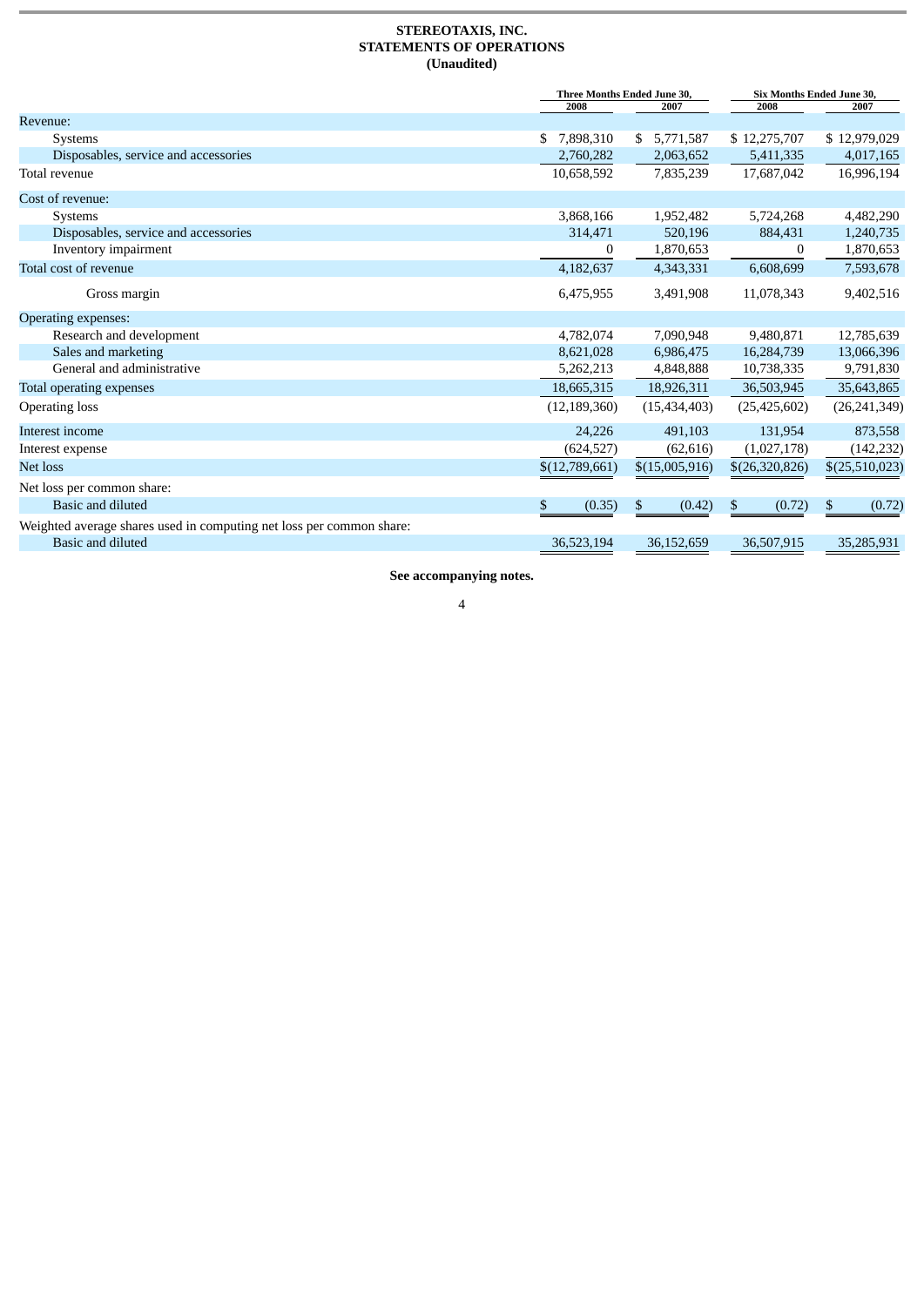**STEREOTAXIS, INC.**
**STATEMENTS OF OPERATIONS**
**(Unaudited)**

| | Three Months Ended June 30, | | Six Months Ended June 30, | |
|---|---|---|---|---|
| | 2008 | 2007 | 2008 | 2007 |
| Revenue: | | | | |
| Systems | $ 7,898,310 | $ 5,771,587 | $ 12,275,707 | $ 12,979,029 |
| Disposables, service and accessories | 2,760,282 | 2,063,652 | 5,411,335 | 4,017,165 |
| Total revenue | 10,658,592 | 7,835,239 | 17,687,042 | 16,996,194 |
| Cost of revenue: | | | | |
| Systems | 3,868,166 | 1,952,482 | 5,724,268 | 4,482,290 |
| Disposables, service and accessories | 314,471 | 520,196 | 884,431 | 1,240,735 |
| Inventory impairment | 0 | 1,870,653 | 0 | 1,870,653 |
| Total cost of revenue | 4,182,637 | 4,343,331 | 6,608,699 | 7,593,678 |
| Gross margin | 6,475,955 | 3,491,908 | 11,078,343 | 9,402,516 |
| Operating expenses: | | | | |
| Research and development | 4,782,074 | 7,090,948 | 9,480,871 | 12,785,639 |
| Sales and marketing | 8,621,028 | 6,986,475 | 16,284,739 | 13,066,396 |
| General and administrative | 5,262,213 | 4,848,888 | 10,738,335 | 9,791,830 |
| Total operating expenses | 18,665,315 | 18,926,311 | 36,503,945 | 35,643,865 |
| Operating loss | (12,189,360) | (15,434,403) | (25,425,602) | (26,241,349) |
| Interest income | 24,226 | 491,103 | 131,954 | 873,558 |
| Interest expense | (624,527) | (62,616) | (1,027,178) | (142,232) |
| Net loss | $(12,789,661) | $(15,005,916) | $(26,320,826) | $(25,510,023) |
| Net loss per common share: | | | | |
| Basic and diluted | $ (0.35) | $ (0.42) | $ (0.72) | $ (0.72) |
| Weighted average shares used in computing net loss per common share: | | | | |
| Basic and diluted | 36,523,194 | 36,152,659 | 36,507,915 | 35,285,931 |

**See accompanying notes.**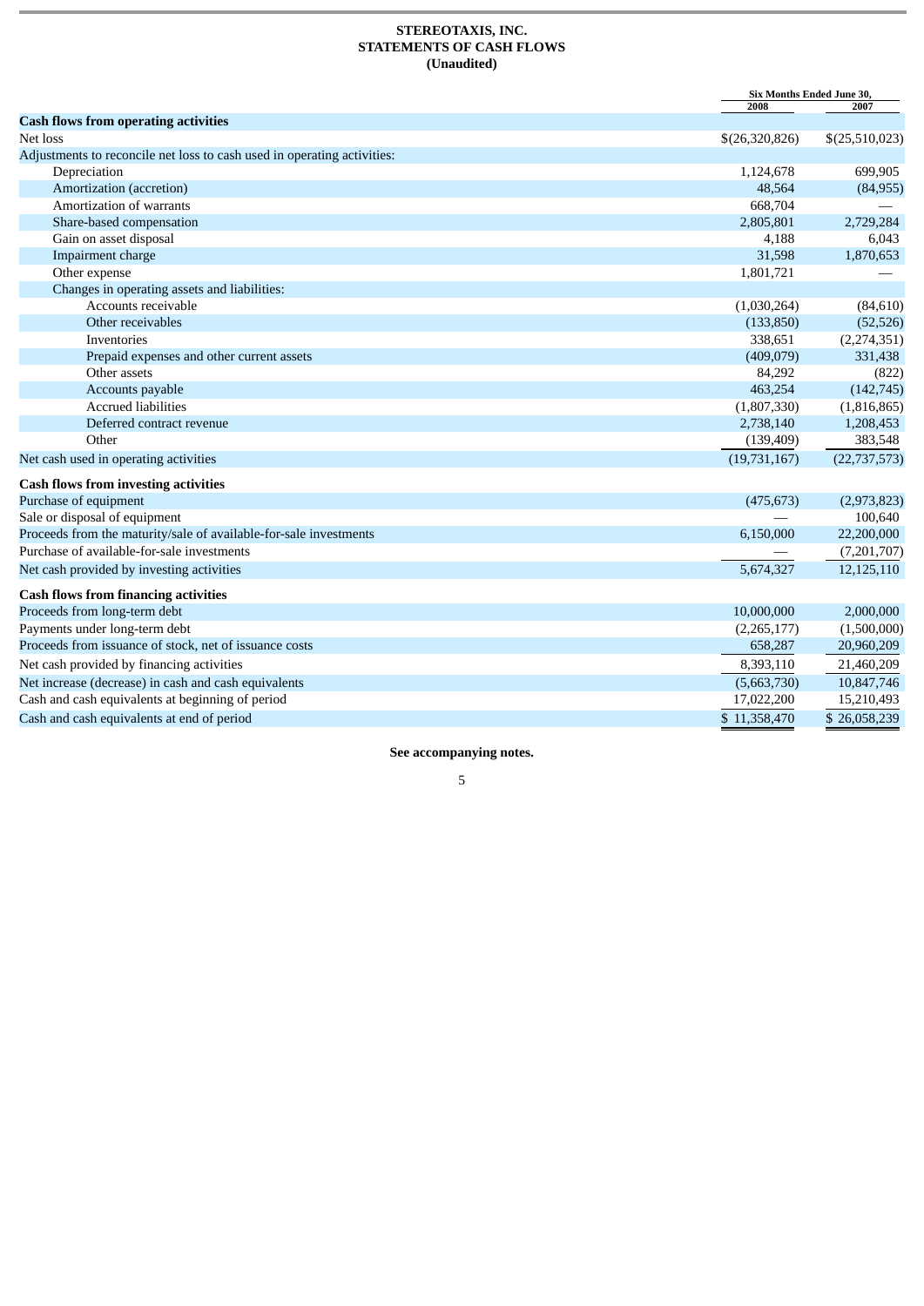**STEREOTAXIS, INC.**
**STATEMENTS OF CASH FLOWS**
**(Unaudited)**

| | Six Months Ended June 30, | |
|---|---|---|
| | 2008 | 2007 |
| **Cash flows from operating activities** | | |
| Net loss | $(26,320,826) | $(25,510,023) |
| Adjustments to reconcile net loss to cash used in operating activities: | | |
| Depreciation | 1,124,678 | 699,905 |
| Amortization (accretion) | 48,564 | (84,955) |
| Amortization of warrants | 668,704 | — |
| Share-based compensation | 2,805,801 | 2,729,284 |
| Gain on asset disposal | 4,188 | 6,043 |
| Impairment charge | 31,598 | 1,870,653 |
| Other expense | 1,801,721 | — |
| Changes in operating assets and liabilities: | | |
| Accounts receivable | (1,030,264) | (84,610) |
| Other receivables | (133,850) | (52,526) |
| Inventories | 338,651 | (2,274,351) |
| Prepaid expenses and other current assets | (409,079) | 331,438 |
| Other assets | 84,292 | (822) |
| Accounts payable | 463,254 | (142,745) |
| Accrued liabilities | (1,807,330) | (1,816,865) |
| Deferred contract revenue | 2,738,140 | 1,208,453 |
| Other | (139,409) | 383,548 |
| Net cash used in operating activities | (19,731,167) | (22,737,573) |
| **Cash flows from investing activities** | | |
| Purchase of equipment | (475,673) | (2,973,823) |
| Sale or disposal of equipment | — | 100,640 |
| Proceeds from the maturity/sale of available-for-sale investments | 6,150,000 | 22,200,000 |
| Purchase of available-for-sale investments | — | (7,201,707) |
| Net cash provided by investing activities | 5,674,327 | 12,125,110 |
| **Cash flows from financing activities** | | |
| Proceeds from long-term debt | 10,000,000 | 2,000,000 |
| Payments under long-term debt | (2,265,177) | (1,500,000) |
| Proceeds from issuance of stock, net of issuance costs | 658,287 | 20,960,209 |
| Net cash provided by financing activities | 8,393,110 | 21,460,209 |
| Net increase (decrease) in cash and cash equivalents | (5,663,730) | 10,847,746 |
| Cash and cash equivalents at beginning of period | 17,022,200 | 15,210,493 |
| Cash and cash equivalents at end of period | $ 11,358,470 | $ 26,058,239 |

**See accompanying notes.**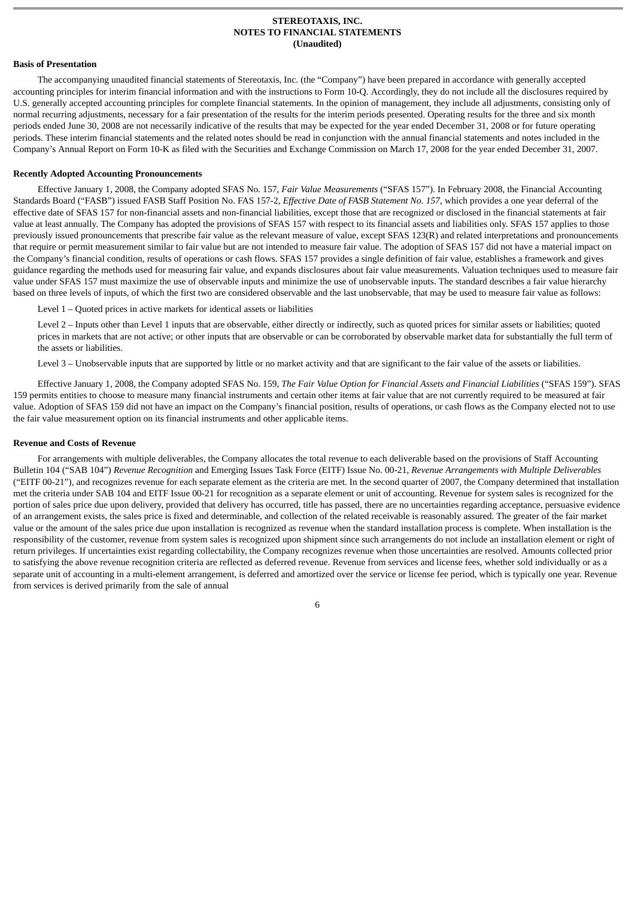**STEREOTAXIS, INC.**
**NOTES TO FINANCIAL STATEMENTS**
**(Unaudited)**

**Basis of Presentation**

The accompanying unaudited financial statements of Stereotaxis, Inc. (the "Company") have been prepared in accordance with generally accepted accounting principles for interim financial information and with the instructions to Form 10-Q. Accordingly, they do not include all the disclosures required by U.S. generally accepted accounting principles for complete financial statements. In the opinion of management, they include all adjustments, consisting only of normal recurring adjustments, necessary for a fair presentation of the results for the interim periods presented. Operating results for the three and six month periods ended June 30, 2008 are not necessarily indicative of the results that may be expected for the year ended December 31, 2008 or for future operating periods. These interim financial statements and the related notes should be read in conjunction with the annual financial statements and notes included in the Company's Annual Report on Form 10-K as filed with the Securities and Exchange Commission on March 17, 2008 for the year ended December 31, 2007.

**Recently Adopted Accounting Pronouncements**

Effective January 1, 2008, the Company adopted SFAS No. 157, *Fair Value Measurements* ("SFAS 157"). In February 2008, the Financial Accounting Standards Board ("FASB") issued FASB Staff Position No. FAS 157-2, *Effective Date of FASB Statement No. 157*, which provides a one year deferral of the effective date of SFAS 157 for non-financial assets and non-financial liabilities, except those that are recognized or disclosed in the financial statements at fair value at least annually. The Company has adopted the provisions of SFAS 157 with respect to its financial assets and liabilities only. SFAS 157 applies to those previously issued pronouncements that prescribe fair value as the relevant measure of value, except SFAS 123(R) and related interpretations and pronouncements that require or permit measurement similar to fair value but are not intended to measure fair value. The adoption of SFAS 157 did not have a material impact on the Company's financial condition, results of operations or cash flows. SFAS 157 provides a single definition of fair value, establishes a framework and gives guidance regarding the methods used for measuring fair value, and expands disclosures about fair value measurements. Valuation techniques used to measure fair value under SFAS 157 must maximize the use of observable inputs and minimize the use of unobservable inputs. The standard describes a fair value hierarchy based on three levels of inputs, of which the first two are considered observable and the last unobservable, that may be used to measure fair value as follows:

Level 1 – Quoted prices in active markets for identical assets or liabilities

Level 2 – Inputs other than Level 1 inputs that are observable, either directly or indirectly, such as quoted prices for similar assets or liabilities; quoted prices in markets that are not active; or other inputs that are observable or can be corroborated by observable market data for substantially the full term of the assets or liabilities.

Level 3 – Unobservable inputs that are supported by little or no market activity and that are significant to the fair value of the assets or liabilities.

Effective January 1, 2008, the Company adopted SFAS No. 159, *The Fair Value Option for Financial Assets and Financial Liabilities* ("SFAS 159"). SFAS 159 permits entities to choose to measure many financial instruments and certain other items at fair value that are not currently required to be measured at fair value. Adoption of SFAS 159 did not have an impact on the Company's financial position, results of operations, or cash flows as the Company elected not to use the fair value measurement option on its financial instruments and other applicable items.

**Revenue and Costs of Revenue**

For arrangements with multiple deliverables, the Company allocates the total revenue to each deliverable based on the provisions of Staff Accounting Bulletin 104 ("SAB 104") *Revenue Recognition* and Emerging Issues Task Force (EITF) Issue No. 00-21, *Revenue Arrangements with Multiple Deliverables* ("EITF 00-21"), and recognizes revenue for each separate element as the criteria are met. In the second quarter of 2007, the Company determined that installation met the criteria under SAB 104 and EITF Issue 00-21 for recognition as a separate element or unit of accounting. Revenue for system sales is recognized for the portion of sales price due upon delivery, provided that delivery has occurred, title has passed, there are no uncertainties regarding acceptance, persuasive evidence of an arrangement exists, the sales price is fixed and determinable, and collection of the related receivable is reasonably assured. The greater of the fair market value or the amount of the sales price due upon installation is recognized as revenue when the standard installation process is complete. When installation is the responsibility of the customer, revenue from system sales is recognized upon shipment since such arrangements do not include an installation element or right of return privileges. If uncertainties exist regarding collectability, the Company recognizes revenue when those uncertainties are resolved. Amounts collected prior to satisfying the above revenue recognition criteria are reflected as deferred revenue. Revenue from services and license fees, whether sold individually or as a separate unit of accounting in a multi-element arrangement, is deferred and amortized over the service or license fee period, which is typically one year. Revenue from services is derived primarily from the sale of annual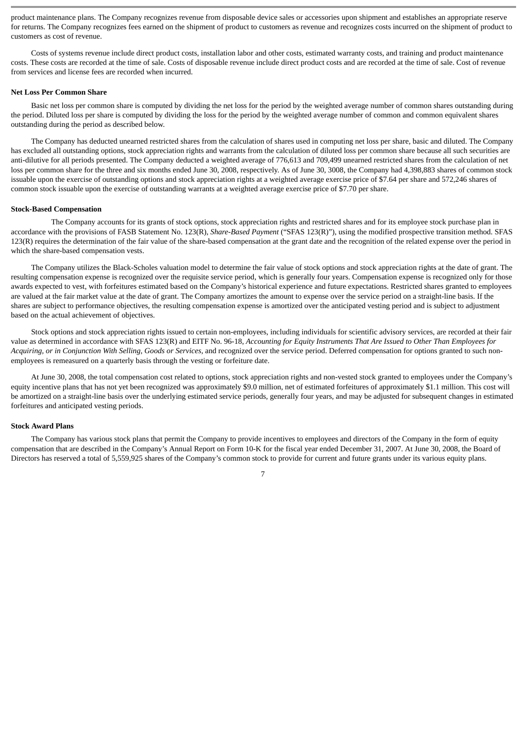product maintenance plans. The Company recognizes revenue from disposable device sales or accessories upon shipment and establishes an appropriate reserve for returns. The Company recognizes fees earned on the shipment of product to customers as revenue and recognizes costs incurred on the shipment of product to customers as cost of revenue.

Costs of systems revenue include direct product costs, installation labor and other costs, estimated warranty costs, and training and product maintenance costs. These costs are recorded at the time of sale. Costs of disposable revenue include direct product costs and are recorded at the time of sale. Cost of revenue from services and license fees are recorded when incurred.

**Net Loss Per Common Share**

Basic net loss per common share is computed by dividing the net loss for the period by the weighted average number of common shares outstanding during the period. Diluted loss per share is computed by dividing the loss for the period by the weighted average number of common and common equivalent shares outstanding during the period as described below.

The Company has deducted unearned restricted shares from the calculation of shares used in computing net loss per share, basic and diluted. The Company has excluded all outstanding options, stock appreciation rights and warrants from the calculation of diluted loss per common share because all such securities are anti-dilutive for all periods presented. The Company deducted a weighted average of 776,613 and 709,499 unearned restricted shares from the calculation of net loss per common share for the three and six months ended June 30, 2008, respectively. As of June 30, 3008, the Company had 4,398,883 shares of common stock issuable upon the exercise of outstanding options and stock appreciation rights at a weighted average exercise price of $7.64 per share and 572,246 shares of common stock issuable upon the exercise of outstanding warrants at a weighted average exercise price of $7.70 per share.

**Stock-Based Compensation**

The Company accounts for its grants of stock options, stock appreciation rights and restricted shares and for its employee stock purchase plan in accordance with the provisions of FASB Statement No. 123(R), *Share-Based Payment* ("SFAS 123(R)"), using the modified prospective transition method. SFAS 123(R) requires the determination of the fair value of the share-based compensation at the grant date and the recognition of the related expense over the period in which the share-based compensation vests.

The Company utilizes the Black-Scholes valuation model to determine the fair value of stock options and stock appreciation rights at the date of grant. The resulting compensation expense is recognized over the requisite service period, which is generally four years. Compensation expense is recognized only for those awards expected to vest, with forfeitures estimated based on the Company's historical experience and future expectations. Restricted shares granted to employees are valued at the fair market value at the date of grant. The Company amortizes the amount to expense over the service period on a straight-line basis. If the shares are subject to performance objectives, the resulting compensation expense is amortized over the anticipated vesting period and is subject to adjustment based on the actual achievement of objectives.

Stock options and stock appreciation rights issued to certain non-employees, including individuals for scientific advisory services, are recorded at their fair value as determined in accordance with SFAS 123(R) and EITF No. 96-18, *Accounting for Equity Instruments That Are Issued to Other Than Employees for Acquiring, or in Conjunction With Selling, Goods or Services*, and recognized over the service period. Deferred compensation for options granted to such non-employees is remeasured on a quarterly basis through the vesting or forfeiture date.

At June 30, 2008, the total compensation cost related to options, stock appreciation rights and non-vested stock granted to employees under the Company's equity incentive plans that has not yet been recognized was approximately $9.0 million, net of estimated forfeitures of approximately $1.1 million. This cost will be amortized on a straight-line basis over the underlying estimated service periods, generally four years, and may be adjusted for subsequent changes in estimated forfeitures and anticipated vesting periods.

**Stock Award Plans**

The Company has various stock plans that permit the Company to provide incentives to employees and directors of the Company in the form of equity compensation that are described in the Company's Annual Report on Form 10-K for the fiscal year ended December 31, 2007. At June 30, 2008, the Board of Directors has reserved a total of 5,559,925 shares of the Company's common stock to provide for current and future grants under its various equity plans.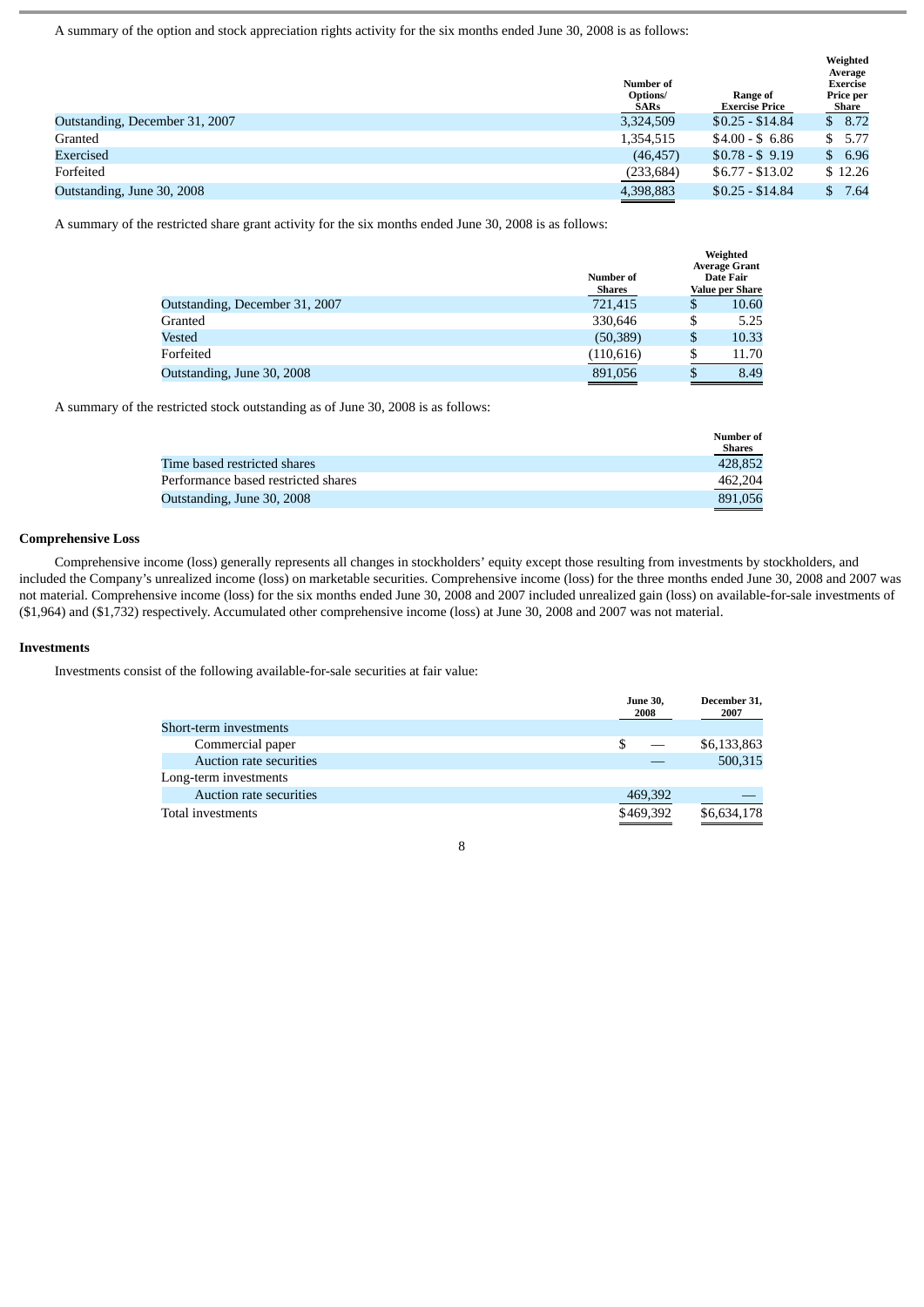A summary of the option and stock appreciation rights activity for the six months ended June 30, 2008 is as follows:

| | Number of Options/ SARs | Range of Exercise Price | Weighted Average Exercise Price per Share |
|---|---|---|---|
| Outstanding, December 31, 2007 | 3,324,509 | $0.25 - $14.84 | $ 8.72 |
| Granted | 1,354,515 | $4.00 - $ 6.86 | $ 5.77 |
| Exercised | (46,457) | $0.78 - $ 9.19 | $ 6.96 |
| Forfeited | (233,684) | $6.77 - $13.02 | $ 12.26 |
| Outstanding, June 30, 2008 | 4,398,883 | $0.25 - $14.84 | $ 7.64 |

A summary of the restricted share grant activity for the six months ended June 30, 2008 is as follows:

| | Number of Shares | Weighted Average Grant Date Fair Value per Share |
|---|---|---|
| Outstanding, December 31, 2007 | 721,415 | $ 10.60 |
| Granted | 330,646 | $ 5.25 |
| Vested | (50,389) | $ 10.33 |
| Forfeited | (110,616) | $ 11.70 |
| Outstanding, June 30, 2008 | 891,056 | $ 8.49 |

A summary of the restricted stock outstanding as of June 30, 2008 is as follows:

| | Number of Shares |
|---|---|
| Time based restricted shares | 428,852 |
| Performance based restricted shares | 462,204 |
| Outstanding, June 30, 2008 | 891,056 |

**Comprehensive Loss**

Comprehensive income (loss) generally represents all changes in stockholders' equity except those resulting from investments by stockholders, and included the Company's unrealized income (loss) on marketable securities. Comprehensive income (loss) for the three months ended June 30, 2008 and 2007 was not material. Comprehensive income (loss) for the six months ended June 30, 2008 and 2007 included unrealized gain (loss) on available-for-sale investments of ($1,964) and ($1,732) respectively. Accumulated other comprehensive income (loss) at June 30, 2008 and 2007 was not material.

**Investments**

Investments consist of the following available-for-sale securities at fair value:

| | June 30, 2008 | December 31, 2007 |
|---|---|---|
| Short-term investments | | |
| Commercial paper | $ — | $6,133,863 |
| Auction rate securities | — | 500,315 |
| Long-term investments | | |
| Auction rate securities | 469,392 | — |
| Total investments | $469,392 | $6,634,178 |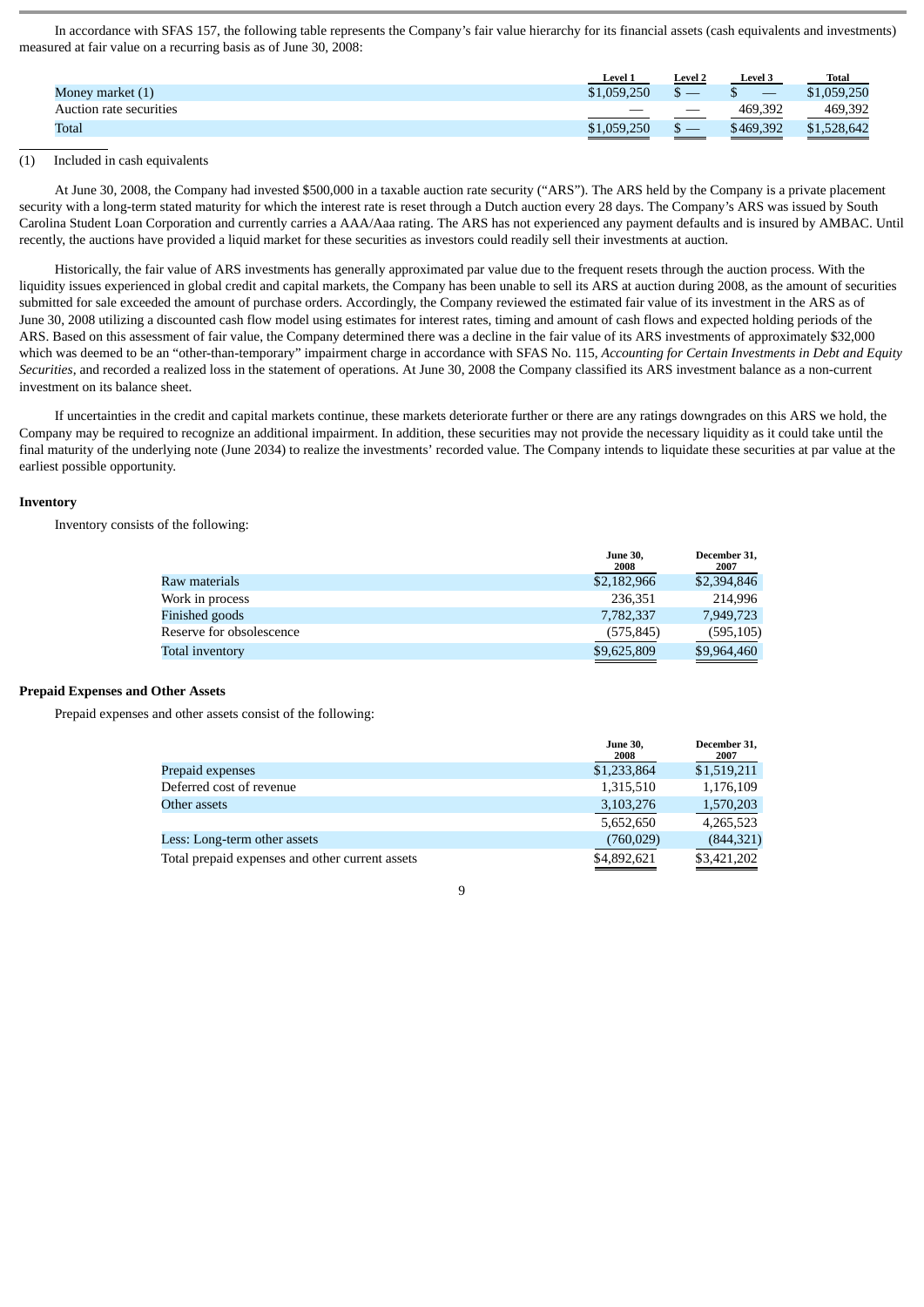In accordance with SFAS 157, the following table represents the Company's fair value hierarchy for its financial assets (cash equivalents and investments) measured at fair value on a recurring basis as of June 30, 2008:

| | Level 1 | Level 2 | Level 3 | Total |
|---|---|---|---|---|
| Money market (1) | $1,059,250 | $ — | $ — | $1,059,250 |
| Auction rate securities | — | — | 469,392 | 469,392 |
| Total | $1,059,250 | $ — | $469,392 | $1,528,642 |

(1) Included in cash equivalents

At June 30, 2008, the Company had invested $500,000 in a taxable auction rate security ("ARS"). The ARS held by the Company is a private placement security with a long-term stated maturity for which the interest rate is reset through a Dutch auction every 28 days. The Company's ARS was issued by South Carolina Student Loan Corporation and currently carries a AAA/Aaa rating. The ARS has not experienced any payment defaults and is insured by AMBAC. Until recently, the auctions have provided a liquid market for these securities as investors could readily sell their investments at auction.

Historically, the fair value of ARS investments has generally approximated par value due to the frequent resets through the auction process. With the liquidity issues experienced in global credit and capital markets, the Company has been unable to sell its ARS at auction during 2008, as the amount of securities submitted for sale exceeded the amount of purchase orders. Accordingly, the Company reviewed the estimated fair value of its investment in the ARS as of June 30, 2008 utilizing a discounted cash flow model using estimates for interest rates, timing and amount of cash flows and expected holding periods of the ARS. Based on this assessment of fair value, the Company determined there was a decline in the fair value of its ARS investments of approximately $32,000 which was deemed to be an "other-than-temporary" impairment charge in accordance with SFAS No. 115, *Accounting for Certain Investments in Debt and Equity Securities*, and recorded a realized loss in the statement of operations. At June 30, 2008 the Company classified its ARS investment balance as a non-current investment on its balance sheet.

If uncertainties in the credit and capital markets continue, these markets deteriorate further or there are any ratings downgrades on this ARS we hold, the Company may be required to recognize an additional impairment. In addition, these securities may not provide the necessary liquidity as it could take until the final maturity of the underlying note (June 2034) to realize the investments' recorded value. The Company intends to liquidate these securities at par value at the earliest possible opportunity.

**Inventory**

Inventory consists of the following:

| | June 30, 2008 | December 31, 2007 |
|---|---|---|
| Raw materials | $2,182,966 | $2,394,846 |
| Work in process | 236,351 | 214,996 |
| Finished goods | 7,782,337 | 7,949,723 |
| Reserve for obsolescence | (575,845) | (595,105) |
| Total inventory | $9,625,809 | $9,964,460 |

**Prepaid Expenses and Other Assets**

Prepaid expenses and other assets consist of the following:

| | June 30, 2008 | December 31, 2007 |
|---|---|---|
| Prepaid expenses | $1,233,864 | $1,519,211 |
| Deferred cost of revenue | 1,315,510 | 1,176,109 |
| Other assets | 3,103,276 | 1,570,203 |
| | 5,652,650 | 4,265,523 |
| Less: Long-term other assets | (760,029) | (844,321) |
| Total prepaid expenses and other current assets | $4,892,621 | $3,421,202 |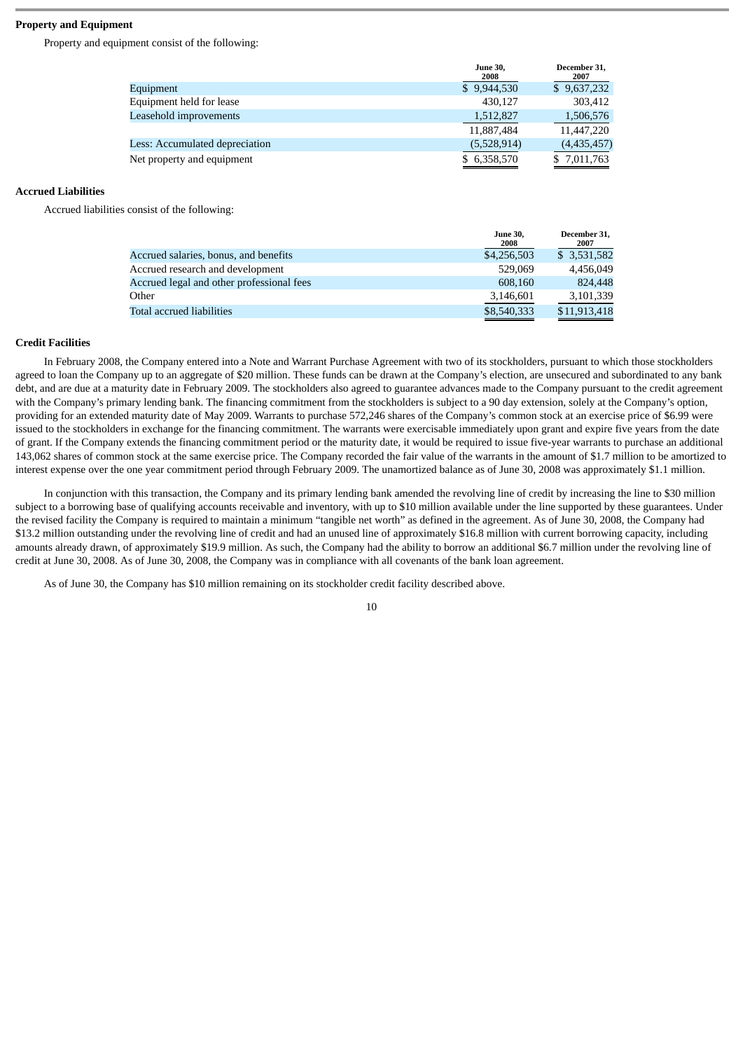**Property and Equipment**

Property and equipment consist of the following:

| | June 30, 2008 | December 31, 2007 |
|---|---|---|
| Equipment | $ 9,944,530 | $ 9,637,232 |
| Equipment held for lease | 430,127 | 303,412 |
| Leasehold improvements | 1,512,827 | 1,506,576 |
| | 11,887,484 | 11,447,220 |
| Less: Accumulated depreciation | (5,528,914) | (4,435,457) |
| Net property and equipment | $ 6,358,570 | $ 7,011,763 |

**Accrued Liabilities**

Accrued liabilities consist of the following:

| | June 30, 2008 | December 31, 2007 |
|---|---|---|
| Accrued salaries, bonus, and benefits | $4,256,503 | $ 3,531,582 |
| Accrued research and development | 529,069 | 4,456,049 |
| Accrued legal and other professional fees | 608,160 | 824,448 |
| Other | 3,146,601 | 3,101,339 |
| Total accrued liabilities | $8,540,333 | $11,913,418 |

**Credit Facilities**

In February 2008, the Company entered into a Note and Warrant Purchase Agreement with two of its stockholders, pursuant to which those stockholders agreed to loan the Company up to an aggregate of $20 million. These funds can be drawn at the Company's election, are unsecured and subordinated to any bank debt, and are due at a maturity date in February 2009. The stockholders also agreed to guarantee advances made to the Company pursuant to the credit agreement with the Company's primary lending bank. The financing commitment from the stockholders is subject to a 90 day extension, solely at the Company's option, providing for an extended maturity date of May 2009. Warrants to purchase 572,246 shares of the Company's common stock at an exercise price of $6.99 were issued to the stockholders in exchange for the financing commitment. The warrants were exercisable immediately upon grant and expire five years from the date of grant. If the Company extends the financing commitment period or the maturity date, it would be required to issue five-year warrants to purchase an additional 143,062 shares of common stock at the same exercise price. The Company recorded the fair value of the warrants in the amount of $1.7 million to be amortized to interest expense over the one year commitment period through February 2009. The unamortized balance as of June 30, 2008 was approximately $1.1 million.

In conjunction with this transaction, the Company and its primary lending bank amended the revolving line of credit by increasing the line to $30 million subject to a borrowing base of qualifying accounts receivable and inventory, with up to $10 million available under the line supported by these guarantees. Under the revised facility the Company is required to maintain a minimum "tangible net worth" as defined in the agreement. As of June 30, 2008, the Company had $13.2 million outstanding under the revolving line of credit and had an unused line of approximately $16.8 million with current borrowing capacity, including amounts already drawn, of approximately $19.9 million. As such, the Company had the ability to borrow an additional $6.7 million under the revolving line of credit at June 30, 2008. As of June 30, 2008, the Company was in compliance with all covenants of the bank loan agreement.

As of June 30, the Company has $10 million remaining on its stockholder credit facility described above.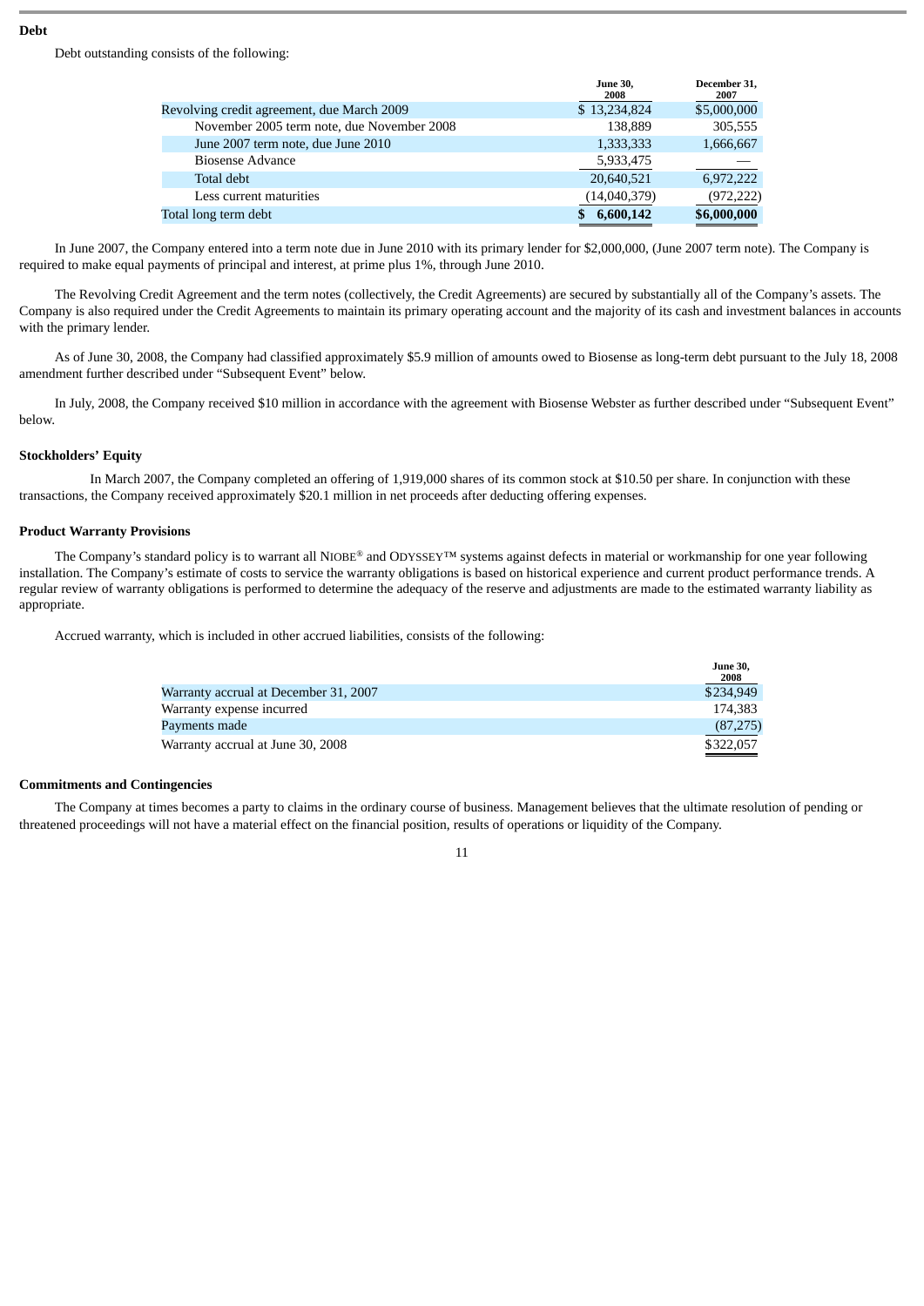**Debt**

Debt outstanding consists of the following:

| | June 30, 2008 | December 31, 2007 |
|---|---|---|
| Revolving credit agreement, due March 2009 | $ 13,234,824 | $5,000,000 |
| November 2005 term note, due November 2008 | 138,889 | 305,555 |
| June 2007 term note, due June 2010 | 1,333,333 | 1,666,667 |
| Biosense Advance | 5,933,475 | — |
| Total debt | 20,640,521 | 6,972,222 |
| Less current maturities | (14,040,379) | (972,222) |
| Total long term debt | **$ 6,600,142** | **$6,000,000** |

In June 2007, the Company entered into a term note due in June 2010 with its primary lender for $2,000,000, (June 2007 term note). The Company is required to make equal payments of principal and interest, at prime plus 1%, through June 2010.

The Revolving Credit Agreement and the term notes (collectively, the Credit Agreements) are secured by substantially all of the Company's assets. The Company is also required under the Credit Agreements to maintain its primary operating account and the majority of its cash and investment balances in accounts with the primary lender.

As of June 30, 2008, the Company had classified approximately $5.9 million of amounts owed to Biosense as long-term debt pursuant to the July 18, 2008 amendment further described under "Subsequent Event" below.

In July, 2008, the Company received $10 million in accordance with the agreement with Biosense Webster as further described under "Subsequent Event" below.

**Stockholders' Equity**

In March 2007, the Company completed an offering of 1,919,000 shares of its common stock at $10.50 per share. In conjunction with these transactions, the Company received approximately $20.1 million in net proceeds after deducting offering expenses.

**Product Warranty Provisions**

The Company's standard policy is to warrant all NIOBE® and ODYSSEY™ systems against defects in material or workmanship for one year following installation. The Company's estimate of costs to service the warranty obligations is based on historical experience and current product performance trends. A regular review of warranty obligations is performed to determine the adequacy of the reserve and adjustments are made to the estimated warranty liability as appropriate.

Accrued warranty, which is included in other accrued liabilities, consists of the following:

| | June 30, 2008 |
|---|---|
| Warranty accrual at December 31, 2007 | $234,949 |
| Warranty expense incurred | 174,383 |
| Payments made | (87,275) |
| Warranty accrual at June 30, 2008 | $322,057 |

**Commitments and Contingencies**

The Company at times becomes a party to claims in the ordinary course of business. Management believes that the ultimate resolution of pending or threatened proceedings will not have a material effect on the financial position, results of operations or liquidity of the Company.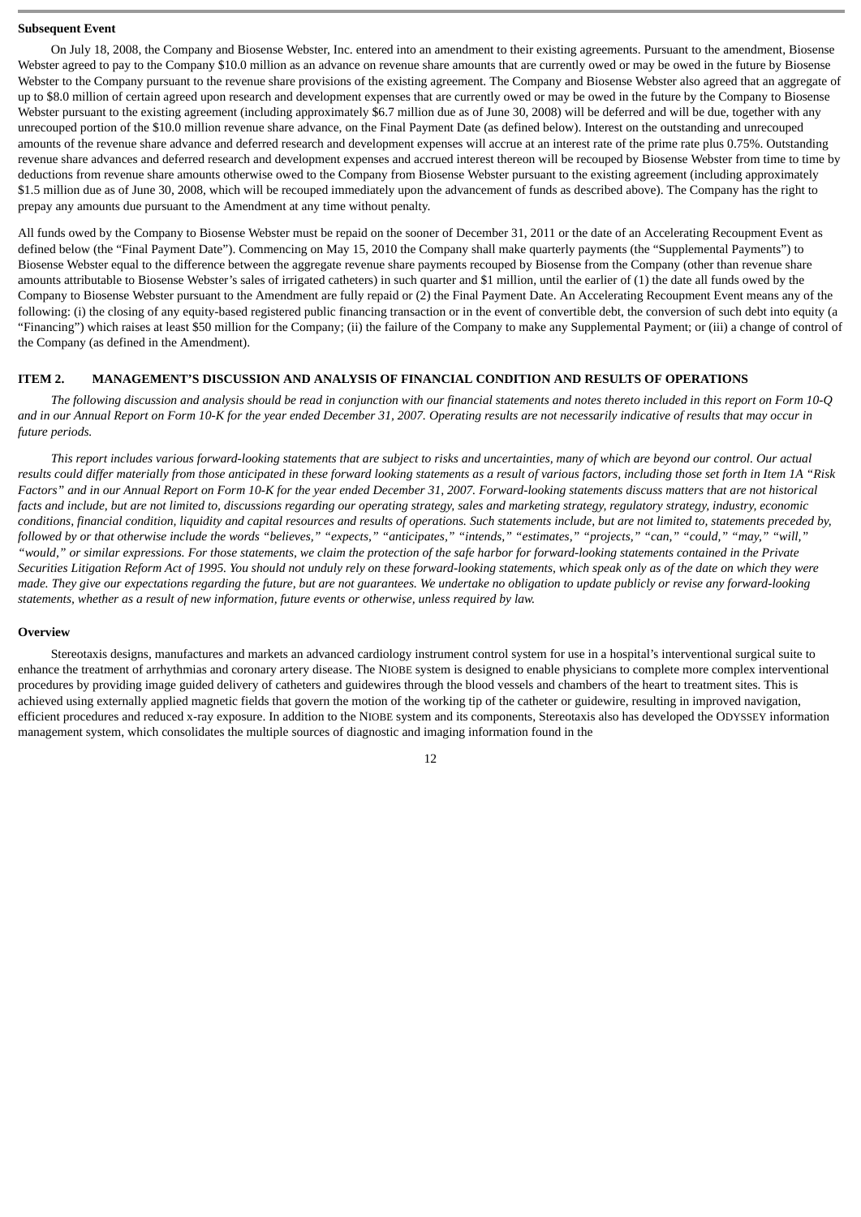**Subsequent Event**

On July 18, 2008, the Company and Biosense Webster, Inc. entered into an amendment to their existing agreements. Pursuant to the amendment, Biosense Webster agreed to pay to the Company $10.0 million as an advance on revenue share amounts that are currently owed or may be owed in the future by Biosense Webster to the Company pursuant to the revenue share provisions of the existing agreement. The Company and Biosense Webster also agreed that an aggregate of up to $8.0 million of certain agreed upon research and development expenses that are currently owed or may be owed in the future by the Company to Biosense Webster pursuant to the existing agreement (including approximately $6.7 million due as of June 30, 2008) will be deferred and will be due, together with any unrecouped portion of the $10.0 million revenue share advance, on the Final Payment Date (as defined below). Interest on the outstanding and unrecouped amounts of the revenue share advance and deferred research and development expenses will accrue at an interest rate of the prime rate plus 0.75%. Outstanding revenue share advances and deferred research and development expenses and accrued interest thereon will be recouped by Biosense Webster from time to time by deductions from revenue share amounts otherwise owed to the Company from Biosense Webster pursuant to the existing agreement (including approximately $1.5 million due as of June 30, 2008, which will be recouped immediately upon the advancement of funds as described above). The Company has the right to prepay any amounts due pursuant to the Amendment at any time without penalty.

All funds owed by the Company to Biosense Webster must be repaid on the sooner of December 31, 2011 or the date of an Accelerating Recoupment Event as defined below (the "Final Payment Date"). Commencing on May 15, 2010 the Company shall make quarterly payments (the "Supplemental Payments") to Biosense Webster equal to the difference between the aggregate revenue share payments recouped by Biosense from the Company (other than revenue share amounts attributable to Biosense Webster's sales of irrigated catheters) in such quarter and $1 million, until the earlier of (1) the date all funds owed by the Company to Biosense Webster pursuant to the Amendment are fully repaid or (2) the Final Payment Date. An Accelerating Recoupment Event means any of the following: (i) the closing of any equity-based registered public financing transaction or in the event of convertible debt, the conversion of such debt into equity (a "Financing") which raises at least $50 million for the Company; (ii) the failure of the Company to make any Supplemental Payment; or (iii) a change of control of the Company (as defined in the Amendment).

## ITEM 2. MANAGEMENT'S DISCUSSION AND ANALYSIS OF FINANCIAL CONDITION AND RESULTS OF OPERATIONS

*The following discussion and analysis should be read in conjunction with our financial statements and notes thereto included in this report on Form 10-Q and in our Annual Report on Form 10-K for the year ended December 31, 2007. Operating results are not necessarily indicative of results that may occur in future periods.*

*This report includes various forward-looking statements that are subject to risks and uncertainties, many of which are beyond our control. Our actual results could differ materially from those anticipated in these forward looking statements as a result of various factors, including those set forth in Item 1A "Risk Factors" and in our Annual Report on Form 10-K for the year ended December 31, 2007. Forward-looking statements discuss matters that are not historical facts and include, but are not limited to, discussions regarding our operating strategy, sales and marketing strategy, regulatory strategy, industry, economic conditions, financial condition, liquidity and capital resources and results of operations. Such statements include, but are not limited to, statements preceded by, followed by or that otherwise include the words "believes," "expects," "anticipates," "intends," "estimates," "projects," "can," "could," "may," "will," "would," or similar expressions. For those statements, we claim the protection of the safe harbor for forward-looking statements contained in the Private Securities Litigation Reform Act of 1995. You should not unduly rely on these forward-looking statements, which speak only as of the date on which they were made. They give our expectations regarding the future, but are not guarantees. We undertake no obligation to update publicly or revise any forward-looking statements, whether as a result of new information, future events or otherwise, unless required by law.*

**Overview**

Stereotaxis designs, manufactures and markets an advanced cardiology instrument control system for use in a hospital's interventional surgical suite to enhance the treatment of arrhythmias and coronary artery disease. The NIOBE system is designed to enable physicians to complete more complex interventional procedures by providing image guided delivery of catheters and guidewires through the blood vessels and chambers of the heart to treatment sites. This is achieved using externally applied magnetic fields that govern the motion of the working tip of the catheter or guidewire, resulting in improved navigation, efficient procedures and reduced x-ray exposure. In addition to the NIOBE system and its components, Stereotaxis also has developed the ODYSSEY information management system, which consolidates the multiple sources of diagnostic and imaging information found in the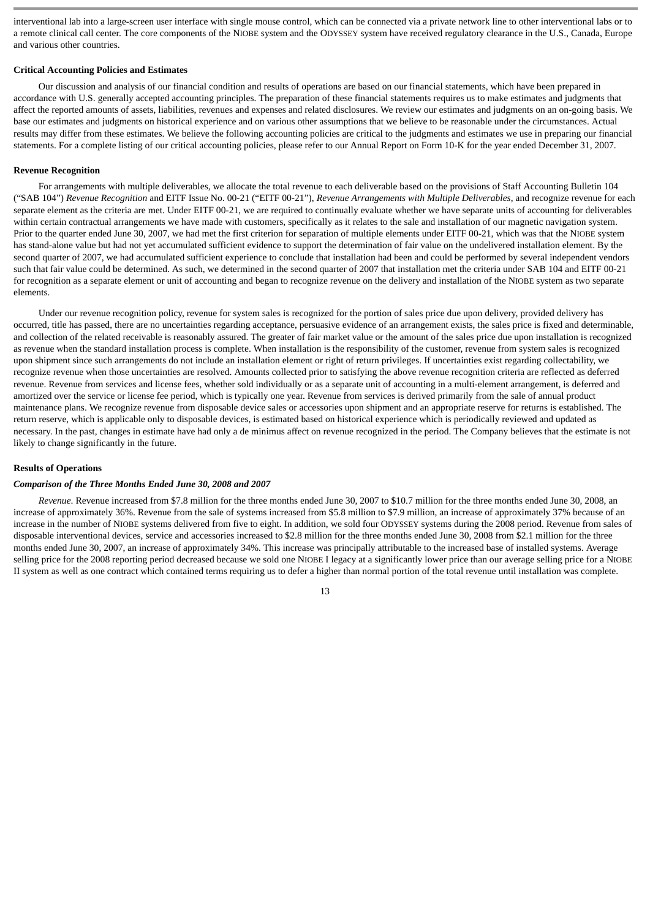interventional lab into a large-screen user interface with single mouse control, which can be connected via a private network line to other interventional labs or to a remote clinical call center. The core components of the NIOBE system and the ODYSSEY system have received regulatory clearance in the U.S., Canada, Europe and various other countries.

**Critical Accounting Policies and Estimates**

Our discussion and analysis of our financial condition and results of operations are based on our financial statements, which have been prepared in accordance with U.S. generally accepted accounting principles. The preparation of these financial statements requires us to make estimates and judgments that affect the reported amounts of assets, liabilities, revenues and expenses and related disclosures. We review our estimates and judgments on an on-going basis. We base our estimates and judgments on historical experience and on various other assumptions that we believe to be reasonable under the circumstances. Actual results may differ from these estimates. We believe the following accounting policies are critical to the judgments and estimates we use in preparing our financial statements. For a complete listing of our critical accounting policies, please refer to our Annual Report on Form 10-K for the year ended December 31, 2007.

**Revenue Recognition**

For arrangements with multiple deliverables, we allocate the total revenue to each deliverable based on the provisions of Staff Accounting Bulletin 104 ("SAB 104") *Revenue Recognition* and EITF Issue No. 00-21 ("EITF 00-21"), *Revenue Arrangements with Multiple Deliverables*, and recognize revenue for each separate element as the criteria are met. Under EITF 00-21, we are required to continually evaluate whether we have separate units of accounting for deliverables within certain contractual arrangements we have made with customers, specifically as it relates to the sale and installation of our magnetic navigation system. Prior to the quarter ended June 30, 2007, we had met the first criterion for separation of multiple elements under EITF 00-21, which was that the NIOBE system has stand-alone value but had not yet accumulated sufficient evidence to support the determination of fair value on the undelivered installation element. By the second quarter of 2007, we had accumulated sufficient experience to conclude that installation had been and could be performed by several independent vendors such that fair value could be determined. As such, we determined in the second quarter of 2007 that installation met the criteria under SAB 104 and EITF 00-21 for recognition as a separate element or unit of accounting and began to recognize revenue on the delivery and installation of the NIOBE system as two separate elements.

Under our revenue recognition policy, revenue for system sales is recognized for the portion of sales price due upon delivery, provided delivery has occurred, title has passed, there are no uncertainties regarding acceptance, persuasive evidence of an arrangement exists, the sales price is fixed and determinable, and collection of the related receivable is reasonably assured. The greater of fair market value or the amount of the sales price due upon installation is recognized as revenue when the standard installation process is complete. When installation is the responsibility of the customer, revenue from system sales is recognized upon shipment since such arrangements do not include an installation element or right of return privileges. If uncertainties exist regarding collectability, we recognize revenue when those uncertainties are resolved. Amounts collected prior to satisfying the above revenue recognition criteria are reflected as deferred revenue. Revenue from services and license fees, whether sold individually or as a separate unit of accounting in a multi-element arrangement, is deferred and amortized over the service or license fee period, which is typically one year. Revenue from services is derived primarily from the sale of annual product maintenance plans. We recognize revenue from disposable device sales or accessories upon shipment and an appropriate reserve for returns is established. The return reserve, which is applicable only to disposable devices, is estimated based on historical experience which is periodically reviewed and updated as necessary. In the past, changes in estimate have had only a de minimus affect on revenue recognized in the period. The Company believes that the estimate is not likely to change significantly in the future.

**Results of Operations**

***Comparison of the Three Months Ended June 30, 2008 and 2007***

*Revenue*. Revenue increased from $7.8 million for the three months ended June 30, 2007 to $10.7 million for the three months ended June 30, 2008, an increase of approximately 36%. Revenue from the sale of systems increased from $5.8 million to $7.9 million, an increase of approximately 37% because of an increase in the number of NIOBE systems delivered from five to eight. In addition, we sold four ODYSSEY systems during the 2008 period. Revenue from sales of disposable interventional devices, service and accessories increased to $2.8 million for the three months ended June 30, 2008 from $2.1 million for the three months ended June 30, 2007, an increase of approximately 34%. This increase was principally attributable to the increased base of installed systems. Average selling price for the 2008 reporting period decreased because we sold one NIOBE I legacy at a significantly lower price than our average selling price for a NIOBE II system as well as one contract which contained terms requiring us to defer a higher than normal portion of the total revenue until installation was complete.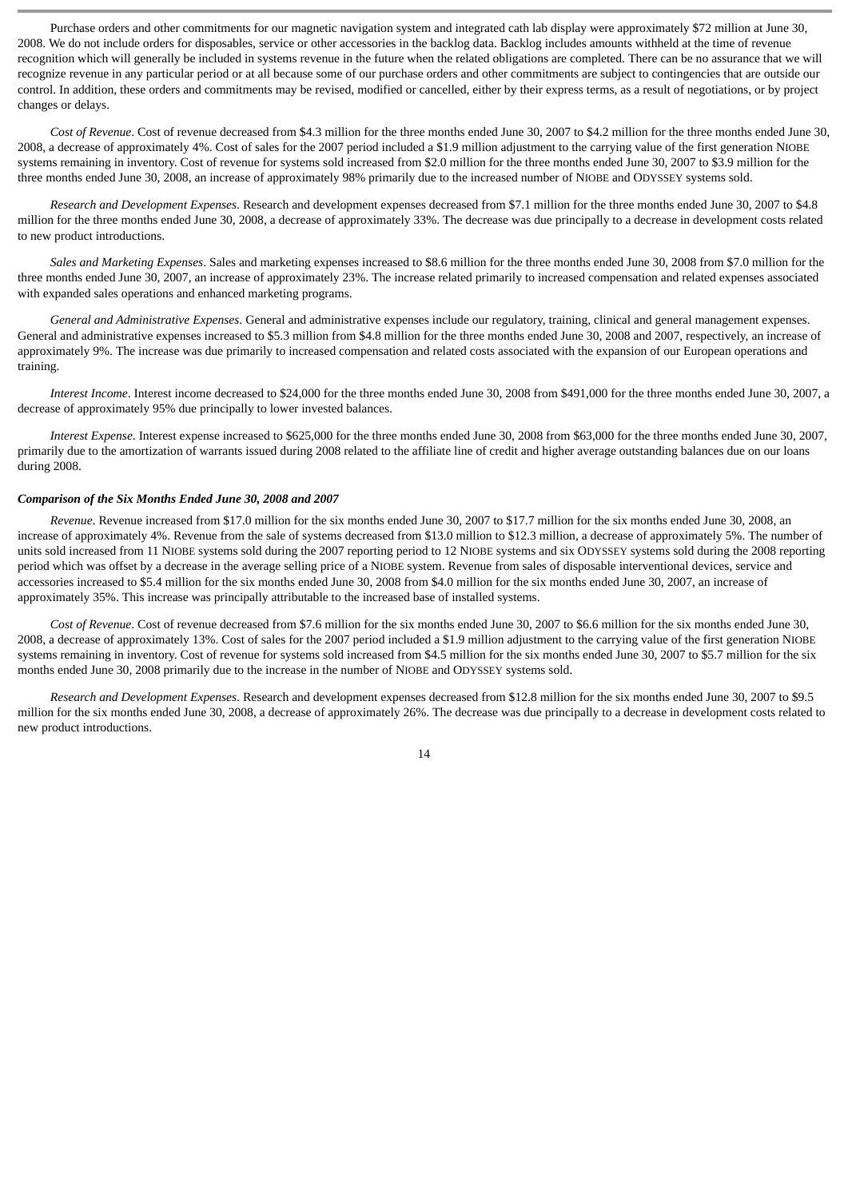Purchase orders and other commitments for our magnetic navigation system and integrated cath lab display were approximately $72 million at June 30, 2008. We do not include orders for disposables, service or other accessories in the backlog data. Backlog includes amounts withheld at the time of revenue recognition which will generally be included in systems revenue in the future when the related obligations are completed. There can be no assurance that we will recognize revenue in any particular period or at all because some of our purchase orders and other commitments are subject to contingencies that are outside our control. In addition, these orders and commitments may be revised, modified or cancelled, either by their express terms, as a result of negotiations, or by project changes or delays.

*Cost of Revenue*. Cost of revenue decreased from $4.3 million for the three months ended June 30, 2007 to $4.2 million for the three months ended June 30, 2008, a decrease of approximately 4%. Cost of sales for the 2007 period included a $1.9 million adjustment to the carrying value of the first generation NIOBE systems remaining in inventory. Cost of revenue for systems sold increased from $2.0 million for the three months ended June 30, 2007 to $3.9 million for the three months ended June 30, 2008, an increase of approximately 98% primarily due to the increased number of NIOBE and ODYSSEY systems sold.

*Research and Development Expenses*. Research and development expenses decreased from $7.1 million for the three months ended June 30, 2007 to $4.8 million for the three months ended June 30, 2008, a decrease of approximately 33%. The decrease was due principally to a decrease in development costs related to new product introductions.

*Sales and Marketing Expenses*. Sales and marketing expenses increased to $8.6 million for the three months ended June 30, 2008 from $7.0 million for the three months ended June 30, 2007, an increase of approximately 23%. The increase related primarily to increased compensation and related expenses associated with expanded sales operations and enhanced marketing programs.

*General and Administrative Expenses*. General and administrative expenses include our regulatory, training, clinical and general management expenses. General and administrative expenses increased to $5.3 million from $4.8 million for the three months ended June 30, 2008 and 2007, respectively, an increase of approximately 9%. The increase was due primarily to increased compensation and related costs associated with the expansion of our European operations and training.

*Interest Income*. Interest income decreased to $24,000 for the three months ended June 30, 2008 from $491,000 for the three months ended June 30, 2007, a decrease of approximately 95% due principally to lower invested balances.

*Interest Expense*. Interest expense increased to $625,000 for the three months ended June 30, 2008 from $63,000 for the three months ended June 30, 2007, primarily due to the amortization of warrants issued during 2008 related to the affiliate line of credit and higher average outstanding balances due on our loans during 2008.

***Comparison of the Six Months Ended June 30, 2008 and 2007***

*Revenue*. Revenue increased from $17.0 million for the six months ended June 30, 2007 to $17.7 million for the six months ended June 30, 2008, an increase of approximately 4%. Revenue from the sale of systems decreased from $13.0 million to $12.3 million, a decrease of approximately 5%. The number of units sold increased from 11 NIOBE systems sold during the 2007 reporting period to 12 NIOBE systems and six ODYSSEY systems sold during the 2008 reporting period which was offset by a decrease in the average selling price of a NIOBE system. Revenue from sales of disposable interventional devices, service and accessories increased to $5.4 million for the six months ended June 30, 2008 from $4.0 million for the six months ended June 30, 2007, an increase of approximately 35%. This increase was principally attributable to the increased base of installed systems.

*Cost of Revenue*. Cost of revenue decreased from $7.6 million for the six months ended June 30, 2007 to $6.6 million for the six months ended June 30, 2008, a decrease of approximately 13%. Cost of sales for the 2007 period included a $1.9 million adjustment to the carrying value of the first generation NIOBE systems remaining in inventory. Cost of revenue for systems sold increased from $4.5 million for the six months ended June 30, 2007 to $5.7 million for the six months ended June 30, 2008 primarily due to the increase in the number of NIOBE and ODYSSEY systems sold.

*Research and Development Expenses*. Research and development expenses decreased from $12.8 million for the six months ended June 30, 2007 to $9.5 million for the six months ended June 30, 2008, a decrease of approximately 26%. The decrease was due principally to a decrease in development costs related to new product introductions.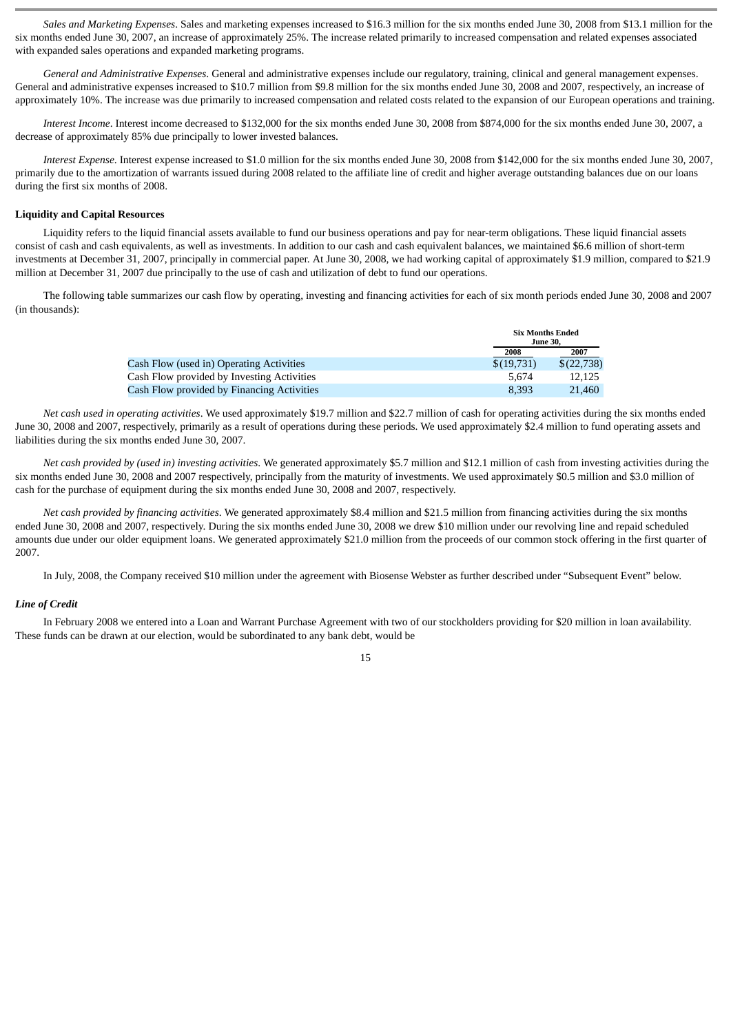*Sales and Marketing Expenses*. Sales and marketing expenses increased to $16.3 million for the six months ended June 30, 2008 from $13.1 million for the six months ended June 30, 2007, an increase of approximately 25%. The increase related primarily to increased compensation and related expenses associated with expanded sales operations and expanded marketing programs.

*General and Administrative Expenses*. General and administrative expenses include our regulatory, training, clinical and general management expenses. General and administrative expenses increased to $10.7 million from $9.8 million for the six months ended June 30, 2008 and 2007, respectively, an increase of approximately 10%. The increase was due primarily to increased compensation and related costs related to the expansion of our European operations and training.

*Interest Income*. Interest income decreased to $132,000 for the six months ended June 30, 2008 from $874,000 for the six months ended June 30, 2007, a decrease of approximately 85% due principally to lower invested balances.

*Interest Expense*. Interest expense increased to $1.0 million for the six months ended June 30, 2008 from $142,000 for the six months ended June 30, 2007, primarily due to the amortization of warrants issued during 2008 related to the affiliate line of credit and higher average outstanding balances due on our loans during the first six months of 2008.

**Liquidity and Capital Resources**

Liquidity refers to the liquid financial assets available to fund our business operations and pay for near-term obligations. These liquid financial assets consist of cash and cash equivalents, as well as investments. In addition to our cash and cash equivalent balances, we maintained $6.6 million of short-term investments at December 31, 2007, principally in commercial paper. At June 30, 2008, we had working capital of approximately $1.9 million, compared to $21.9 million at December 31, 2007 due principally to the use of cash and utilization of debt to fund our operations.

The following table summarizes our cash flow by operating, investing and financing activities for each of six month periods ended June 30, 2008 and 2007 (in thousands):

| | Six Months Ended June 30, | |
|---|---|---|
| | 2008 | 2007 |
| Cash Flow (used in) Operating Activities | $(19,731) | $(22,738) |
| Cash Flow provided by Investing Activities | 5,674 | 12,125 |
| Cash Flow provided by Financing Activities | 8,393 | 21,460 |

*Net cash used in operating activities*. We used approximately $19.7 million and $22.7 million of cash for operating activities during the six months ended June 30, 2008 and 2007, respectively, primarily as a result of operations during these periods. We used approximately $2.4 million to fund operating assets and liabilities during the six months ended June 30, 2007.

*Net cash provided by (used in) investing activities*. We generated approximately $5.7 million and $12.1 million of cash from investing activities during the six months ended June 30, 2008 and 2007 respectively, principally from the maturity of investments. We used approximately $0.5 million and $3.0 million of cash for the purchase of equipment during the six months ended June 30, 2008 and 2007, respectively.

*Net cash provided by financing activities*. We generated approximately $8.4 million and $21.5 million from financing activities during the six months ended June 30, 2008 and 2007, respectively. During the six months ended June 30, 2008 we drew $10 million under our revolving line and repaid scheduled amounts due under our older equipment loans. We generated approximately $21.0 million from the proceeds of our common stock offering in the first quarter of 2007.

In July, 2008, the Company received $10 million under the agreement with Biosense Webster as further described under "Subsequent Event" below.

***Line of Credit***

In February 2008 we entered into a Loan and Warrant Purchase Agreement with two of our stockholders providing for $20 million in loan availability. These funds can be drawn at our election, would be subordinated to any bank debt, would be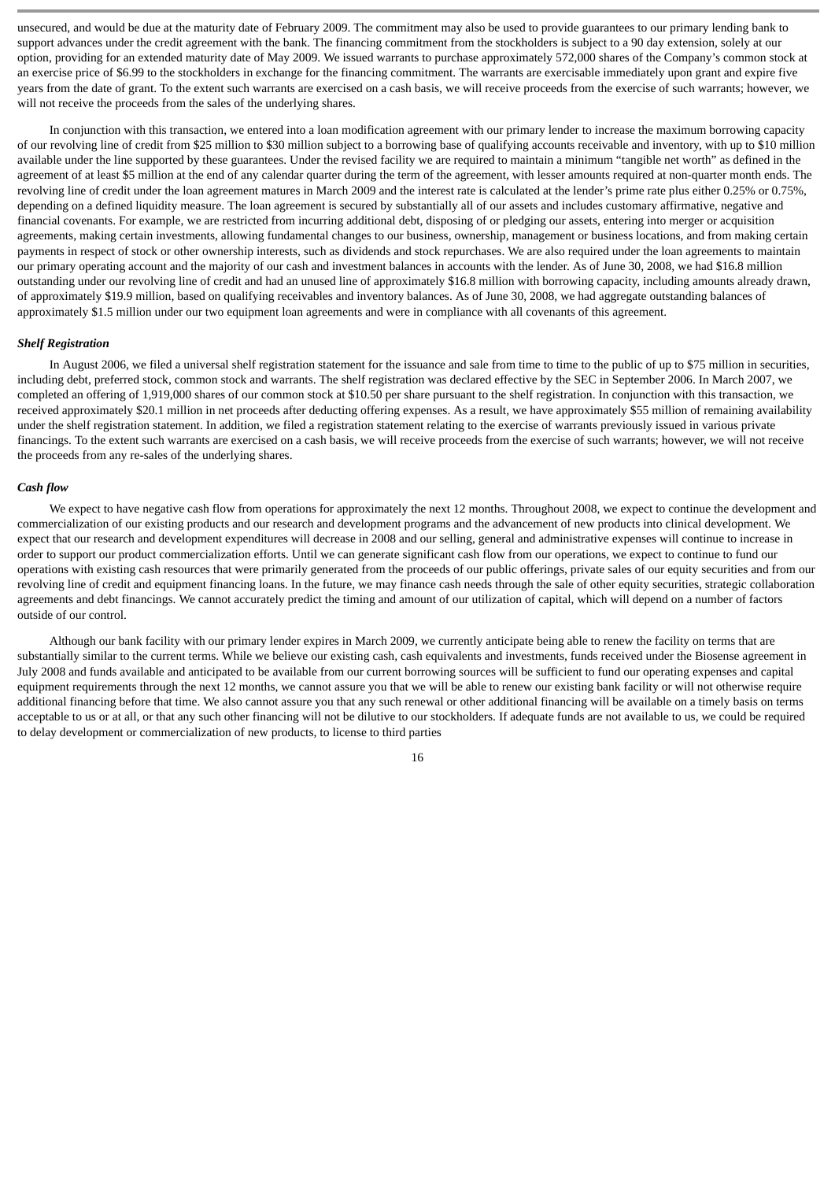unsecured, and would be due at the maturity date of February 2009. The commitment may also be used to provide guarantees to our primary lending bank to support advances under the credit agreement with the bank. The financing commitment from the stockholders is subject to a 90 day extension, solely at our option, providing for an extended maturity date of May 2009. We issued warrants to purchase approximately 572,000 shares of the Company's common stock at an exercise price of $6.99 to the stockholders in exchange for the financing commitment. The warrants are exercisable immediately upon grant and expire five years from the date of grant. To the extent such warrants are exercised on a cash basis, we will receive proceeds from the exercise of such warrants; however, we will not receive the proceeds from the sales of the underlying shares.

In conjunction with this transaction, we entered into a loan modification agreement with our primary lender to increase the maximum borrowing capacity of our revolving line of credit from $25 million to $30 million subject to a borrowing base of qualifying accounts receivable and inventory, with up to $10 million available under the line supported by these guarantees. Under the revised facility we are required to maintain a minimum "tangible net worth" as defined in the agreement of at least $5 million at the end of any calendar quarter during the term of the agreement, with lesser amounts required at non-quarter month ends. The revolving line of credit under the loan agreement matures in March 2009 and the interest rate is calculated at the lender's prime rate plus either 0.25% or 0.75%, depending on a defined liquidity measure. The loan agreement is secured by substantially all of our assets and includes customary affirmative, negative and financial covenants. For example, we are restricted from incurring additional debt, disposing of or pledging our assets, entering into merger or acquisition agreements, making certain investments, allowing fundamental changes to our business, ownership, management or business locations, and from making certain payments in respect of stock or other ownership interests, such as dividends and stock repurchases. We are also required under the loan agreements to maintain our primary operating account and the majority of our cash and investment balances in accounts with the lender. As of June 30, 2008, we had $16.8 million outstanding under our revolving line of credit and had an unused line of approximately $16.8 million with borrowing capacity, including amounts already drawn, of approximately $19.9 million, based on qualifying receivables and inventory balances. As of June 30, 2008, we had aggregate outstanding balances of approximately $1.5 million under our two equipment loan agreements and were in compliance with all covenants of this agreement.

***Shelf Registration***

In August 2006, we filed a universal shelf registration statement for the issuance and sale from time to time to the public of up to $75 million in securities, including debt, preferred stock, common stock and warrants. The shelf registration was declared effective by the SEC in September 2006. In March 2007, we completed an offering of 1,919,000 shares of our common stock at $10.50 per share pursuant to the shelf registration. In conjunction with this transaction, we received approximately $20.1 million in net proceeds after deducting offering expenses. As a result, we have approximately $55 million of remaining availability under the shelf registration statement. In addition, we filed a registration statement relating to the exercise of warrants previously issued in various private financings. To the extent such warrants are exercised on a cash basis, we will receive proceeds from the exercise of such warrants; however, we will not receive the proceeds from any re-sales of the underlying shares.

***Cash flow***

We expect to have negative cash flow from operations for approximately the next 12 months. Throughout 2008, we expect to continue the development and commercialization of our existing products and our research and development programs and the advancement of new products into clinical development. We expect that our research and development expenditures will decrease in 2008 and our selling, general and administrative expenses will continue to increase in order to support our product commercialization efforts. Until we can generate significant cash flow from our operations, we expect to continue to fund our operations with existing cash resources that were primarily generated from the proceeds of our public offerings, private sales of our equity securities and from our revolving line of credit and equipment financing loans. In the future, we may finance cash needs through the sale of other equity securities, strategic collaboration agreements and debt financings. We cannot accurately predict the timing and amount of our utilization of capital, which will depend on a number of factors outside of our control.

Although our bank facility with our primary lender expires in March 2009, we currently anticipate being able to renew the facility on terms that are substantially similar to the current terms. While we believe our existing cash, cash equivalents and investments, funds received under the Biosense agreement in July 2008 and funds available and anticipated to be available from our current borrowing sources will be sufficient to fund our operating expenses and capital equipment requirements through the next 12 months, we cannot assure you that we will be able to renew our existing bank facility or will not otherwise require additional financing before that time. We also cannot assure you that any such renewal or other additional financing will be available on a timely basis on terms acceptable to us or at all, or that any such other financing will not be dilutive to our stockholders. If adequate funds are not available to us, we could be required to delay development or commercialization of new products, to license to third parties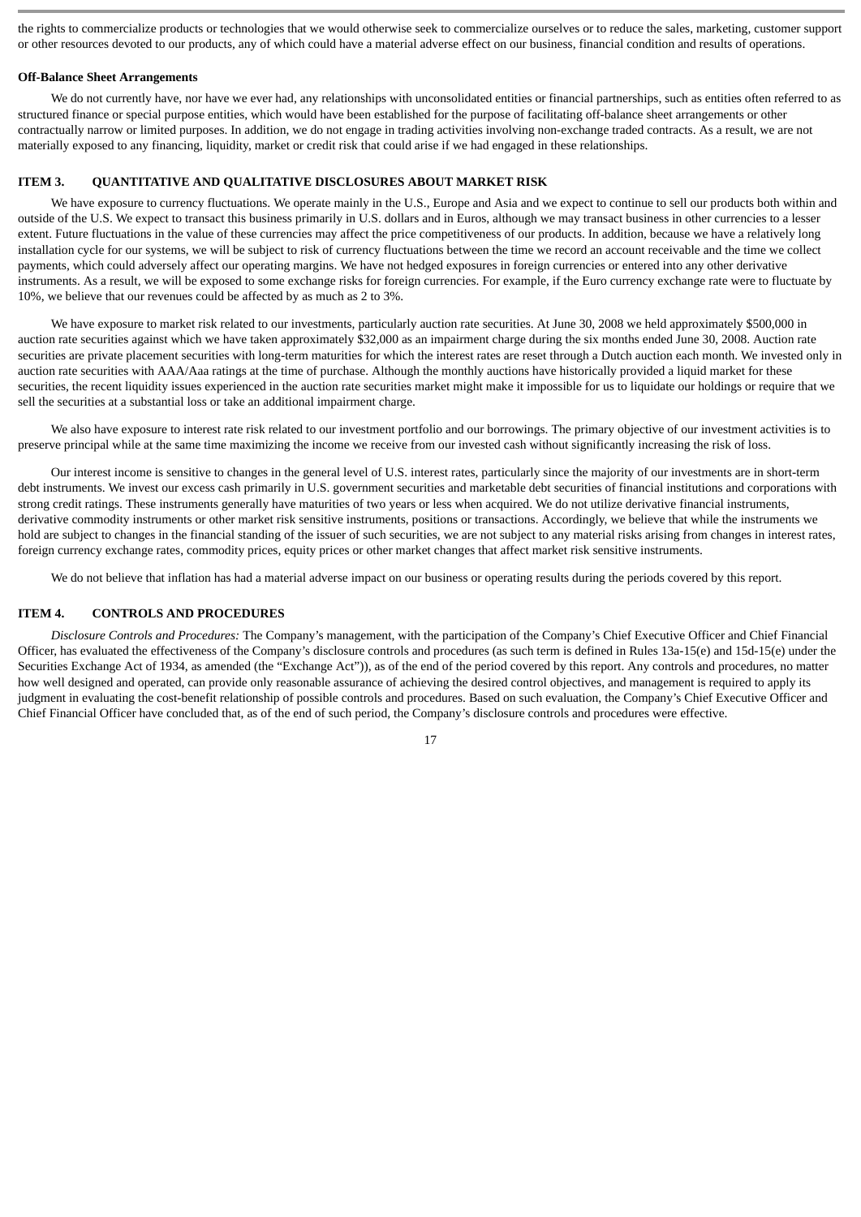the rights to commercialize products or technologies that we would otherwise seek to commercialize ourselves or to reduce the sales, marketing, customer support or other resources devoted to our products, any of which could have a material adverse effect on our business, financial condition and results of operations.

**Off-Balance Sheet Arrangements**

We do not currently have, nor have we ever had, any relationships with unconsolidated entities or financial partnerships, such as entities often referred to as structured finance or special purpose entities, which would have been established for the purpose of facilitating off-balance sheet arrangements or other contractually narrow or limited purposes. In addition, we do not engage in trading activities involving non-exchange traded contracts. As a result, we are not materially exposed to any financing, liquidity, market or credit risk that could arise if we had engaged in these relationships.

## ITEM 3. QUANTITATIVE AND QUALITATIVE DISCLOSURES ABOUT MARKET RISK

We have exposure to currency fluctuations. We operate mainly in the U.S., Europe and Asia and we expect to continue to sell our products both within and outside of the U.S. We expect to transact this business primarily in U.S. dollars and in Euros, although we may transact business in other currencies to a lesser extent. Future fluctuations in the value of these currencies may affect the price competitiveness of our products. In addition, because we have a relatively long installation cycle for our systems, we will be subject to risk of currency fluctuations between the time we record an account receivable and the time we collect payments, which could adversely affect our operating margins. We have not hedged exposures in foreign currencies or entered into any other derivative instruments. As a result, we will be exposed to some exchange risks for foreign currencies. For example, if the Euro currency exchange rate were to fluctuate by 10%, we believe that our revenues could be affected by as much as 2 to 3%.

We have exposure to market risk related to our investments, particularly auction rate securities. At June 30, 2008 we held approximately $500,000 in auction rate securities against which we have taken approximately $32,000 as an impairment charge during the six months ended June 30, 2008. Auction rate securities are private placement securities with long-term maturities for which the interest rates are reset through a Dutch auction each month. We invested only in auction rate securities with AAA/Aaa ratings at the time of purchase. Although the monthly auctions have historically provided a liquid market for these securities, the recent liquidity issues experienced in the auction rate securities market might make it impossible for us to liquidate our holdings or require that we sell the securities at a substantial loss or take an additional impairment charge.

We also have exposure to interest rate risk related to our investment portfolio and our borrowings. The primary objective of our investment activities is to preserve principal while at the same time maximizing the income we receive from our invested cash without significantly increasing the risk of loss.

Our interest income is sensitive to changes in the general level of U.S. interest rates, particularly since the majority of our investments are in short-term debt instruments. We invest our excess cash primarily in U.S. government securities and marketable debt securities of financial institutions and corporations with strong credit ratings. These instruments generally have maturities of two years or less when acquired. We do not utilize derivative financial instruments, derivative commodity instruments or other market risk sensitive instruments, positions or transactions. Accordingly, we believe that while the instruments we hold are subject to changes in the financial standing of the issuer of such securities, we are not subject to any material risks arising from changes in interest rates, foreign currency exchange rates, commodity prices, equity prices or other market changes that affect market risk sensitive instruments.

We do not believe that inflation has had a material adverse impact on our business or operating results during the periods covered by this report.

## ITEM 4. CONTROLS AND PROCEDURES

*Disclosure Controls and Procedures:* The Company's management, with the participation of the Company's Chief Executive Officer and Chief Financial Officer, has evaluated the effectiveness of the Company's disclosure controls and procedures (as such term is defined in Rules 13a-15(e) and 15d-15(e) under the Securities Exchange Act of 1934, as amended (the "Exchange Act")), as of the end of the period covered by this report. Any controls and procedures, no matter how well designed and operated, can provide only reasonable assurance of achieving the desired control objectives, and management is required to apply its judgment in evaluating the cost-benefit relationship of possible controls and procedures. Based on such evaluation, the Company's Chief Executive Officer and Chief Financial Officer have concluded that, as of the end of such period, the Company's disclosure controls and procedures were effective.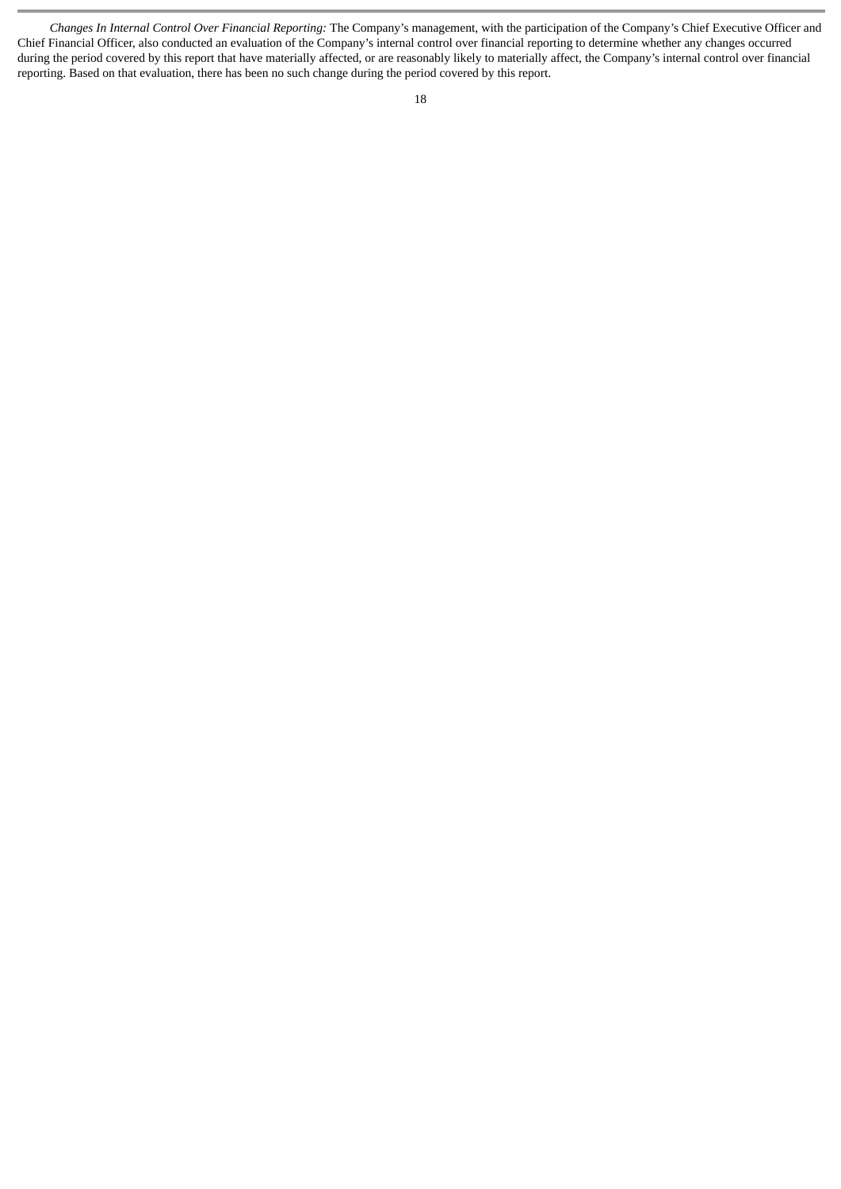*Changes In Internal Control Over Financial Reporting:* The Company's management, with the participation of the Company's Chief Executive Officer and Chief Financial Officer, also conducted an evaluation of the Company's internal control over financial reporting to determine whether any changes occurred during the period covered by this report that have materially affected, or are reasonably likely to materially affect, the Company's internal control over financial reporting. Based on that evaluation, there has been no such change during the period covered by this report.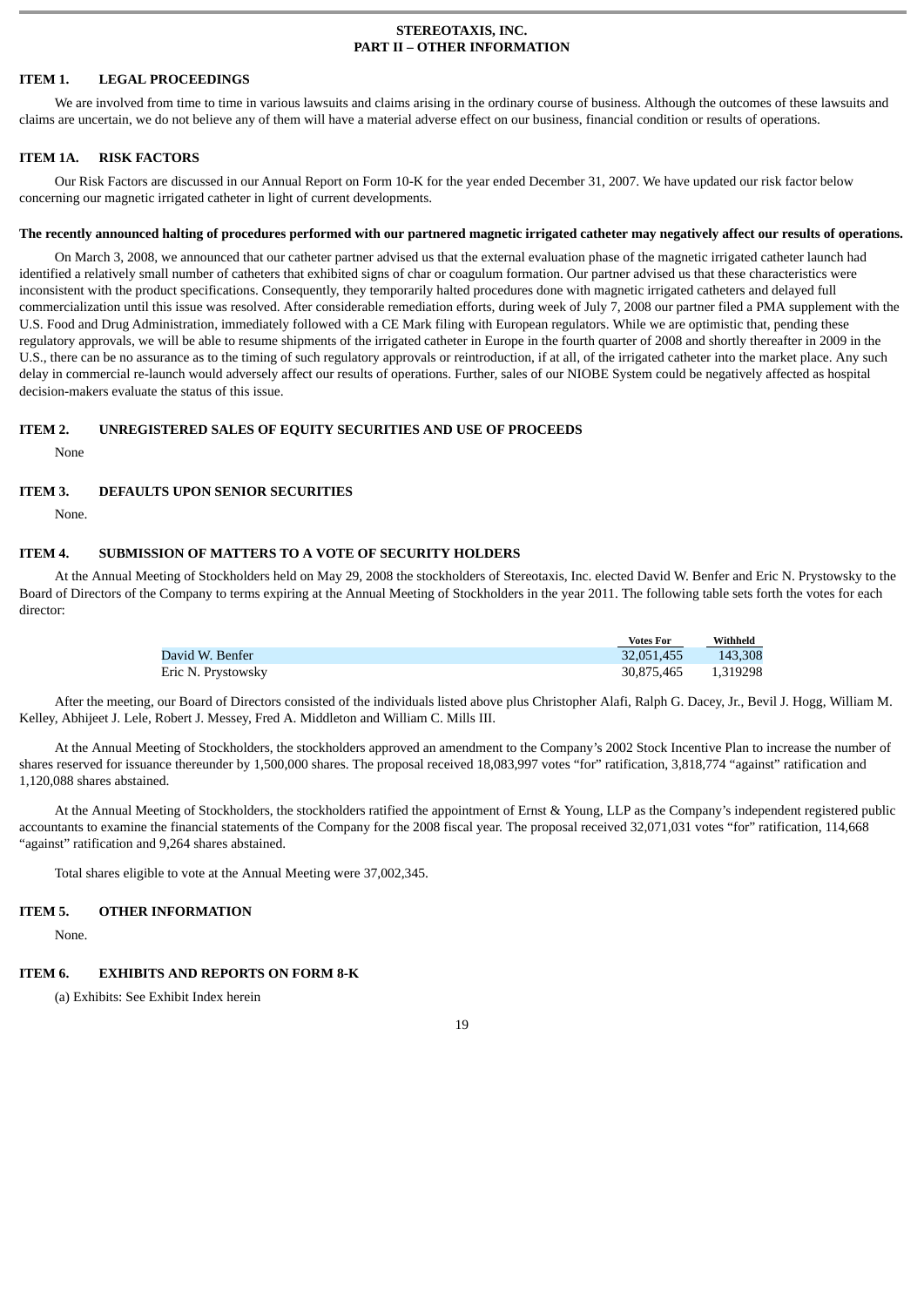**STEREOTAXIS, INC.**
**PART II – OTHER INFORMATION**

## ITEM 1. LEGAL PROCEEDINGS

We are involved from time to time in various lawsuits and claims arising in the ordinary course of business. Although the outcomes of these lawsuits and claims are uncertain, we do not believe any of them will have a material adverse effect on our business, financial condition or results of operations.

## ITEM 1A. RISK FACTORS

Our Risk Factors are discussed in our Annual Report on Form 10-K for the year ended December 31, 2007. We have updated our risk factor below concerning our magnetic irrigated catheter in light of current developments.

**The recently announced halting of procedures performed with our partnered magnetic irrigated catheter may negatively affect our results of operations.**

On March 3, 2008, we announced that our catheter partner advised us that the external evaluation phase of the magnetic irrigated catheter launch had identified a relatively small number of catheters that exhibited signs of char or coagulum formation. Our partner advised us that these characteristics were inconsistent with the product specifications. Consequently, they temporarily halted procedures done with magnetic irrigated catheters and delayed full commercialization until this issue was resolved. After considerable remediation efforts, during week of July 7, 2008 our partner filed a PMA supplement with the U.S. Food and Drug Administration, immediately followed with a CE Mark filing with European regulators. While we are optimistic that, pending these regulatory approvals, we will be able to resume shipments of the irrigated catheter in Europe in the fourth quarter of 2008 and shortly thereafter in 2009 in the U.S., there can be no assurance as to the timing of such regulatory approvals or reintroduction, if at all, of the irrigated catheter into the market place. Any such delay in commercial re-launch would adversely affect our results of operations. Further, sales of our NIOBE System could be negatively affected as hospital decision-makers evaluate the status of this issue.

## ITEM 2. UNREGISTERED SALES OF EQUITY SECURITIES AND USE OF PROCEEDS

None

## ITEM 3. DEFAULTS UPON SENIOR SECURITIES

None.

## ITEM 4. SUBMISSION OF MATTERS TO A VOTE OF SECURITY HOLDERS

At the Annual Meeting of Stockholders held on May 29, 2008 the stockholders of Stereotaxis, Inc. elected David W. Benfer and Eric N. Prystowsky to the Board of Directors of the Company to terms expiring at the Annual Meeting of Stockholders in the year 2011. The following table sets forth the votes for each director:

| | Votes For | Withheld |
|---|---|---|
| David W. Benfer | 32,051,455 | 143,308 |
| Eric N. Prystowsky | 30,875,465 | 1,319298 |

After the meeting, our Board of Directors consisted of the individuals listed above plus Christopher Alafi, Ralph G. Dacey, Jr., Bevil J. Hogg, William M. Kelley, Abhijeet J. Lele, Robert J. Messey, Fred A. Middleton and William C. Mills III.

At the Annual Meeting of Stockholders, the stockholders approved an amendment to the Company's 2002 Stock Incentive Plan to increase the number of shares reserved for issuance thereunder by 1,500,000 shares. The proposal received 18,083,997 votes "for" ratification, 3,818,774 "against" ratification and 1,120,088 shares abstained.

At the Annual Meeting of Stockholders, the stockholders ratified the appointment of Ernst & Young, LLP as the Company's independent registered public accountants to examine the financial statements of the Company for the 2008 fiscal year. The proposal received 32,071,031 votes "for" ratification, 114,668 "against" ratification and 9,264 shares abstained.

Total shares eligible to vote at the Annual Meeting were 37,002,345.

## ITEM 5. OTHER INFORMATION

None.

## ITEM 6. EXHIBITS AND REPORTS ON FORM 8-K

(a) Exhibits: See Exhibit Index herein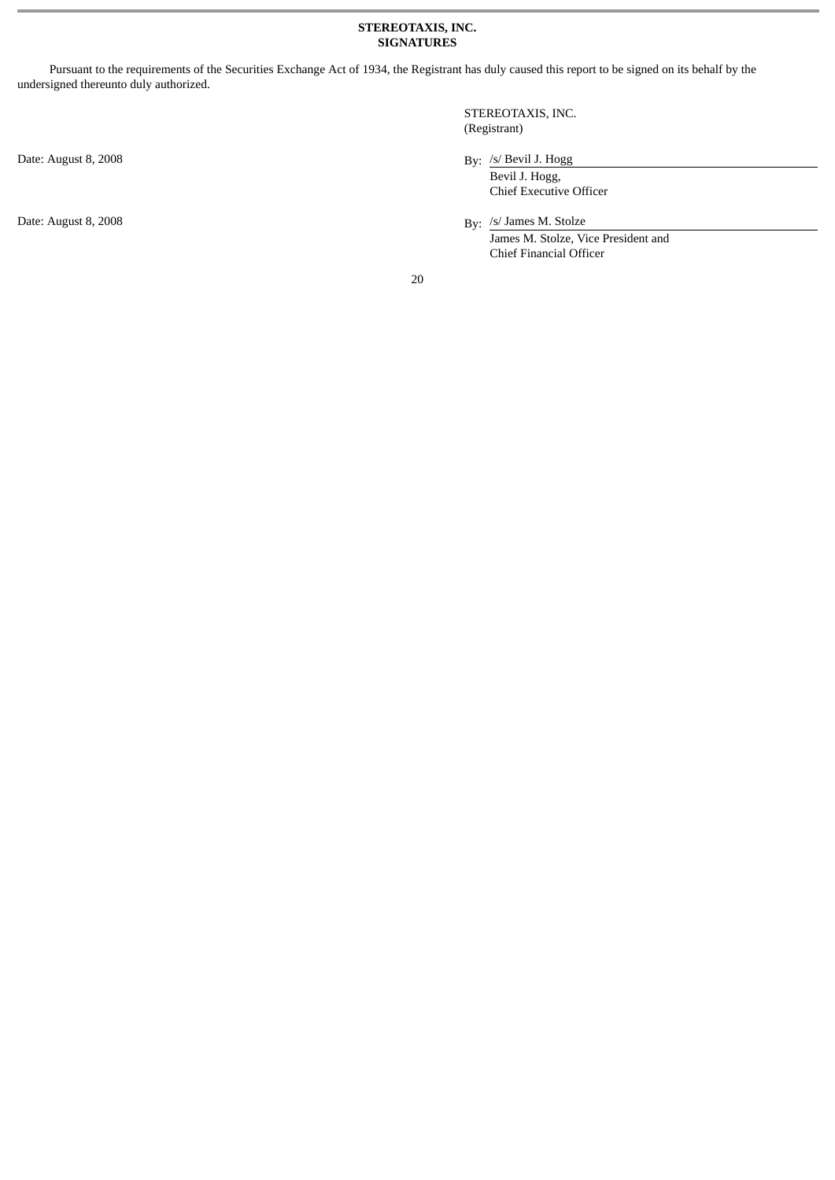**STEREOTAXIS, INC.**
**SIGNATURES**

Pursuant to the requirements of the Securities Exchange Act of 1934, the Registrant has duly caused this report to be signed on its behalf by the undersigned thereunto duly authorized.

STEREOTAXIS, INC.
(Registrant)

Date: August 8, 2008

By: /s/ Bevil J. Hogg
Bevil J. Hogg,
Chief Executive Officer

Date: August 8, 2008

By: /s/ James M. Stolze
James M. Stolze, Vice President and
Chief Financial Officer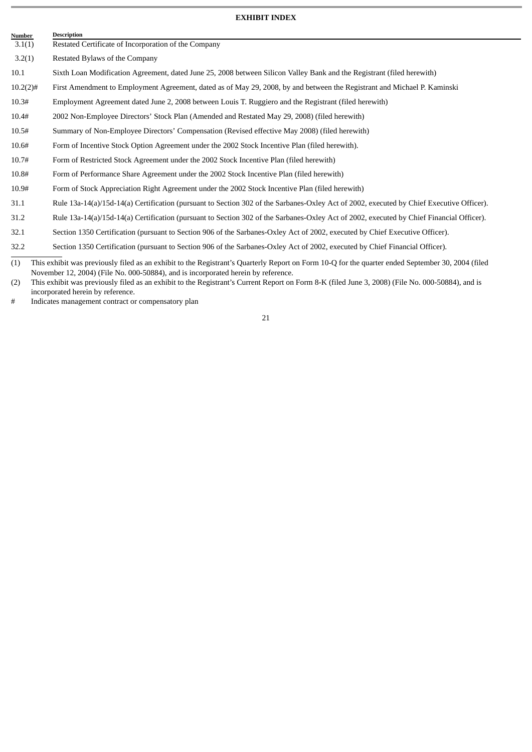# EXHIBIT INDEX

| Number | Description |
|---|---|
| 3.1(1) | Restated Certificate of Incorporation of the Company |
| 3.2(1) | Restated Bylaws of the Company |
| 10.1 | Sixth Loan Modification Agreement, dated June 25, 2008 between Silicon Valley Bank and the Registrant (filed herewith) |
| 10.2(2)# | First Amendment to Employment Agreement, dated as of May 29, 2008, by and between the Registrant and Michael P. Kaminski |
| 10.3# | Employment Agreement dated June 2, 2008 between Louis T. Ruggiero and the Registrant (filed herewith) |
| 10.4# | 2002 Non-Employee Directors' Stock Plan (Amended and Restated May 29, 2008) (filed herewith) |
| 10.5# | Summary of Non-Employee Directors' Compensation (Revised effective May 2008) (filed herewith) |
| 10.6# | Form of Incentive Stock Option Agreement under the 2002 Stock Incentive Plan (filed herewith). |
| 10.7# | Form of Restricted Stock Agreement under the 2002 Stock Incentive Plan (filed herewith) |
| 10.8# | Form of Performance Share Agreement under the 2002 Stock Incentive Plan (filed herewith) |
| 10.9# | Form of Stock Appreciation Right Agreement under the 2002 Stock Incentive Plan (filed herewith) |
| 31.1 | Rule 13a-14(a)/15d-14(a) Certification (pursuant to Section 302 of the Sarbanes-Oxley Act of 2002, executed by Chief Executive Officer). |
| 31.2 | Rule 13a-14(a)/15d-14(a) Certification (pursuant to Section 302 of the Sarbanes-Oxley Act of 2002, executed by Chief Financial Officer). |
| 32.1 | Section 1350 Certification (pursuant to Section 906 of the Sarbanes-Oxley Act of 2002, executed by Chief Executive Officer). |
| 32.2 | Section 1350 Certification (pursuant to Section 906 of the Sarbanes-Oxley Act of 2002, executed by Chief Financial Officer). |

(1) This exhibit was previously filed as an exhibit to the Registrant's Quarterly Report on Form 10-Q for the quarter ended September 30, 2004 (filed November 12, 2004) (File No. 000-50884), and is incorporated herein by reference.

(2) This exhibit was previously filed as an exhibit to the Registrant's Current Report on Form 8-K (filed June 3, 2008) (File No. 000-50884), and is incorporated herein by reference.

# Indicates management contract or compensatory plan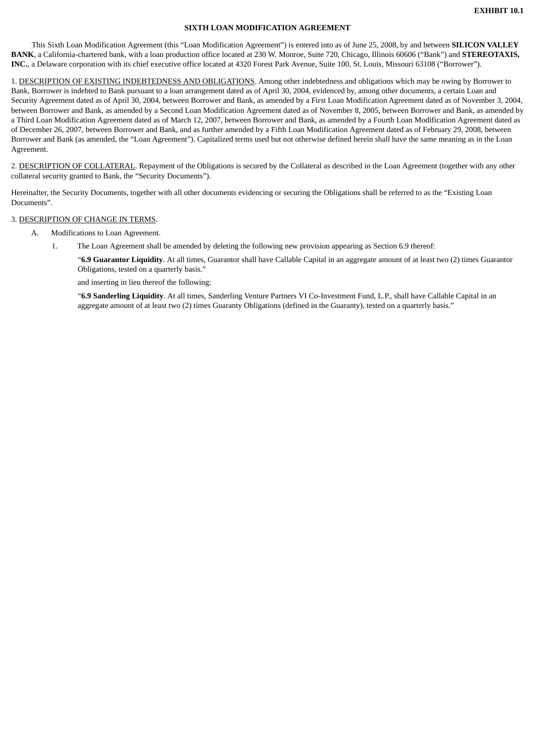**EXHIBIT 10.1**

**SIXTH LOAN MODIFICATION AGREEMENT**

This Sixth Loan Modification Agreement (this "Loan Modification Agreement") is entered into as of June 25, 2008, by and between **SILICON VALLEY BANK**, a California-chartered bank, with a loan production office located at 230 W. Monroe, Suite 720, Chicago, Illinois 60606 ("Bank") and **STEREOTAXIS, INC.**, a Delaware corporation with its chief executive office located at 4320 Forest Park Avenue, Suite 100, St. Louis, Missouri 63108 ("Borrower").

1. <u>DESCRIPTION OF EXISTING INDEBTEDNESS AND OBLIGATIONS</u>. Among other indebtedness and obligations which may be owing by Borrower to Bank, Borrower is indebted to Bank pursuant to a loan arrangement dated as of April 30, 2004, evidenced by, among other documents, a certain Loan and Security Agreement dated as of April 30, 2004, between Borrower and Bank, as amended by a First Loan Modification Agreement dated as of November 3, 2004, between Borrower and Bank, as amended by a Second Loan Modification Agreement dated as of November 8, 2005, between Borrower and Bank, as amended by a Third Loan Modification Agreement dated as of March 12, 2007, between Borrower and Bank, as amended by a Fourth Loan Modification Agreement dated as of December 26, 2007, between Borrower and Bank, and as further amended by a Fifth Loan Modification Agreement dated as of February 29, 2008, between Borrower and Bank (as amended, the "Loan Agreement"). Capitalized terms used but not otherwise defined herein shall have the same meaning as in the Loan Agreement.

2. <u>DESCRIPTION OF COLLATERAL</u>. Repayment of the Obligations is secured by the Collateral as described in the Loan Agreement (together with any other collateral security granted to Bank, the "Security Documents").

Hereinafter, the Security Documents, together with all other documents evidencing or securing the Obligations shall be referred to as the "Existing Loan Documents".

3. <u>DESCRIPTION OF CHANGE IN TERMS</u>.

A. Modifications to Loan Agreement.

1. The Loan Agreement shall be amended by deleting the following new provision appearing as Section 6.9 thereof:

"**6.9 Guarantor Liquidity**. At all times, Guarantor shall have Callable Capital in an aggregate amount of at least two (2) times Guarantor Obligations, tested on a quarterly basis."

and inserting in lieu thereof the following:

"**6.9 Sanderling Liquidity**. At all times, Sanderling Venture Partners VI Co-Investment Fund, L.P., shall have Callable Capital in an aggregate amount of at least two (2) times Guaranty Obligations (defined in the Guaranty), tested on a quarterly basis."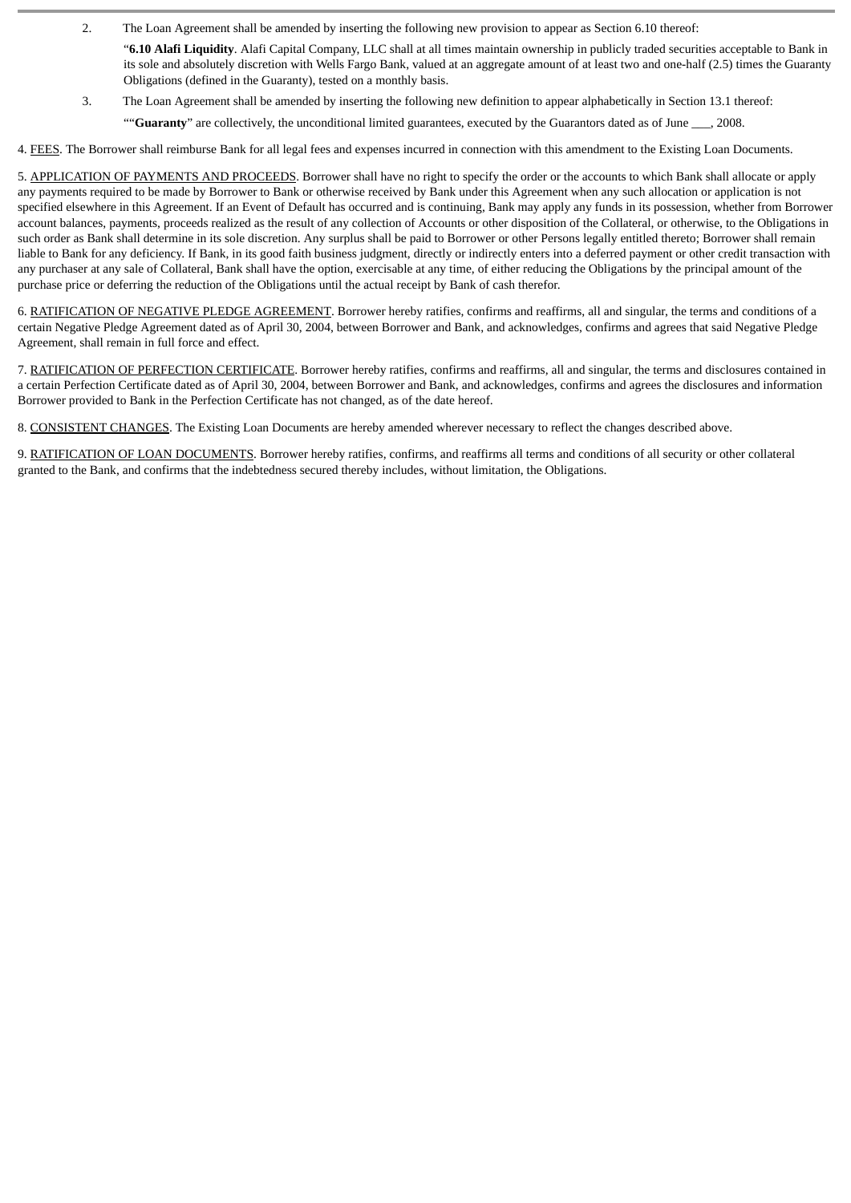2. The Loan Agreement shall be amended by inserting the following new provision to appear as Section 6.10 thereof:

   "**6.10 Alafi Liquidity**. Alafi Capital Company, LLC shall at all times maintain ownership in publicly traded securities acceptable to Bank in its sole and absolutely discretion with Wells Fargo Bank, valued at an aggregate amount of at least two and one-half (2.5) times the Guaranty Obligations (defined in the Guaranty), tested on a monthly basis.

3. The Loan Agreement shall be amended by inserting the following new definition to appear alphabetically in Section 13.1 thereof:

   ""**Guaranty**" are collectively, the unconditional limited guarantees, executed by the Guarantors dated as of June ___, 2008.

4. FEES. The Borrower shall reimburse Bank for all legal fees and expenses incurred in connection with this amendment to the Existing Loan Documents.

5. APPLICATION OF PAYMENTS AND PROCEEDS. Borrower shall have no right to specify the order or the accounts to which Bank shall allocate or apply any payments required to be made by Borrower to Bank or otherwise received by Bank under this Agreement when any such allocation or application is not specified elsewhere in this Agreement. If an Event of Default has occurred and is continuing, Bank may apply any funds in its possession, whether from Borrower account balances, payments, proceeds realized as the result of any collection of Accounts or other disposition of the Collateral, or otherwise, to the Obligations in such order as Bank shall determine in its sole discretion. Any surplus shall be paid to Borrower or other Persons legally entitled thereto; Borrower shall remain liable to Bank for any deficiency. If Bank, in its good faith business judgment, directly or indirectly enters into a deferred payment or other credit transaction with any purchaser at any sale of Collateral, Bank shall have the option, exercisable at any time, of either reducing the Obligations by the principal amount of the purchase price or deferring the reduction of the Obligations until the actual receipt by Bank of cash therefor.

6. RATIFICATION OF NEGATIVE PLEDGE AGREEMENT. Borrower hereby ratifies, confirms and reaffirms, all and singular, the terms and conditions of a certain Negative Pledge Agreement dated as of April 30, 2004, between Borrower and Bank, and acknowledges, confirms and agrees that said Negative Pledge Agreement, shall remain in full force and effect.

7. RATIFICATION OF PERFECTION CERTIFICATE. Borrower hereby ratifies, confirms and reaffirms, all and singular, the terms and disclosures contained in a certain Perfection Certificate dated as of April 30, 2004, between Borrower and Bank, and acknowledges, confirms and agrees the disclosures and information Borrower provided to Bank in the Perfection Certificate has not changed, as of the date hereof.

8. CONSISTENT CHANGES. The Existing Loan Documents are hereby amended wherever necessary to reflect the changes described above.

9. RATIFICATION OF LOAN DOCUMENTS. Borrower hereby ratifies, confirms, and reaffirms all terms and conditions of all security or other collateral granted to the Bank, and confirms that the indebtedness secured thereby includes, without limitation, the Obligations.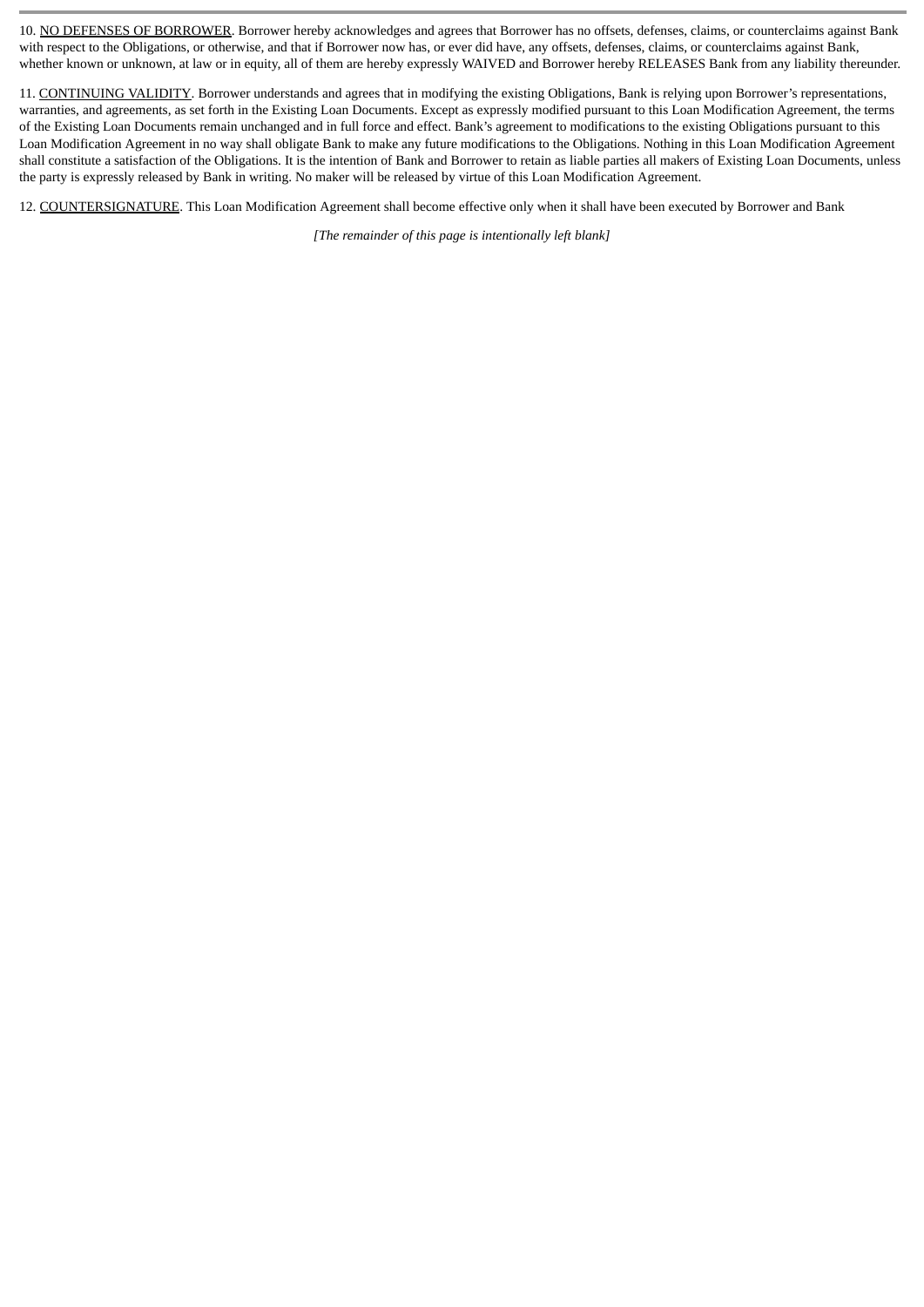10. <u>NO DEFENSES OF BORROWER</u>. Borrower hereby acknowledges and agrees that Borrower has no offsets, defenses, claims, or counterclaims against Bank with respect to the Obligations, or otherwise, and that if Borrower now has, or ever did have, any offsets, defenses, claims, or counterclaims against Bank, whether known or unknown, at law or in equity, all of them are hereby expressly WAIVED and Borrower hereby RELEASES Bank from any liability thereunder.

11. <u>CONTINUING VALIDITY</u>. Borrower understands and agrees that in modifying the existing Obligations, Bank is relying upon Borrower's representations, warranties, and agreements, as set forth in the Existing Loan Documents. Except as expressly modified pursuant to this Loan Modification Agreement, the terms of the Existing Loan Documents remain unchanged and in full force and effect. Bank's agreement to modifications to the existing Obligations pursuant to this Loan Modification Agreement in no way shall obligate Bank to make any future modifications to the Obligations. Nothing in this Loan Modification Agreement shall constitute a satisfaction of the Obligations. It is the intention of Bank and Borrower to retain as liable parties all makers of Existing Loan Documents, unless the party is expressly released by Bank in writing. No maker will be released by virtue of this Loan Modification Agreement.

12. <u>COUNTERSIGNATURE</u>. This Loan Modification Agreement shall become effective only when it shall have been executed by Borrower and Bank

*[The remainder of this page is intentionally left blank]*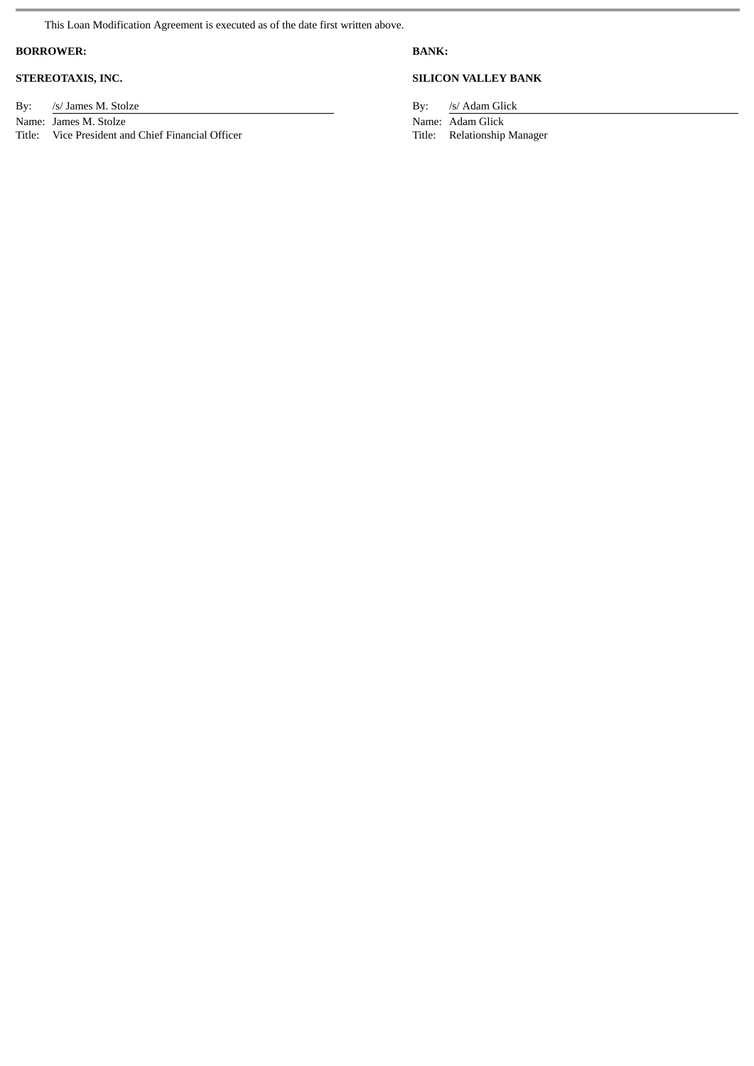This Loan Modification Agreement is executed as of the date first written above.

**BORROWER:**

**STEREOTAXIS, INC.**

By: /s/ James M. Stolze
Name: James M. Stolze
Title: Vice President and Chief Financial Officer

**BANK:**

**SILICON VALLEY BANK**

By: /s/ Adam Glick
Name: Adam Glick
Title: Relationship Manager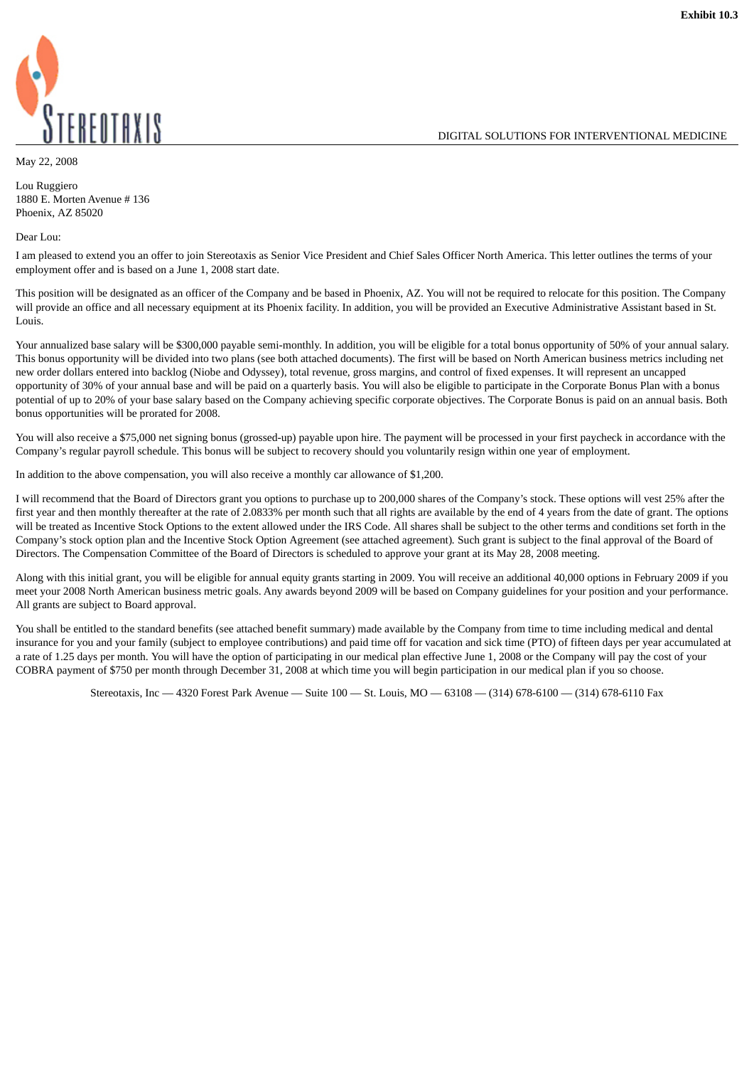**Exhibit 10.3**

STEREOTAXIS

DIGITAL SOLUTIONS FOR INTERVENTIONAL MEDICINE

May 22, 2008

Lou Ruggiero
1880 E. Morten Avenue # 136
Phoenix, AZ 85020

Dear Lou:

I am pleased to extend you an offer to join Stereotaxis as Senior Vice President and Chief Sales Officer North America. This letter outlines the terms of your employment offer and is based on a June 1, 2008 start date.

This position will be designated as an officer of the Company and be based in Phoenix, AZ. You will not be required to relocate for this position. The Company will provide an office and all necessary equipment at its Phoenix facility. In addition, you will be provided an Executive Administrative Assistant based in St. Louis.

Your annualized base salary will be $300,000 payable semi-monthly. In addition, you will be eligible for a total bonus opportunity of 50% of your annual salary. This bonus opportunity will be divided into two plans (see both attached documents). The first will be based on North American business metrics including net new order dollars entered into backlog (Niobe and Odyssey), total revenue, gross margins, and control of fixed expenses. It will represent an uncapped opportunity of 30% of your annual base and will be paid on a quarterly basis. You will also be eligible to participate in the Corporate Bonus Plan with a bonus potential of up to 20% of your base salary based on the Company achieving specific corporate objectives. The Corporate Bonus is paid on an annual basis. Both bonus opportunities will be prorated for 2008.

You will also receive a $75,000 net signing bonus (grossed-up) payable upon hire. The payment will be processed in your first paycheck in accordance with the Company's regular payroll schedule. This bonus will be subject to recovery should you voluntarily resign within one year of employment.

In addition to the above compensation, you will also receive a monthly car allowance of $1,200.

I will recommend that the Board of Directors grant you options to purchase up to 200,000 shares of the Company's stock. These options will vest 25% after the first year and then monthly thereafter at the rate of 2.0833% per month such that all rights are available by the end of 4 years from the date of grant. The options will be treated as Incentive Stock Options to the extent allowed under the IRS Code. All shares shall be subject to the other terms and conditions set forth in the Company's stock option plan and the Incentive Stock Option Agreement (see attached agreement). Such grant is subject to the final approval of the Board of Directors. The Compensation Committee of the Board of Directors is scheduled to approve your grant at its May 28, 2008 meeting.

Along with this initial grant, you will be eligible for annual equity grants starting in 2009. You will receive an additional 40,000 options in February 2009 if you meet your 2008 North American business metric goals. Any awards beyond 2009 will be based on Company guidelines for your position and your performance. All grants are subject to Board approval.

You shall be entitled to the standard benefits (see attached benefit summary) made available by the Company from time to time including medical and dental insurance for you and your family (subject to employee contributions) and paid time off for vacation and sick time (PTO) of fifteen days per year accumulated at a rate of 1.25 days per month. You will have the option of participating in our medical plan effective June 1, 2008 or the Company will pay the cost of your COBRA payment of $750 per month through December 31, 2008 at which time you will begin participation in our medical plan if you so choose.

Stereotaxis, Inc — 4320 Forest Park Avenue — Suite 100 — St. Louis, MO — 63108 — (314) 678-6100 — (314) 678-6110 Fax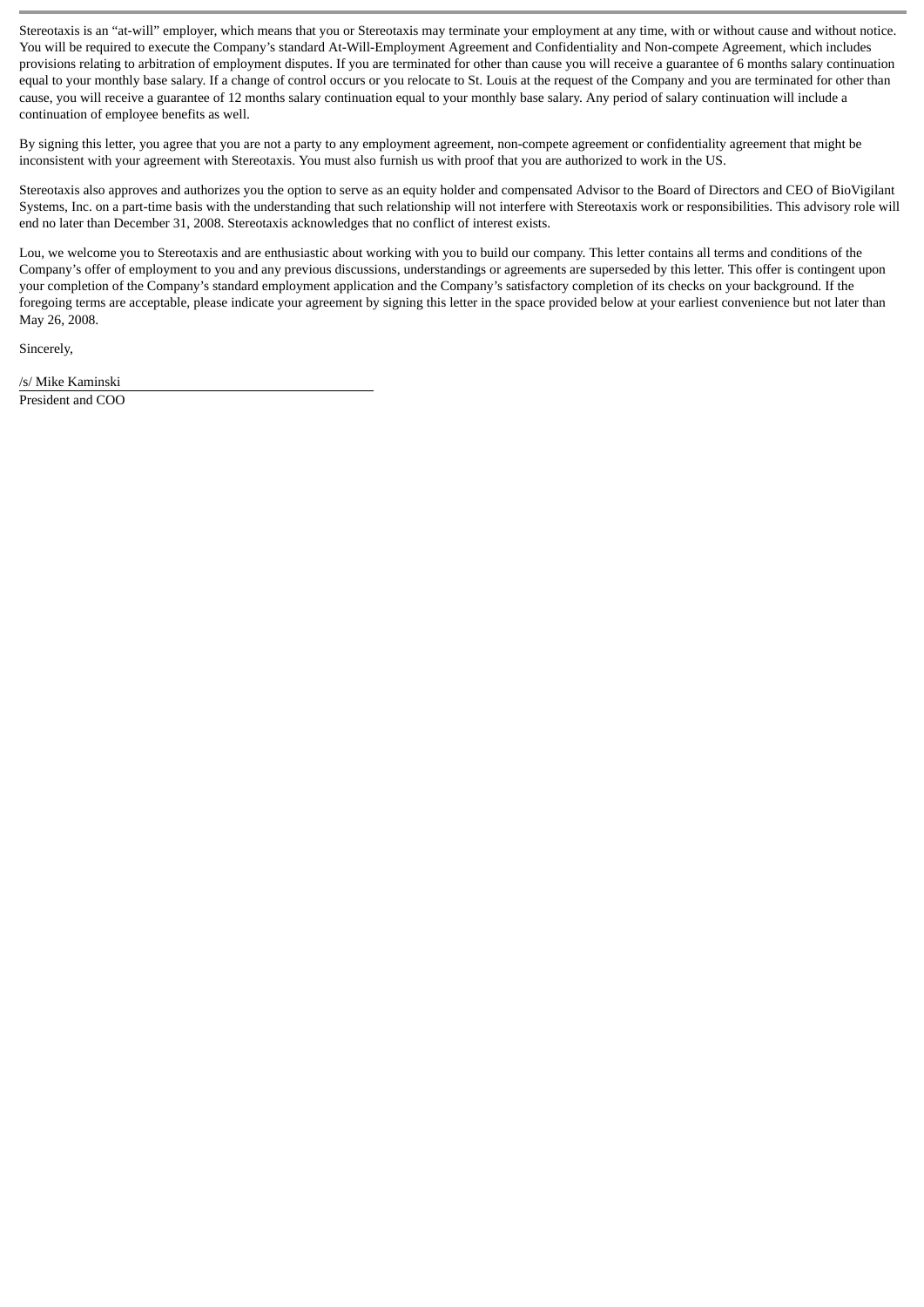Stereotaxis is an "at-will" employer, which means that you or Stereotaxis may terminate your employment at any time, with or without cause and without notice. You will be required to execute the Company's standard At-Will-Employment Agreement and Confidentiality and Non-compete Agreement, which includes provisions relating to arbitration of employment disputes. If you are terminated for other than cause you will receive a guarantee of 6 months salary continuation equal to your monthly base salary. If a change of control occurs or you relocate to St. Louis at the request of the Company and you are terminated for other than cause, you will receive a guarantee of 12 months salary continuation equal to your monthly base salary. Any period of salary continuation will include a continuation of employee benefits as well.

By signing this letter, you agree that you are not a party to any employment agreement, non-compete agreement or confidentiality agreement that might be inconsistent with your agreement with Stereotaxis. You must also furnish us with proof that you are authorized to work in the US.

Stereotaxis also approves and authorizes you the option to serve as an equity holder and compensated Advisor to the Board of Directors and CEO of BioVigilant Systems, Inc. on a part-time basis with the understanding that such relationship will not interfere with Stereotaxis work or responsibilities. This advisory role will end no later than December 31, 2008. Stereotaxis acknowledges that no conflict of interest exists.

Lou, we welcome you to Stereotaxis and are enthusiastic about working with you to build our company. This letter contains all terms and conditions of the Company's offer of employment to you and any previous discussions, understandings or agreements are superseded by this letter. This offer is contingent upon your completion of the Company's standard employment application and the Company's satisfactory completion of its checks on your background. If the foregoing terms are acceptable, please indicate your agreement by signing this letter in the space provided below at your earliest convenience but not later than May 26, 2008.

Sincerely,

/s/ Mike Kaminski

President and COO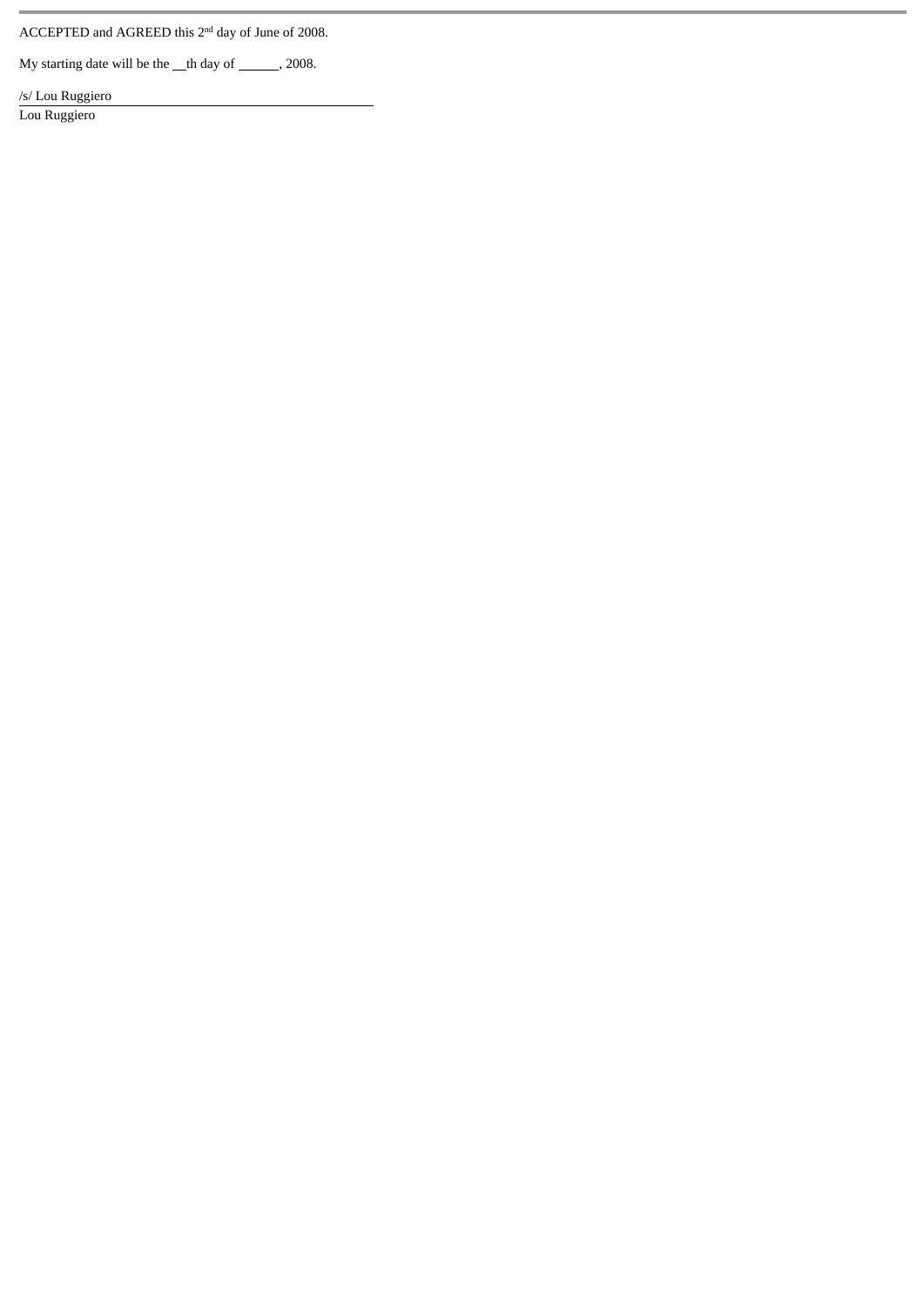ACCEPTED and AGREED this 2nd day of June of 2008.

My starting date will be the \_\_th day of \_\_\_\_\_\_, 2008.

/s/ Lou Ruggiero

Lou Ruggiero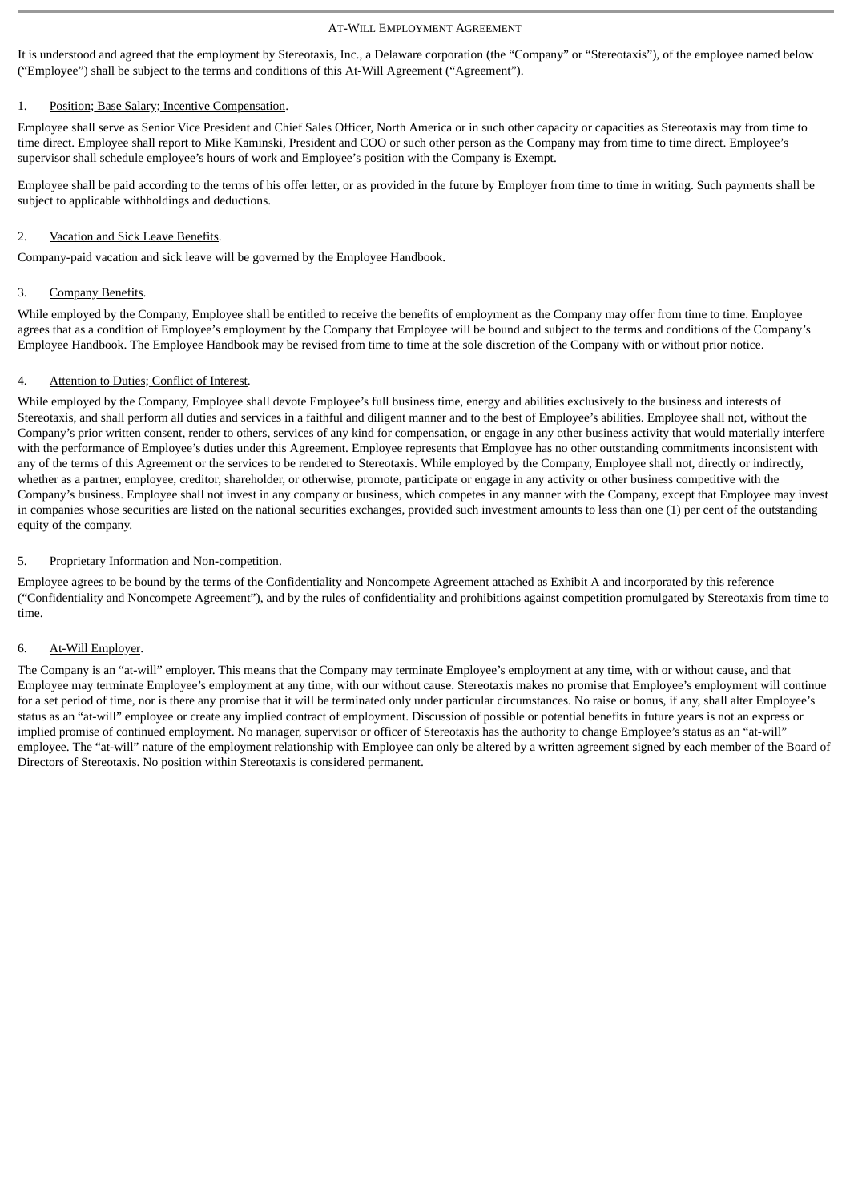# At-Will Employment Agreement

It is understood and agreed that the employment by Stereotaxis, Inc., a Delaware corporation (the "Company" or "Stereotaxis"), of the employee named below ("Employee") shall be subject to the terms and conditions of this At-Will Agreement ("Agreement").

1. Position; Base Salary; Incentive Compensation.

Employee shall serve as Senior Vice President and Chief Sales Officer, North America or in such other capacity or capacities as Stereotaxis may from time to time direct. Employee shall report to Mike Kaminski, President and COO or such other person as the Company may from time to time direct. Employee's supervisor shall schedule employee's hours of work and Employee's position with the Company is Exempt.

Employee shall be paid according to the terms of his offer letter, or as provided in the future by Employer from time to time in writing. Such payments shall be subject to applicable withholdings and deductions.

2. Vacation and Sick Leave Benefits.

Company-paid vacation and sick leave will be governed by the Employee Handbook.

3. Company Benefits.

While employed by the Company, Employee shall be entitled to receive the benefits of employment as the Company may offer from time to time. Employee agrees that as a condition of Employee's employment by the Company that Employee will be bound and subject to the terms and conditions of the Company's Employee Handbook. The Employee Handbook may be revised from time to time at the sole discretion of the Company with or without prior notice.

4. Attention to Duties; Conflict of Interest.

While employed by the Company, Employee shall devote Employee's full business time, energy and abilities exclusively to the business and interests of Stereotaxis, and shall perform all duties and services in a faithful and diligent manner and to the best of Employee's abilities. Employee shall not, without the Company's prior written consent, render to others, services of any kind for compensation, or engage in any other business activity that would materially interfere with the performance of Employee's duties under this Agreement. Employee represents that Employee has no other outstanding commitments inconsistent with any of the terms of this Agreement or the services to be rendered to Stereotaxis. While employed by the Company, Employee shall not, directly or indirectly, whether as a partner, employee, creditor, shareholder, or otherwise, promote, participate or engage in any activity or other business competitive with the Company's business. Employee shall not invest in any company or business, which competes in any manner with the Company, except that Employee may invest in companies whose securities are listed on the national securities exchanges, provided such investment amounts to less than one (1) per cent of the outstanding equity of the company.

5. Proprietary Information and Non-competition.

Employee agrees to be bound by the terms of the Confidentiality and Noncompete Agreement attached as Exhibit A and incorporated by this reference ("Confidentiality and Noncompete Agreement"), and by the rules of confidentiality and prohibitions against competition promulgated by Stereotaxis from time to time.

6. At-Will Employer.

The Company is an "at-will" employer. This means that the Company may terminate Employee's employment at any time, with or without cause, and that Employee may terminate Employee's employment at any time, with our without cause. Stereotaxis makes no promise that Employee's employment will continue for a set period of time, nor is there any promise that it will be terminated only under particular circumstances. No raise or bonus, if any, shall alter Employee's status as an "at-will" employee or create any implied contract of employment. Discussion of possible or potential benefits in future years is not an express or implied promise of continued employment. No manager, supervisor or officer of Stereotaxis has the authority to change Employee's status as an "at-will" employee. The "at-will" nature of the employment relationship with Employee can only be altered by a written agreement signed by each member of the Board of Directors of Stereotaxis. No position within Stereotaxis is considered permanent.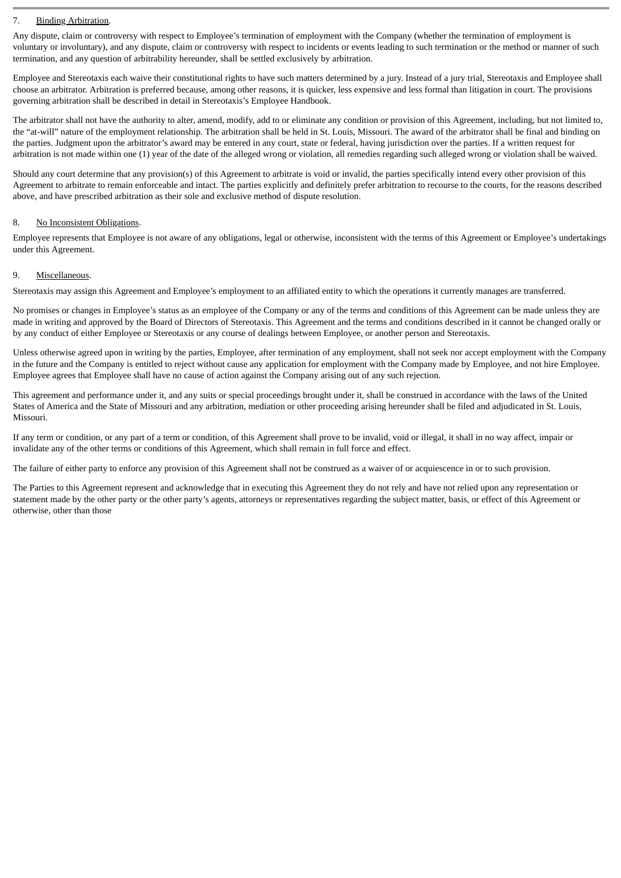7. Binding Arbitration.

Any dispute, claim or controversy with respect to Employee's termination of employment with the Company (whether the termination of employment is voluntary or involuntary), and any dispute, claim or controversy with respect to incidents or events leading to such termination or the method or manner of such termination, and any question of arbitrability hereunder, shall be settled exclusively by arbitration.

Employee and Stereotaxis each waive their constitutional rights to have such matters determined by a jury. Instead of a jury trial, Stereotaxis and Employee shall choose an arbitrator. Arbitration is preferred because, among other reasons, it is quicker, less expensive and less formal than litigation in court. The provisions governing arbitration shall be described in detail in Stereotaxis's Employee Handbook.

The arbitrator shall not have the authority to alter, amend, modify, add to or eliminate any condition or provision of this Agreement, including, but not limited to, the "at-will" nature of the employment relationship. The arbitration shall be held in St. Louis, Missouri. The award of the arbitrator shall be final and binding on the parties. Judgment upon the arbitrator's award may be entered in any court, state or federal, having jurisdiction over the parties. If a written request for arbitration is not made within one (1) year of the date of the alleged wrong or violation, all remedies regarding such alleged wrong or violation shall be waived.

Should any court determine that any provision(s) of this Agreement to arbitrate is void or invalid, the parties specifically intend every other provision of this Agreement to arbitrate to remain enforceable and intact. The parties explicitly and definitely prefer arbitration to recourse to the courts, for the reasons described above, and have prescribed arbitration as their sole and exclusive method of dispute resolution.

8. No Inconsistent Obligations.

Employee represents that Employee is not aware of any obligations, legal or otherwise, inconsistent with the terms of this Agreement or Employee's undertakings under this Agreement.

9. Miscellaneous.

Stereotaxis may assign this Agreement and Employee's employment to an affiliated entity to which the operations it currently manages are transferred.

No promises or changes in Employee's status as an employee of the Company or any of the terms and conditions of this Agreement can be made unless they are made in writing and approved by the Board of Directors of Stereotaxis. This Agreement and the terms and conditions described in it cannot be changed orally or by any conduct of either Employee or Stereotaxis or any course of dealings between Employee, or another person and Stereotaxis.

Unless otherwise agreed upon in writing by the parties, Employee, after termination of any employment, shall not seek nor accept employment with the Company in the future and the Company is entitled to reject without cause any application for employment with the Company made by Employee, and not hire Employee. Employee agrees that Employee shall have no cause of action against the Company arising out of any such rejection.

This agreement and performance under it, and any suits or special proceedings brought under it, shall be construed in accordance with the laws of the United States of America and the State of Missouri and any arbitration, mediation or other proceeding arising hereunder shall be filed and adjudicated in St. Louis, Missouri.

If any term or condition, or any part of a term or condition, of this Agreement shall prove to be invalid, void or illegal, it shall in no way affect, impair or invalidate any of the other terms or conditions of this Agreement, which shall remain in full force and effect.

The failure of either party to enforce any provision of this Agreement shall not be construed as a waiver of or acquiescence in or to such provision.

The Parties to this Agreement represent and acknowledge that in executing this Agreement they do not rely and have not relied upon any representation or statement made by the other party or the other party's agents, attorneys or representatives regarding the subject matter, basis, or effect of this Agreement or otherwise, other than those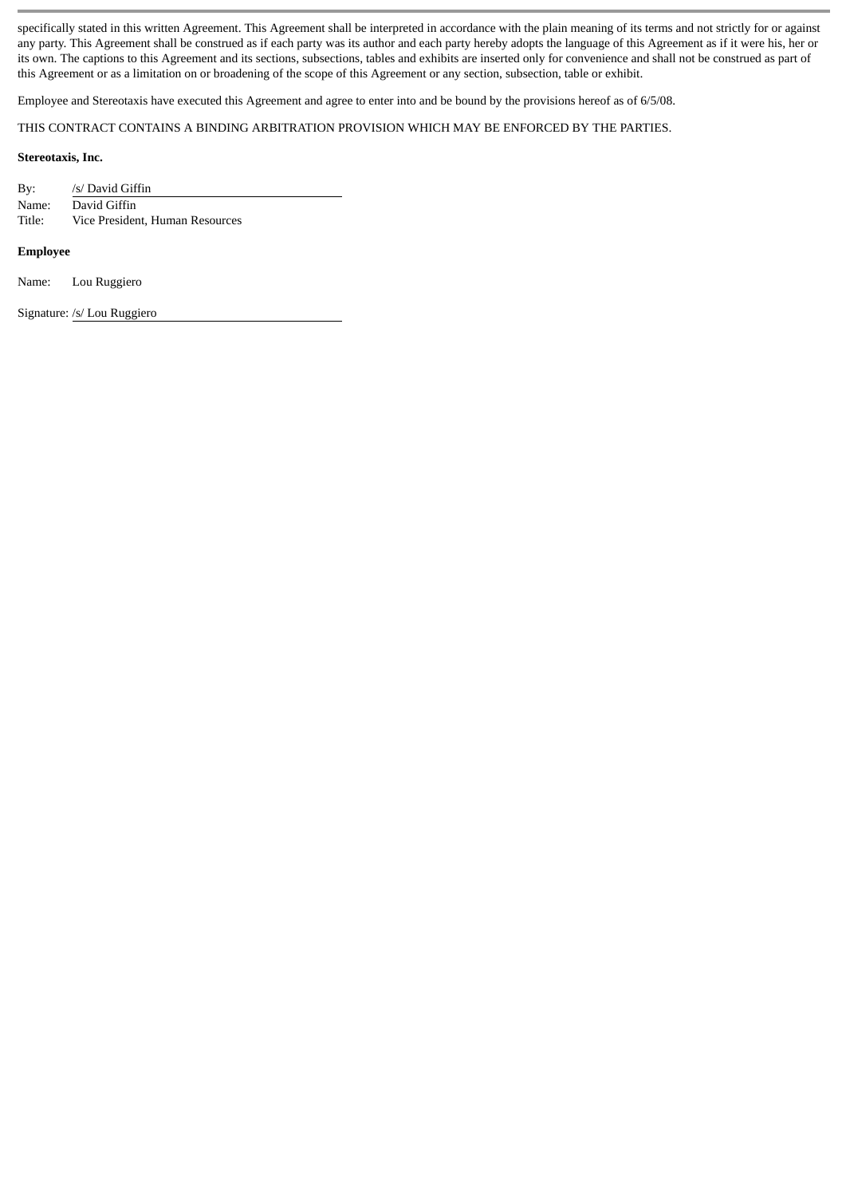specifically stated in this written Agreement. This Agreement shall be interpreted in accordance with the plain meaning of its terms and not strictly for or against any party. This Agreement shall be construed as if each party was its author and each party hereby adopts the language of this Agreement as if it were his, her or its own. The captions to this Agreement and its sections, subsections, tables and exhibits are inserted only for convenience and shall not be construed as part of this Agreement or as a limitation on or broadening of the scope of this Agreement or any section, subsection, table or exhibit.

Employee and Stereotaxis have executed this Agreement and agree to enter into and be bound by the provisions hereof as of 6/5/08.

THIS CONTRACT CONTAINS A BINDING ARBITRATION PROVISION WHICH MAY BE ENFORCED BY THE PARTIES.

**Stereotaxis, Inc.**

By: /s/ David Giffin
Name: David Giffin
Title: Vice President, Human Resources

**Employee**

Name: Lou Ruggiero

Signature: /s/ Lou Ruggiero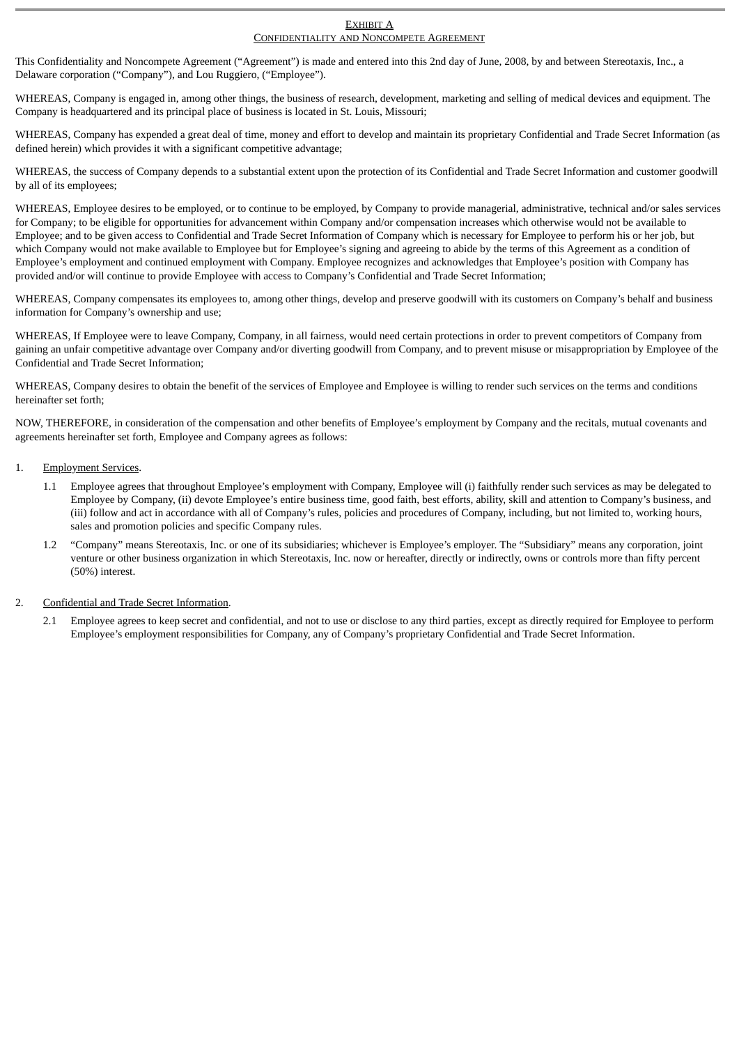<u>EXHIBIT A</u>

<u>CONFIDENTIALITY AND NONCOMPETE AGREEMENT</u>

This Confidentiality and Noncompete Agreement ("Agreement") is made and entered into this 2nd day of June, 2008, by and between Stereotaxis, Inc., a Delaware corporation ("Company"), and Lou Ruggiero, ("Employee").

WHEREAS, Company is engaged in, among other things, the business of research, development, marketing and selling of medical devices and equipment. The Company is headquartered and its principal place of business is located in St. Louis, Missouri;

WHEREAS, Company has expended a great deal of time, money and effort to develop and maintain its proprietary Confidential and Trade Secret Information (as defined herein) which provides it with a significant competitive advantage;

WHEREAS, the success of Company depends to a substantial extent upon the protection of its Confidential and Trade Secret Information and customer goodwill by all of its employees;

WHEREAS, Employee desires to be employed, or to continue to be employed, by Company to provide managerial, administrative, technical and/or sales services for Company; to be eligible for opportunities for advancement within Company and/or compensation increases which otherwise would not be available to Employee; and to be given access to Confidential and Trade Secret Information of Company which is necessary for Employee to perform his or her job, but which Company would not make available to Employee but for Employee's signing and agreeing to abide by the terms of this Agreement as a condition of Employee's employment and continued employment with Company. Employee recognizes and acknowledges that Employee's position with Company has provided and/or will continue to provide Employee with access to Company's Confidential and Trade Secret Information;

WHEREAS, Company compensates its employees to, among other things, develop and preserve goodwill with its customers on Company's behalf and business information for Company's ownership and use;

WHEREAS, If Employee were to leave Company, Company, in all fairness, would need certain protections in order to prevent competitors of Company from gaining an unfair competitive advantage over Company and/or diverting goodwill from Company, and to prevent misuse or misappropriation by Employee of the Confidential and Trade Secret Information;

WHEREAS, Company desires to obtain the benefit of the services of Employee and Employee is willing to render such services on the terms and conditions hereinafter set forth;

NOW, THEREFORE, in consideration of the compensation and other benefits of Employee's employment by Company and the recitals, mutual covenants and agreements hereinafter set forth, Employee and Company agrees as follows:

1. <u>Employment Services</u>.

   1.1 Employee agrees that throughout Employee's employment with Company, Employee will (i) faithfully render such services as may be delegated to Employee by Company, (ii) devote Employee's entire business time, good faith, best efforts, ability, skill and attention to Company's business, and (iii) follow and act in accordance with all of Company's rules, policies and procedures of Company, including, but not limited to, working hours, sales and promotion policies and specific Company rules.

   1.2 "Company" means Stereotaxis, Inc. or one of its subsidiaries; whichever is Employee's employer. The "Subsidiary" means any corporation, joint venture or other business organization in which Stereotaxis, Inc. now or hereafter, directly or indirectly, owns or controls more than fifty percent (50%) interest.

2. <u>Confidential and Trade Secret Information</u>.

   2.1 Employee agrees to keep secret and confidential, and not to use or disclose to any third parties, except as directly required for Employee to perform Employee's employment responsibilities for Company, any of Company's proprietary Confidential and Trade Secret Information.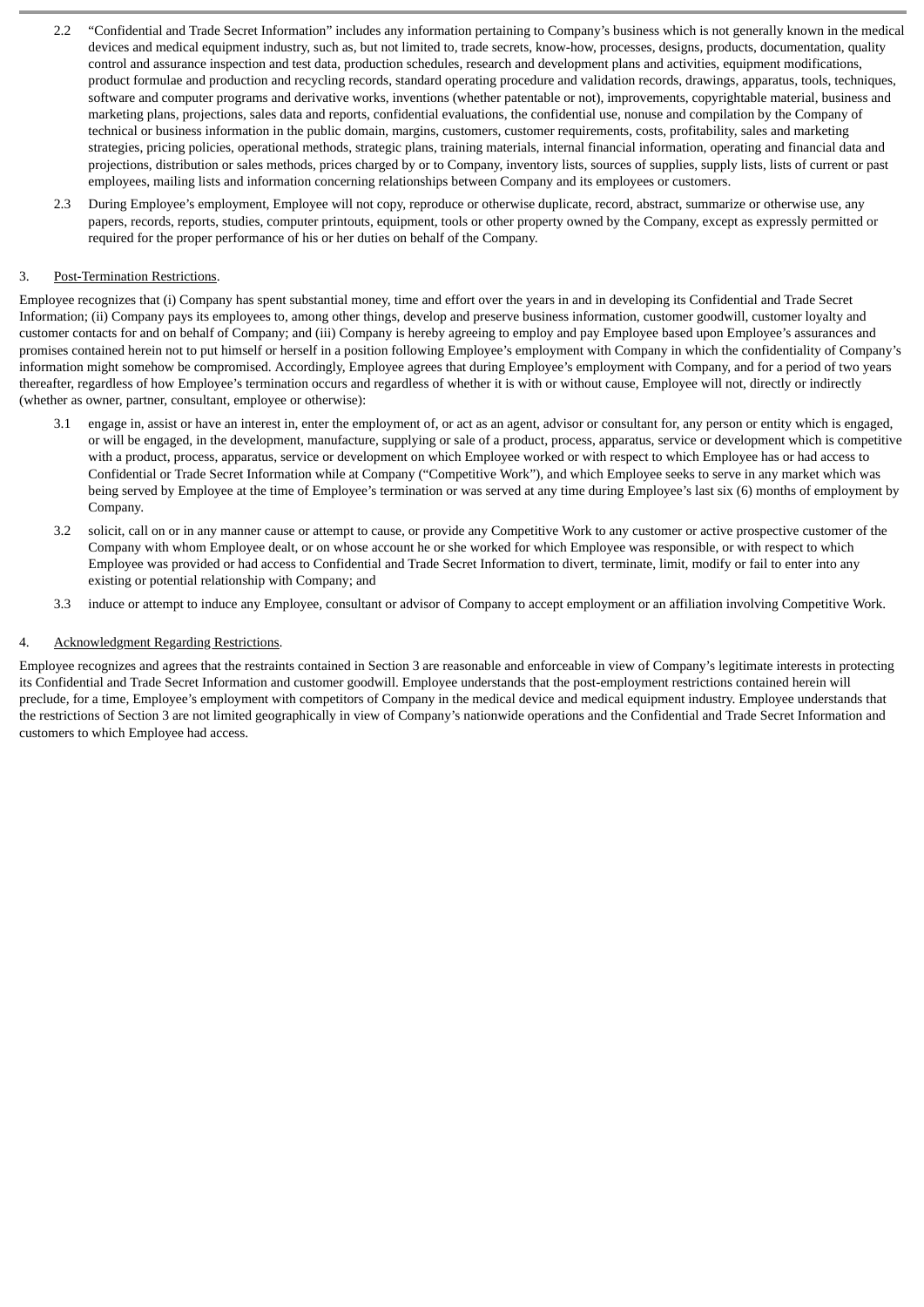2.2 "Confidential and Trade Secret Information" includes any information pertaining to Company's business which is not generally known in the medical devices and medical equipment industry, such as, but not limited to, trade secrets, know-how, processes, designs, products, documentation, quality control and assurance inspection and test data, production schedules, research and development plans and activities, equipment modifications, product formulae and production and recycling records, standard operating procedure and validation records, drawings, apparatus, tools, techniques, software and computer programs and derivative works, inventions (whether patentable or not), improvements, copyrightable material, business and marketing plans, projections, sales data and reports, confidential evaluations, the confidential use, nonuse and compilation by the Company of technical or business information in the public domain, margins, customers, customer requirements, costs, profitability, sales and marketing strategies, pricing policies, operational methods, strategic plans, training materials, internal financial information, operating and financial data and projections, distribution or sales methods, prices charged by or to Company, inventory lists, sources of supplies, supply lists, lists of current or past employees, mailing lists and information concerning relationships between Company and its employees or customers.

2.3 During Employee's employment, Employee will not copy, reproduce or otherwise duplicate, record, abstract, summarize or otherwise use, any papers, records, reports, studies, computer printouts, equipment, tools or other property owned by the Company, except as expressly permitted or required for the proper performance of his or her duties on behalf of the Company.

3. Post-Termination Restrictions.

Employee recognizes that (i) Company has spent substantial money, time and effort over the years in and in developing its Confidential and Trade Secret Information; (ii) Company pays its employees to, among other things, develop and preserve business information, customer goodwill, customer loyalty and customer contacts for and on behalf of Company; and (iii) Company is hereby agreeing to employ and pay Employee based upon Employee's assurances and promises contained herein not to put himself or herself in a position following Employee's employment with Company in which the confidentiality of Company's information might somehow be compromised. Accordingly, Employee agrees that during Employee's employment with Company, and for a period of two years thereafter, regardless of how Employee's termination occurs and regardless of whether it is with or without cause, Employee will not, directly or indirectly (whether as owner, partner, consultant, employee or otherwise):

3.1 engage in, assist or have an interest in, enter the employment of, or act as an agent, advisor or consultant for, any person or entity which is engaged, or will be engaged, in the development, manufacture, supplying or sale of a product, process, apparatus, service or development which is competitive with a product, process, apparatus, service or development on which Employee worked or with respect to which Employee has or had access to Confidential or Trade Secret Information while at Company ("Competitive Work"), and which Employee seeks to serve in any market which was being served by Employee at the time of Employee's termination or was served at any time during Employee's last six (6) months of employment by Company.

3.2 solicit, call on or in any manner cause or attempt to cause, or provide any Competitive Work to any customer or active prospective customer of the Company with whom Employee dealt, or on whose account he or she worked for which Employee was responsible, or with respect to which Employee was provided or had access to Confidential and Trade Secret Information to divert, terminate, limit, modify or fail to enter into any existing or potential relationship with Company; and

3.3 induce or attempt to induce any Employee, consultant or advisor of Company to accept employment or an affiliation involving Competitive Work.

4. Acknowledgment Regarding Restrictions.

Employee recognizes and agrees that the restraints contained in Section 3 are reasonable and enforceable in view of Company's legitimate interests in protecting its Confidential and Trade Secret Information and customer goodwill. Employee understands that the post-employment restrictions contained herein will preclude, for a time, Employee's employment with competitors of Company in the medical device and medical equipment industry. Employee understands that the restrictions of Section 3 are not limited geographically in view of Company's nationwide operations and the Confidential and Trade Secret Information and customers to which Employee had access.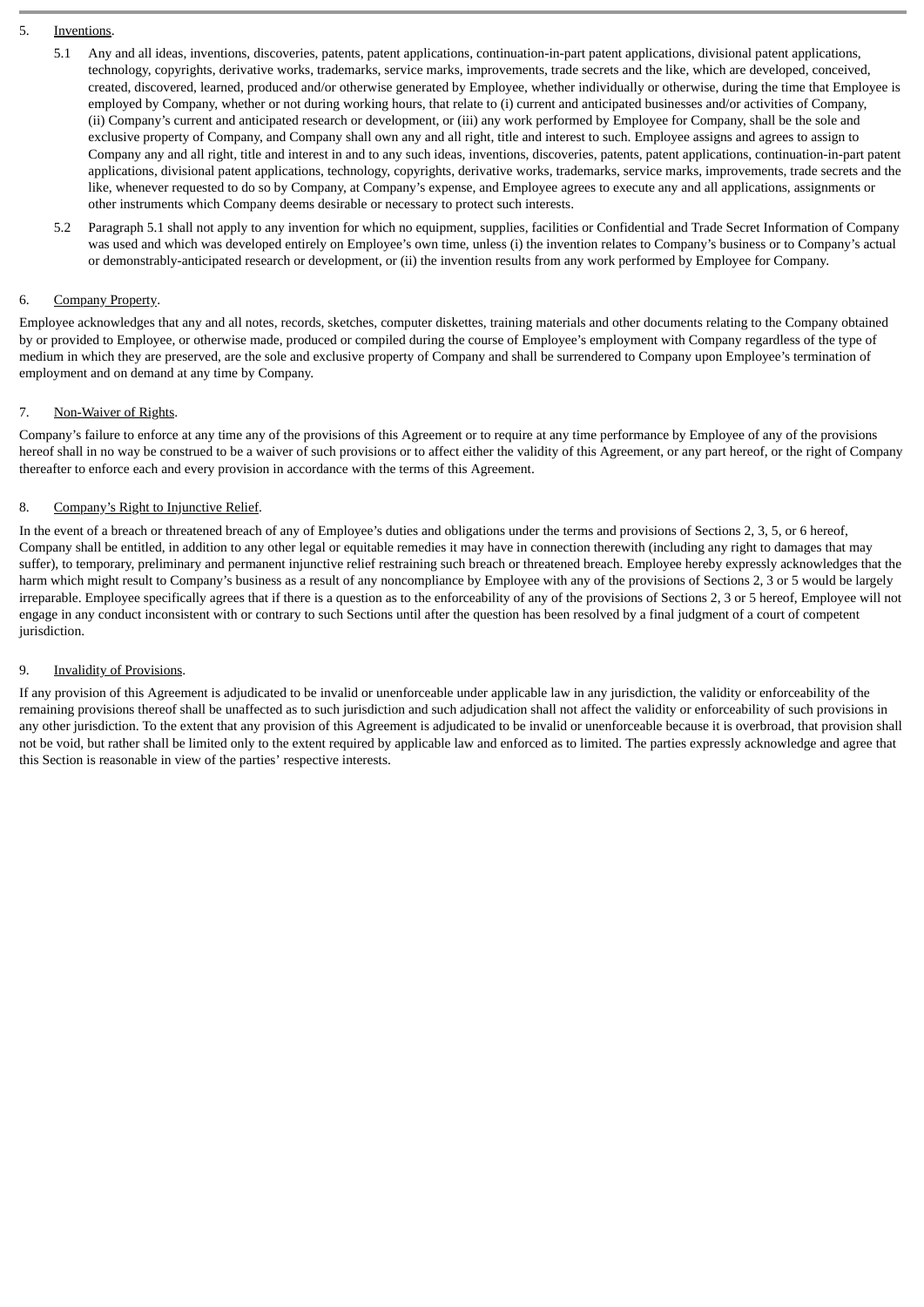5. Inventions.

5.1 Any and all ideas, inventions, discoveries, patents, patent applications, continuation-in-part patent applications, divisional patent applications, technology, copyrights, derivative works, trademarks, service marks, improvements, trade secrets and the like, which are developed, conceived, created, discovered, learned, produced and/or otherwise generated by Employee, whether individually or otherwise, during the time that Employee is employed by Company, whether or not during working hours, that relate to (i) current and anticipated businesses and/or activities of Company, (ii) Company's current and anticipated research or development, or (iii) any work performed by Employee for Company, shall be the sole and exclusive property of Company, and Company shall own any and all right, title and interest to such. Employee assigns and agrees to assign to Company any and all right, title and interest in and to any such ideas, inventions, discoveries, patents, patent applications, continuation-in-part patent applications, divisional patent applications, technology, copyrights, derivative works, trademarks, service marks, improvements, trade secrets and the like, whenever requested to do so by Company, at Company's expense, and Employee agrees to execute any and all applications, assignments or other instruments which Company deems desirable or necessary to protect such interests.

5.2 Paragraph 5.1 shall not apply to any invention for which no equipment, supplies, facilities or Confidential and Trade Secret Information of Company was used and which was developed entirely on Employee's own time, unless (i) the invention relates to Company's business or to Company's actual or demonstrably-anticipated research or development, or (ii) the invention results from any work performed by Employee for Company.

6. Company Property.

Employee acknowledges that any and all notes, records, sketches, computer diskettes, training materials and other documents relating to the Company obtained by or provided to Employee, or otherwise made, produced or compiled during the course of Employee's employment with Company regardless of the type of medium in which they are preserved, are the sole and exclusive property of Company and shall be surrendered to Company upon Employee's termination of employment and on demand at any time by Company.

7. Non-Waiver of Rights.

Company's failure to enforce at any time any of the provisions of this Agreement or to require at any time performance by Employee of any of the provisions hereof shall in no way be construed to be a waiver of such provisions or to affect either the validity of this Agreement, or any part hereof, or the right of Company thereafter to enforce each and every provision in accordance with the terms of this Agreement.

8. Company's Right to Injunctive Relief.

In the event of a breach or threatened breach of any of Employee's duties and obligations under the terms and provisions of Sections 2, 3, 5, or 6 hereof, Company shall be entitled, in addition to any other legal or equitable remedies it may have in connection therewith (including any right to damages that may suffer), to temporary, preliminary and permanent injunctive relief restraining such breach or threatened breach. Employee hereby expressly acknowledges that the harm which might result to Company's business as a result of any noncompliance by Employee with any of the provisions of Sections 2, 3 or 5 would be largely irreparable. Employee specifically agrees that if there is a question as to the enforceability of any of the provisions of Sections 2, 3 or 5 hereof, Employee will not engage in any conduct inconsistent with or contrary to such Sections until after the question has been resolved by a final judgment of a court of competent jurisdiction.

9. Invalidity of Provisions.

If any provision of this Agreement is adjudicated to be invalid or unenforceable under applicable law in any jurisdiction, the validity or enforceability of the remaining provisions thereof shall be unaffected as to such jurisdiction and such adjudication shall not affect the validity or enforceability of such provisions in any other jurisdiction. To the extent that any provision of this Agreement is adjudicated to be invalid or unenforceable because it is overbroad, that provision shall not be void, but rather shall be limited only to the extent required by applicable law and enforced as to limited. The parties expressly acknowledge and agree that this Section is reasonable in view of the parties' respective interests.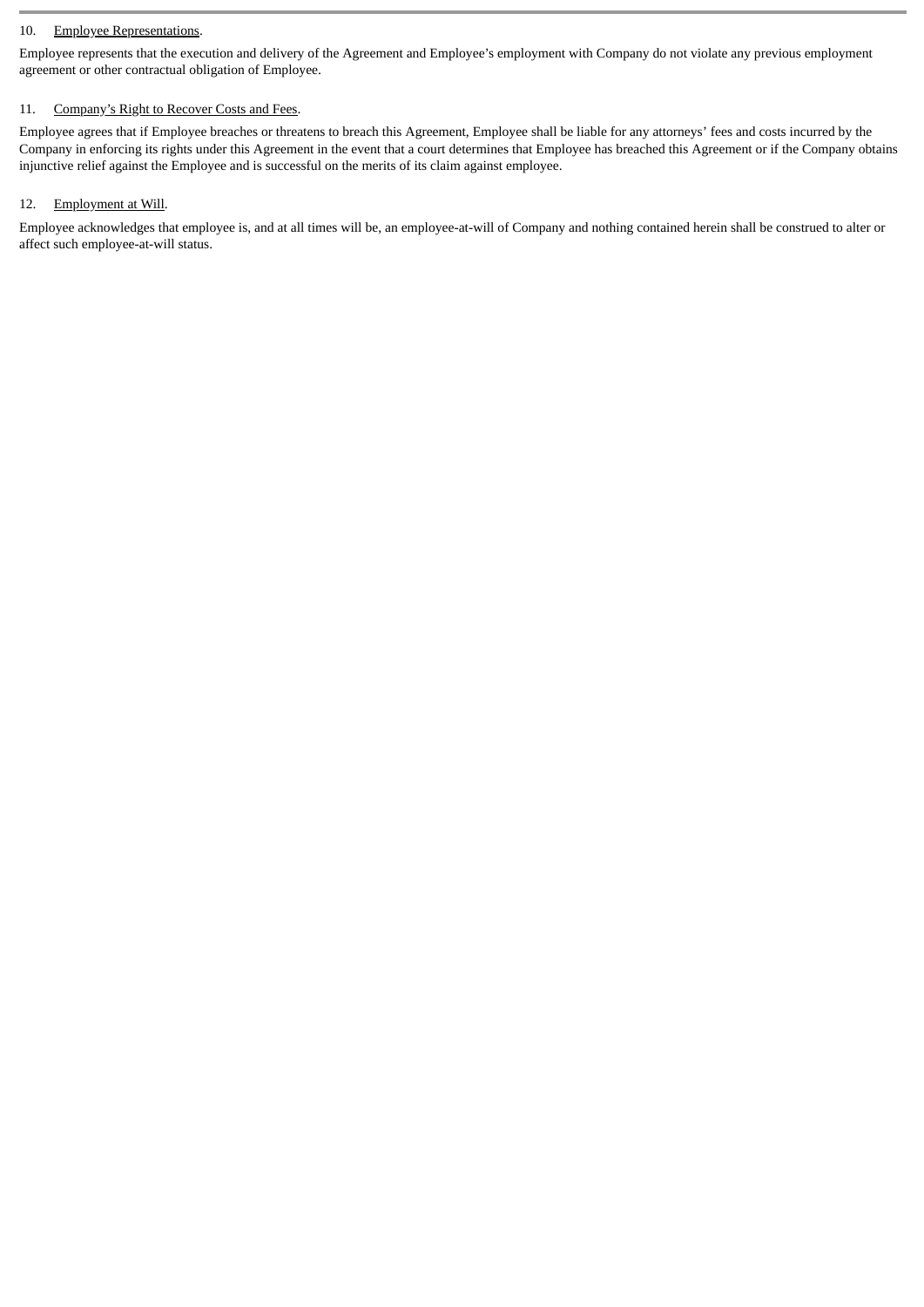10. <u>Employee Representations</u>.

Employee represents that the execution and delivery of the Agreement and Employee's employment with Company do not violate any previous employment agreement or other contractual obligation of Employee.

11. <u>Company's Right to Recover Costs and Fees</u>.

Employee agrees that if Employee breaches or threatens to breach this Agreement, Employee shall be liable for any attorneys' fees and costs incurred by the Company in enforcing its rights under this Agreement in the event that a court determines that Employee has breached this Agreement or if the Company obtains injunctive relief against the Employee and is successful on the merits of its claim against employee.

12. <u>Employment at Will</u>.

Employee acknowledges that employee is, and at all times will be, an employee-at-will of Company and nothing contained herein shall be construed to alter or affect such employee-at-will status.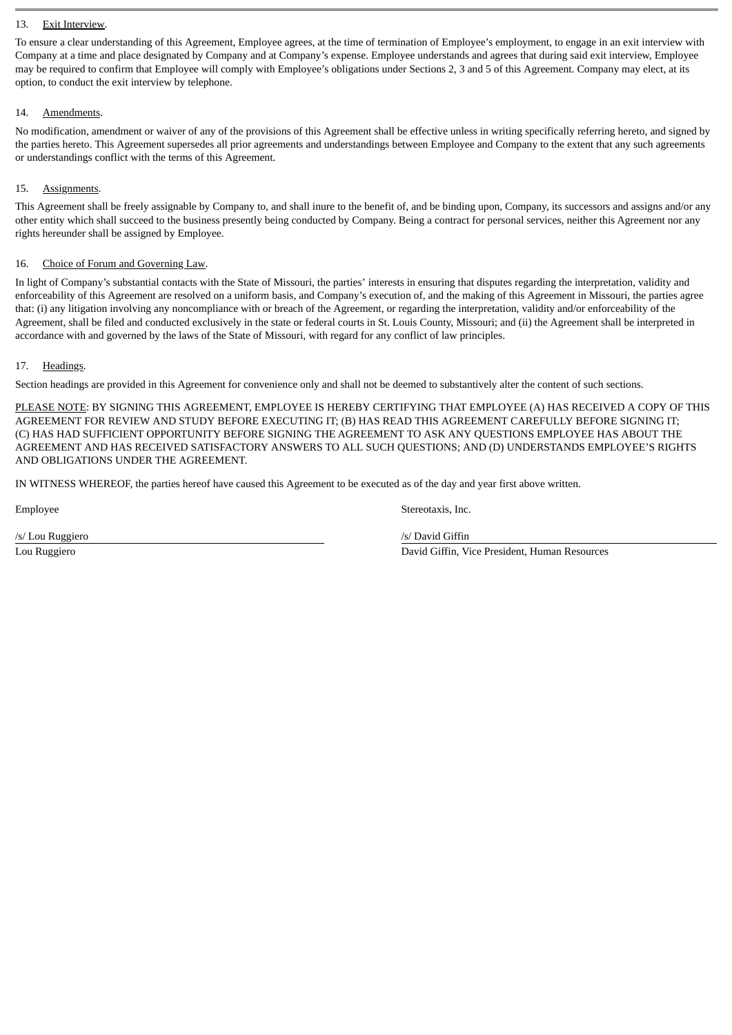13. Exit Interview.

To ensure a clear understanding of this Agreement, Employee agrees, at the time of termination of Employee's employment, to engage in an exit interview with Company at a time and place designated by Company and at Company's expense. Employee understands and agrees that during said exit interview, Employee may be required to confirm that Employee will comply with Employee's obligations under Sections 2, 3 and 5 of this Agreement. Company may elect, at its option, to conduct the exit interview by telephone.

14. Amendments.

No modification, amendment or waiver of any of the provisions of this Agreement shall be effective unless in writing specifically referring hereto, and signed by the parties hereto. This Agreement supersedes all prior agreements and understandings between Employee and Company to the extent that any such agreements or understandings conflict with the terms of this Agreement.

15. Assignments.

This Agreement shall be freely assignable by Company to, and shall inure to the benefit of, and be binding upon, Company, its successors and assigns and/or any other entity which shall succeed to the business presently being conducted by Company. Being a contract for personal services, neither this Agreement nor any rights hereunder shall be assigned by Employee.

16. Choice of Forum and Governing Law.

In light of Company's substantial contacts with the State of Missouri, the parties' interests in ensuring that disputes regarding the interpretation, validity and enforceability of this Agreement are resolved on a uniform basis, and Company's execution of, and the making of this Agreement in Missouri, the parties agree that: (i) any litigation involving any noncompliance with or breach of the Agreement, or regarding the interpretation, validity and/or enforceability of the Agreement, shall be filed and conducted exclusively in the state or federal courts in St. Louis County, Missouri; and (ii) the Agreement shall be interpreted in accordance with and governed by the laws of the State of Missouri, with regard for any conflict of law principles.

17. Headings.

Section headings are provided in this Agreement for convenience only and shall not be deemed to substantively alter the content of such sections.

PLEASE NOTE: BY SIGNING THIS AGREEMENT, EMPLOYEE IS HEREBY CERTIFYING THAT EMPLOYEE (A) HAS RECEIVED A COPY OF THIS AGREEMENT FOR REVIEW AND STUDY BEFORE EXECUTING IT; (B) HAS READ THIS AGREEMENT CAREFULLY BEFORE SIGNING IT; (C) HAS HAD SUFFICIENT OPPORTUNITY BEFORE SIGNING THE AGREEMENT TO ASK ANY QUESTIONS EMPLOYEE HAS ABOUT THE AGREEMENT AND HAS RECEIVED SATISFACTORY ANSWERS TO ALL SUCH QUESTIONS; AND (D) UNDERSTANDS EMPLOYEE'S RIGHTS AND OBLIGATIONS UNDER THE AGREEMENT.

IN WITNESS WHEREOF, the parties hereof have caused this Agreement to be executed as of the day and year first above written.

Employee

/s/ Lou Ruggiero

Lou Ruggiero

Stereotaxis, Inc.

/s/ David Giffin

David Giffin, Vice President, Human Resources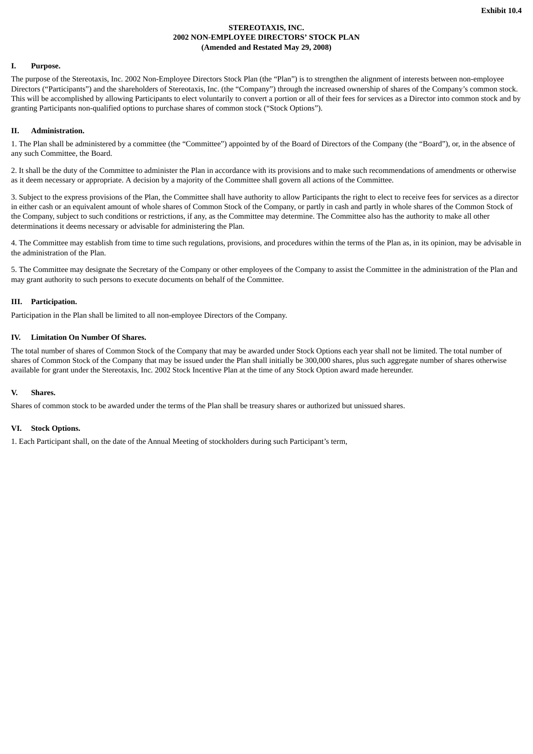**Exhibit 10.4**

# STEREOTAXIS, INC.
# 2002 NON-EMPLOYEE DIRECTORS' STOCK PLAN
# (Amended and Restated May 29, 2008)

## I. Purpose.

The purpose of the Stereotaxis, Inc. 2002 Non-Employee Directors Stock Plan (the "Plan") is to strengthen the alignment of interests between non-employee Directors ("Participants") and the shareholders of Stereotaxis, Inc. (the "Company") through the increased ownership of shares of the Company's common stock. This will be accomplished by allowing Participants to elect voluntarily to convert a portion or all of their fees for services as a Director into common stock and by granting Participants non-qualified options to purchase shares of common stock ("Stock Options").

## II. Administration.

1. The Plan shall be administered by a committee (the "Committee") appointed by of the Board of Directors of the Company (the "Board"), or, in the absence of any such Committee, the Board.

2. It shall be the duty of the Committee to administer the Plan in accordance with its provisions and to make such recommendations of amendments or otherwise as it deem necessary or appropriate. A decision by a majority of the Committee shall govern all actions of the Committee.

3. Subject to the express provisions of the Plan, the Committee shall have authority to allow Participants the right to elect to receive fees for services as a director in either cash or an equivalent amount of whole shares of Common Stock of the Company, or partly in cash and partly in whole shares of the Common Stock of the Company, subject to such conditions or restrictions, if any, as the Committee may determine. The Committee also has the authority to make all other determinations it deems necessary or advisable for administering the Plan.

4. The Committee may establish from time to time such regulations, provisions, and procedures within the terms of the Plan as, in its opinion, may be advisable in the administration of the Plan.

5. The Committee may designate the Secretary of the Company or other employees of the Company to assist the Committee in the administration of the Plan and may grant authority to such persons to execute documents on behalf of the Committee.

## III. Participation.

Participation in the Plan shall be limited to all non-employee Directors of the Company.

## IV. Limitation On Number Of Shares.

The total number of shares of Common Stock of the Company that may be awarded under Stock Options each year shall not be limited. The total number of shares of Common Stock of the Company that may be issued under the Plan shall initially be 300,000 shares, plus such aggregate number of shares otherwise available for grant under the Stereotaxis, Inc. 2002 Stock Incentive Plan at the time of any Stock Option award made hereunder.

## V. Shares.

Shares of common stock to be awarded under the terms of the Plan shall be treasury shares or authorized but unissued shares.

## VI. Stock Options.

1. Each Participant shall, on the date of the Annual Meeting of stockholders during such Participant's term,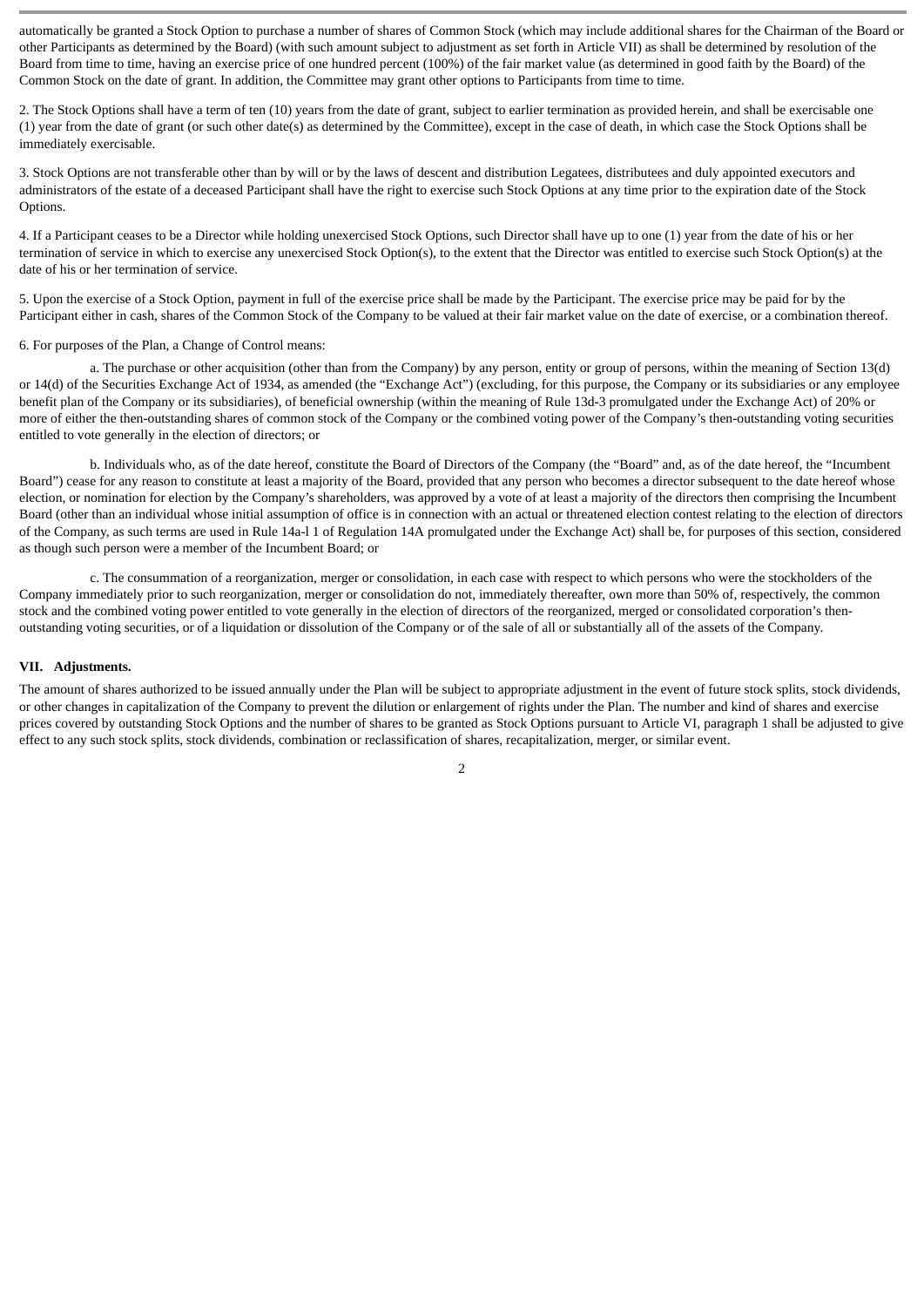automatically be granted a Stock Option to purchase a number of shares of Common Stock (which may include additional shares for the Chairman of the Board or other Participants as determined by the Board) (with such amount subject to adjustment as set forth in Article VII) as shall be determined by resolution of the Board from time to time, having an exercise price of one hundred percent (100%) of the fair market value (as determined in good faith by the Board) of the Common Stock on the date of grant. In addition, the Committee may grant other options to Participants from time to time.

2. The Stock Options shall have a term of ten (10) years from the date of grant, subject to earlier termination as provided herein, and shall be exercisable one (1) year from the date of grant (or such other date(s) as determined by the Committee), except in the case of death, in which case the Stock Options shall be immediately exercisable.

3. Stock Options are not transferable other than by will or by the laws of descent and distribution Legatees, distributees and duly appointed executors and administrators of the estate of a deceased Participant shall have the right to exercise such Stock Options at any time prior to the expiration date of the Stock Options.

4. If a Participant ceases to be a Director while holding unexercised Stock Options, such Director shall have up to one (1) year from the date of his or her termination of service in which to exercise any unexercised Stock Option(s), to the extent that the Director was entitled to exercise such Stock Option(s) at the date of his or her termination of service.

5. Upon the exercise of a Stock Option, payment in full of the exercise price shall be made by the Participant. The exercise price may be paid for by the Participant either in cash, shares of the Common Stock of the Company to be valued at their fair market value on the date of exercise, or a combination thereof.

6. For purposes of the Plan, a Change of Control means:

a. The purchase or other acquisition (other than from the Company) by any person, entity or group of persons, within the meaning of Section 13(d) or 14(d) of the Securities Exchange Act of 1934, as amended (the "Exchange Act") (excluding, for this purpose, the Company or its subsidiaries or any employee benefit plan of the Company or its subsidiaries), of beneficial ownership (within the meaning of Rule 13d-3 promulgated under the Exchange Act) of 20% or more of either the then-outstanding shares of common stock of the Company or the combined voting power of the Company's then-outstanding voting securities entitled to vote generally in the election of directors; or

b. Individuals who, as of the date hereof, constitute the Board of Directors of the Company (the "Board" and, as of the date hereof, the "Incumbent Board") cease for any reason to constitute at least a majority of the Board, provided that any person who becomes a director subsequent to the date hereof whose election, or nomination for election by the Company's shareholders, was approved by a vote of at least a majority of the directors then comprising the Incumbent Board (other than an individual whose initial assumption of office is in connection with an actual or threatened election contest relating to the election of directors of the Company, as such terms are used in Rule 14a-l 1 of Regulation 14A promulgated under the Exchange Act) shall be, for purposes of this section, considered as though such person were a member of the Incumbent Board; or

c. The consummation of a reorganization, merger or consolidation, in each case with respect to which persons who were the stockholders of the Company immediately prior to such reorganization, merger or consolidation do not, immediately thereafter, own more than 50% of, respectively, the common stock and the combined voting power entitled to vote generally in the election of directors of the reorganized, merged or consolidated corporation's then-outstanding voting securities, or of a liquidation or dissolution of the Company or of the sale of all or substantially all of the assets of the Company.

**VII. Adjustments.**

The amount of shares authorized to be issued annually under the Plan will be subject to appropriate adjustment in the event of future stock splits, stock dividends, or other changes in capitalization of the Company to prevent the dilution or enlargement of rights under the Plan. The number and kind of shares and exercise prices covered by outstanding Stock Options and the number of shares to be granted as Stock Options pursuant to Article VI, paragraph 1 shall be adjusted to give effect to any such stock splits, stock dividends, combination or reclassification of shares, recapitalization, merger, or similar event.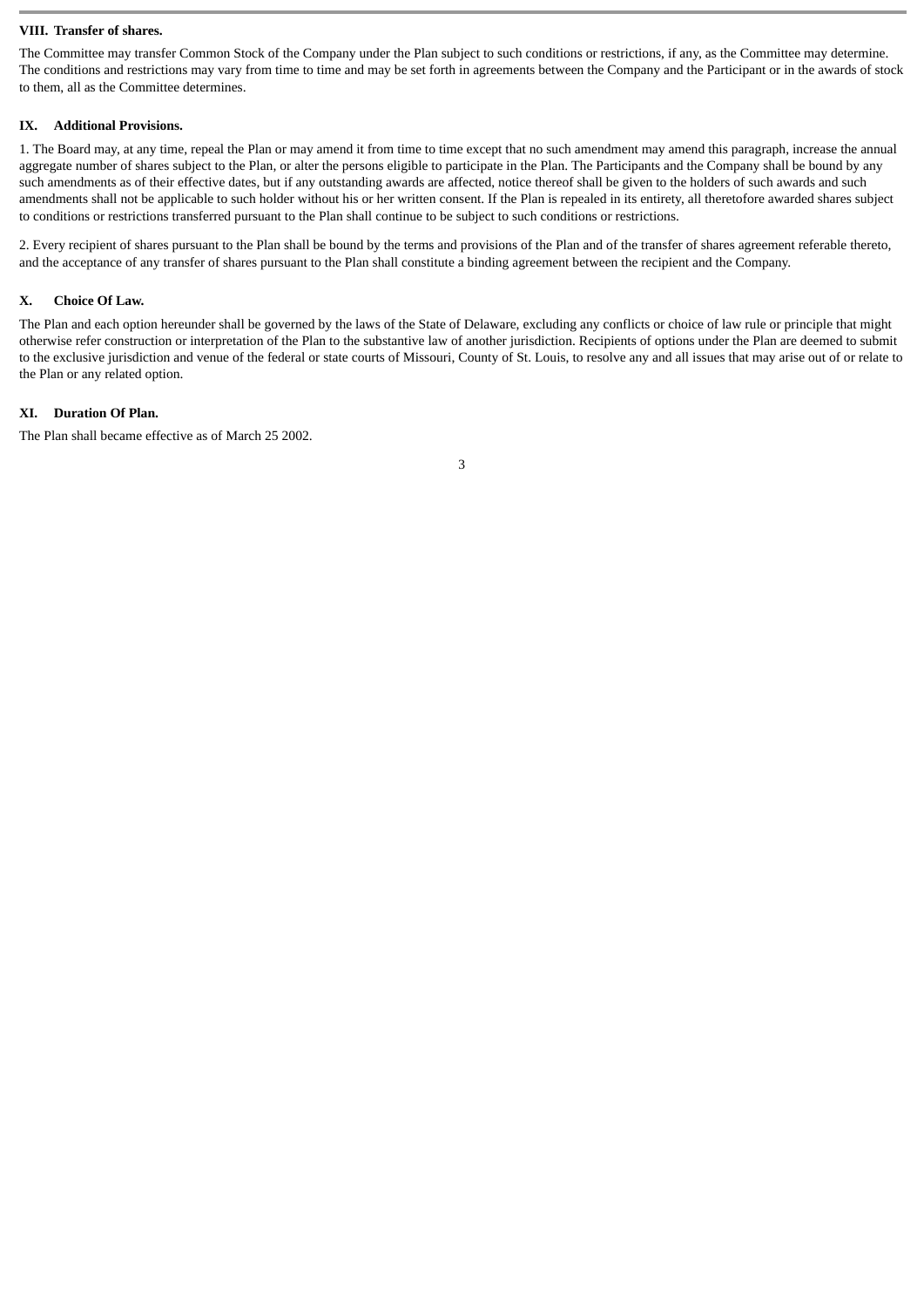**VIII. Transfer of shares.**

The Committee may transfer Common Stock of the Company under the Plan subject to such conditions or restrictions, if any, as the Committee may determine. The conditions and restrictions may vary from time to time and may be set forth in agreements between the Company and the Participant or in the awards of stock to them, all as the Committee determines.

**IX. Additional Provisions.**

1. The Board may, at any time, repeal the Plan or may amend it from time to time except that no such amendment may amend this paragraph, increase the annual aggregate number of shares subject to the Plan, or alter the persons eligible to participate in the Plan. The Participants and the Company shall be bound by any such amendments as of their effective dates, but if any outstanding awards are affected, notice thereof shall be given to the holders of such awards and such amendments shall not be applicable to such holder without his or her written consent. If the Plan is repealed in its entirety, all theretofore awarded shares subject to conditions or restrictions transferred pursuant to the Plan shall continue to be subject to such conditions or restrictions.

2. Every recipient of shares pursuant to the Plan shall be bound by the terms and provisions of the Plan and of the transfer of shares agreement referable thereto, and the acceptance of any transfer of shares pursuant to the Plan shall constitute a binding agreement between the recipient and the Company.

**X. Choice Of Law.**

The Plan and each option hereunder shall be governed by the laws of the State of Delaware, excluding any conflicts or choice of law rule or principle that might otherwise refer construction or interpretation of the Plan to the substantive law of another jurisdiction. Recipients of options under the Plan are deemed to submit to the exclusive jurisdiction and venue of the federal or state courts of Missouri, County of St. Louis, to resolve any and all issues that may arise out of or relate to the Plan or any related option.

**XI. Duration Of Plan.**

The Plan shall became effective as of March 25 2002.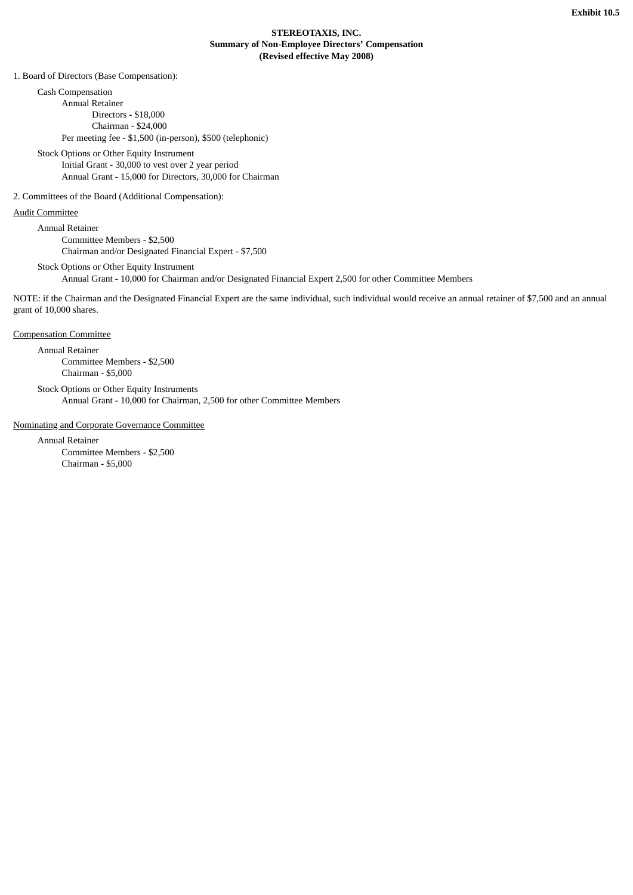**Exhibit 10.5**

**STEREOTAXIS, INC.**
**Summary of Non-Employee Directors' Compensation**
**(Revised effective May 2008)**

1. Board of Directors (Base Compensation):

- Cash Compensation
  - Annual Retainer
    - Directors - $18,000
    - Chairman - $24,000
  - Per meeting fee - $1,500 (in-person), $500 (telephonic)
- Stock Options or Other Equity Instrument
  - Initial Grant - 30,000 to vest over 2 year period
  - Annual Grant - 15,000 for Directors, 30,000 for Chairman

2. Committees of the Board (Additional Compensation):

<u>Audit Committee</u>

- Annual Retainer
  - Committee Members - $2,500
  - Chairman and/or Designated Financial Expert - $7,500
- Stock Options or Other Equity Instrument
  - Annual Grant - 10,000 for Chairman and/or Designated Financial Expert 2,500 for other Committee Members

NOTE: if the Chairman and the Designated Financial Expert are the same individual, such individual would receive an annual retainer of $7,500 and an annual grant of 10,000 shares.

<u>Compensation Committee</u>

- Annual Retainer
  - Committee Members - $2,500
  - Chairman - $5,000
- Stock Options or Other Equity Instruments
  - Annual Grant - 10,000 for Chairman, 2,500 for other Committee Members

<u>Nominating and Corporate Governance Committee</u>

- Annual Retainer
  - Committee Members - $2,500
  - Chairman - $5,000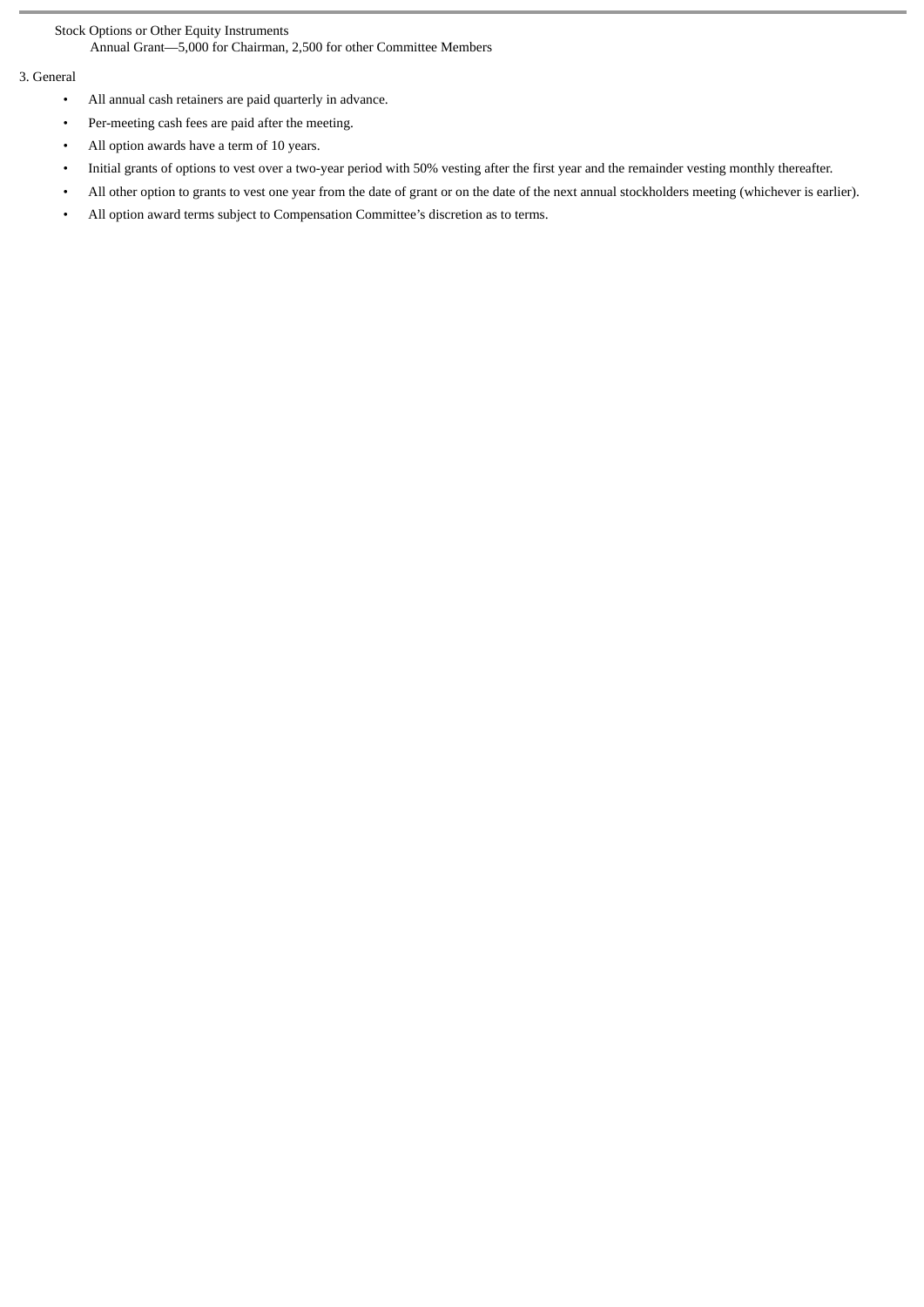Stock Options or Other Equity Instruments

Annual Grant—5,000 for Chairman, 2,500 for other Committee Members

3. General

- All annual cash retainers are paid quarterly in advance.
- Per-meeting cash fees are paid after the meeting.
- All option awards have a term of 10 years.
- Initial grants of options to vest over a two-year period with 50% vesting after the first year and the remainder vesting monthly thereafter.
- All other option to grants to vest one year from the date of grant or on the date of the next annual stockholders meeting (whichever is earlier).
- All option award terms subject to Compensation Committee's discretion as to terms.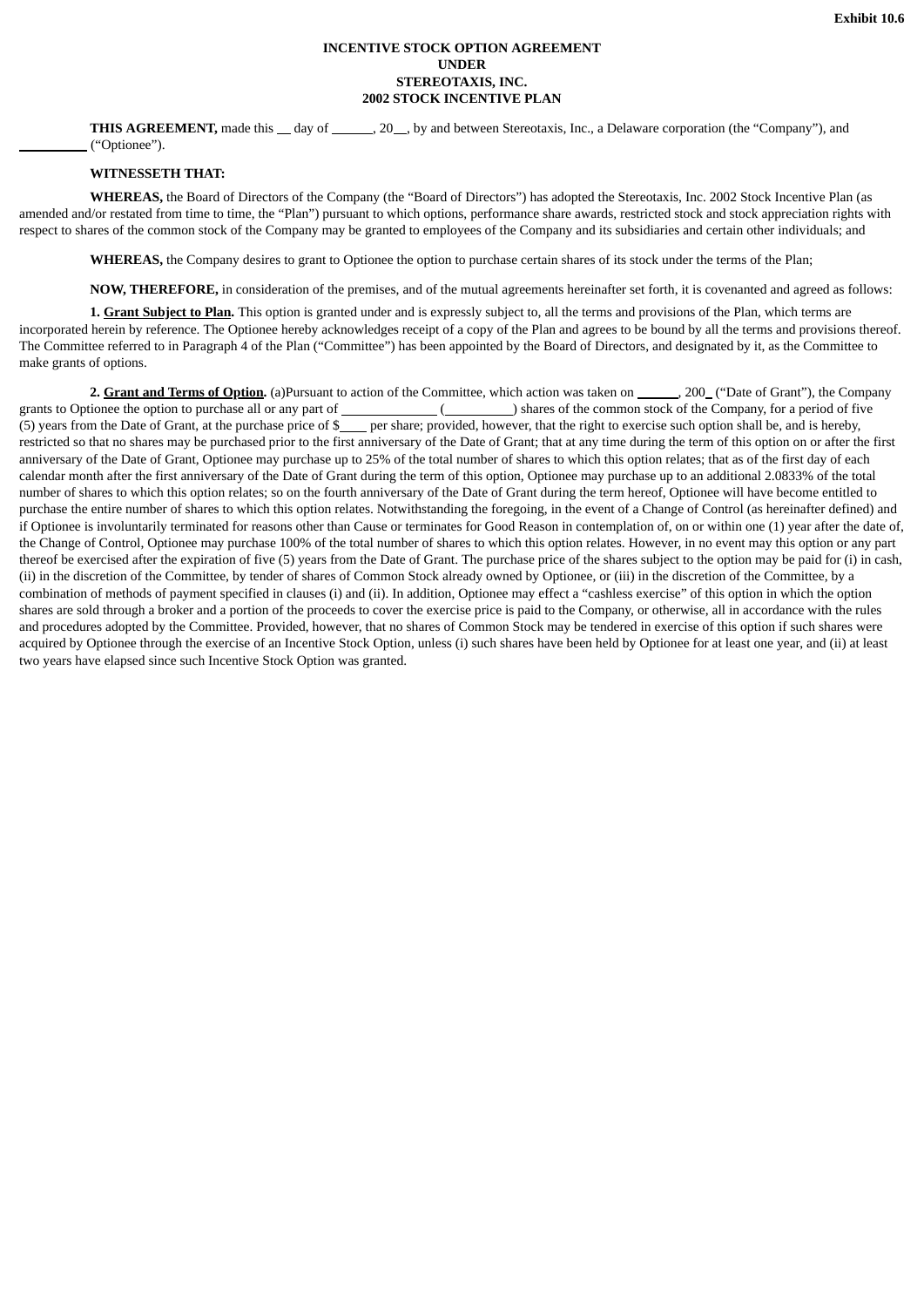Exhibit 10.6

**INCENTIVE STOCK OPTION AGREEMENT**
**UNDER**
**STEREOTAXIS, INC.**
**2002 STOCK INCENTIVE PLAN**

**THIS AGREEMENT,** made this __ day of ______, 20__, by and between Stereotaxis, Inc., a Delaware corporation (the "Company"), and __________ ("Optionee").

**WITNESSETH THAT:**

**WHEREAS,** the Board of Directors of the Company (the "Board of Directors") has adopted the Stereotaxis, Inc. 2002 Stock Incentive Plan (as amended and/or restated from time to time, the "Plan") pursuant to which options, performance share awards, restricted stock and stock appreciation rights with respect to shares of the common stock of the Company may be granted to employees of the Company and its subsidiaries and certain other individuals; and

**WHEREAS,** the Company desires to grant to Optionee the option to purchase certain shares of its stock under the terms of the Plan;

**NOW, THEREFORE,** in consideration of the premises, and of the mutual agreements hereinafter set forth, it is covenanted and agreed as follows:

**1. Grant Subject to Plan.** This option is granted under and is expressly subject to, all the terms and provisions of the Plan, which terms are incorporated herein by reference. The Optionee hereby acknowledges receipt of a copy of the Plan and agrees to be bound by all the terms and provisions thereof. The Committee referred to in Paragraph 4 of the Plan ("Committee") has been appointed by the Board of Directors, and designated by it, as the Committee to make grants of options.

**2. Grant and Terms of Option.** (a)Pursuant to action of the Committee, which action was taken on ______, 200_ ("Date of Grant"), the Company grants to Optionee the option to purchase all or any part of ______________ (__________) shares of the common stock of the Company, for a period of five (5) years from the Date of Grant, at the purchase price of $____ per share; provided, however, that the right to exercise such option shall be, and is hereby, restricted so that no shares may be purchased prior to the first anniversary of the Date of Grant; that at any time during the term of this option on or after the first anniversary of the Date of Grant, Optionee may purchase up to 25% of the total number of shares to which this option relates; that as of the first day of each calendar month after the first anniversary of the Date of Grant during the term of this option, Optionee may purchase up to an additional 2.0833% of the total number of shares to which this option relates; so on the fourth anniversary of the Date of Grant during the term hereof, Optionee will have become entitled to purchase the entire number of shares to which this option relates. Notwithstanding the foregoing, in the event of a Change of Control (as hereinafter defined) and if Optionee is involuntarily terminated for reasons other than Cause or terminates for Good Reason in contemplation of, on or within one (1) year after the date of, the Change of Control, Optionee may purchase 100% of the total number of shares to which this option relates. However, in no event may this option or any part thereof be exercised after the expiration of five (5) years from the Date of Grant. The purchase price of the shares subject to the option may be paid for (i) in cash, (ii) in the discretion of the Committee, by tender of shares of Common Stock already owned by Optionee, or (iii) in the discretion of the Committee, by a combination of methods of payment specified in clauses (i) and (ii). In addition, Optionee may effect a "cashless exercise" of this option in which the option shares are sold through a broker and a portion of the proceeds to cover the exercise price is paid to the Company, or otherwise, all in accordance with the rules and procedures adopted by the Committee. Provided, however, that no shares of Common Stock may be tendered in exercise of this option if such shares were acquired by Optionee through the exercise of an Incentive Stock Option, unless (i) such shares have been held by Optionee for at least one year, and (ii) at least two years have elapsed since such Incentive Stock Option was granted.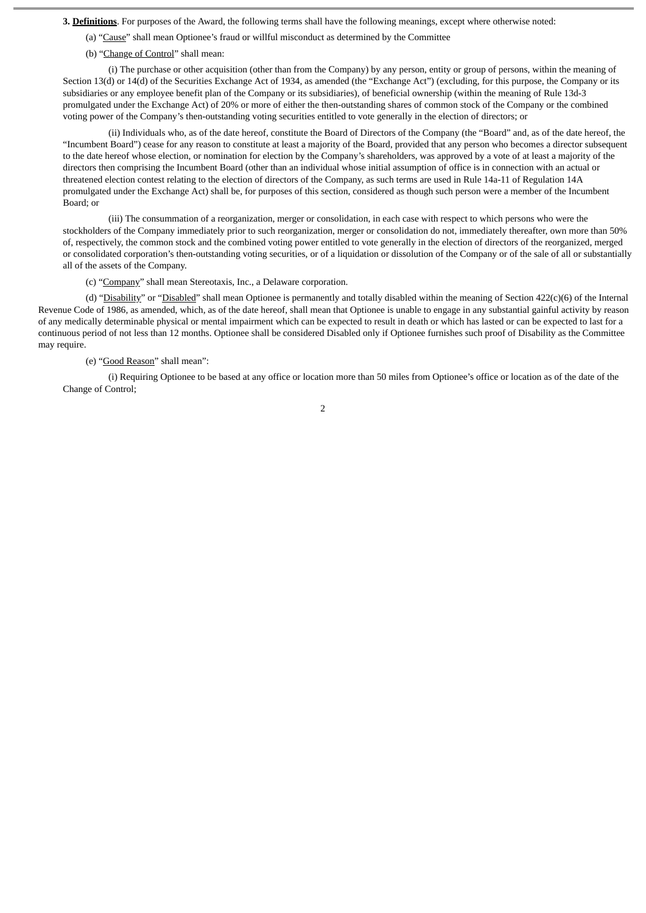**3. Definitions**. For purposes of the Award, the following terms shall have the following meanings, except where otherwise noted:

(a) "Cause" shall mean Optionee's fraud or willful misconduct as determined by the Committee

(b) "Change of Control" shall mean:

(i) The purchase or other acquisition (other than from the Company) by any person, entity or group of persons, within the meaning of Section 13(d) or 14(d) of the Securities Exchange Act of 1934, as amended (the "Exchange Act") (excluding, for this purpose, the Company or its subsidiaries or any employee benefit plan of the Company or its subsidiaries), of beneficial ownership (within the meaning of Rule 13d-3 promulgated under the Exchange Act) of 20% or more of either the then-outstanding shares of common stock of the Company or the combined voting power of the Company's then-outstanding voting securities entitled to vote generally in the election of directors; or

(ii) Individuals who, as of the date hereof, constitute the Board of Directors of the Company (the "Board" and, as of the date hereof, the "Incumbent Board") cease for any reason to constitute at least a majority of the Board, provided that any person who becomes a director subsequent to the date hereof whose election, or nomination for election by the Company's shareholders, was approved by a vote of at least a majority of the directors then comprising the Incumbent Board (other than an individual whose initial assumption of office is in connection with an actual or threatened election contest relating to the election of directors of the Company, as such terms are used in Rule 14a-11 of Regulation 14A promulgated under the Exchange Act) shall be, for purposes of this section, considered as though such person were a member of the Incumbent Board; or

(iii) The consummation of a reorganization, merger or consolidation, in each case with respect to which persons who were the stockholders of the Company immediately prior to such reorganization, merger or consolidation do not, immediately thereafter, own more than 50% of, respectively, the common stock and the combined voting power entitled to vote generally in the election of directors of the reorganized, merged or consolidated corporation's then-outstanding voting securities, or of a liquidation or dissolution of the Company or of the sale of all or substantially all of the assets of the Company.

(c) "Company" shall mean Stereotaxis, Inc., a Delaware corporation.

(d) "Disability" or "Disabled" shall mean Optionee is permanently and totally disabled within the meaning of Section 422(c)(6) of the Internal Revenue Code of 1986, as amended, which, as of the date hereof, shall mean that Optionee is unable to engage in any substantial gainful activity by reason of any medically determinable physical or mental impairment which can be expected to result in death or which has lasted or can be expected to last for a continuous period of not less than 12 months. Optionee shall be considered Disabled only if Optionee furnishes such proof of Disability as the Committee may require.

(e) "Good Reason" shall mean":

(i) Requiring Optionee to be based at any office or location more than 50 miles from Optionee's office or location as of the date of the Change of Control;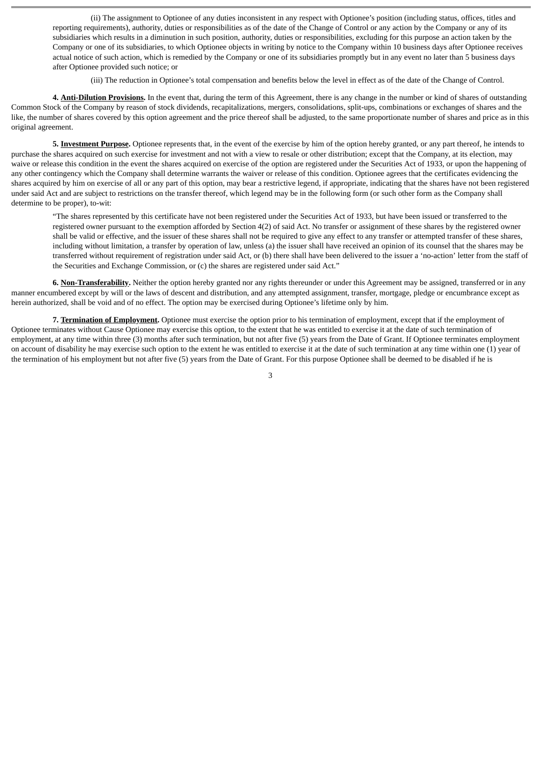(ii) The assignment to Optionee of any duties inconsistent in any respect with Optionee's position (including status, offices, titles and reporting requirements), authority, duties or responsibilities as of the date of the Change of Control or any action by the Company or any of its subsidiaries which results in a diminution in such position, authority, duties or responsibilities, excluding for this purpose an action taken by the Company or one of its subsidiaries, to which Optionee objects in writing by notice to the Company within 10 business days after Optionee receives actual notice of such action, which is remedied by the Company or one of its subsidiaries promptly but in any event no later than 5 business days after Optionee provided such notice; or

(iii) The reduction in Optionee's total compensation and benefits below the level in effect as of the date of the Change of Control.

**4. Anti-Dilution Provisions.** In the event that, during the term of this Agreement, there is any change in the number or kind of shares of outstanding Common Stock of the Company by reason of stock dividends, recapitalizations, mergers, consolidations, split-ups, combinations or exchanges of shares and the like, the number of shares covered by this option agreement and the price thereof shall be adjusted, to the same proportionate number of shares and price as in this original agreement.

**5. Investment Purpose.** Optionee represents that, in the event of the exercise by him of the option hereby granted, or any part thereof, he intends to purchase the shares acquired on such exercise for investment and not with a view to resale or other distribution; except that the Company, at its election, may waive or release this condition in the event the shares acquired on exercise of the option are registered under the Securities Act of 1933, or upon the happening of any other contingency which the Company shall determine warrants the waiver or release of this condition. Optionee agrees that the certificates evidencing the shares acquired by him on exercise of all or any part of this option, may bear a restrictive legend, if appropriate, indicating that the shares have not been registered under said Act and are subject to restrictions on the transfer thereof, which legend may be in the following form (or such other form as the Company shall determine to be proper), to-wit:

> "The shares represented by this certificate have not been registered under the Securities Act of 1933, but have been issued or transferred to the registered owner pursuant to the exemption afforded by Section 4(2) of said Act. No transfer or assignment of these shares by the registered owner shall be valid or effective, and the issuer of these shares shall not be required to give any effect to any transfer or attempted transfer of these shares, including without limitation, a transfer by operation of law, unless (a) the issuer shall have received an opinion of its counsel that the shares may be transferred without requirement of registration under said Act, or (b) there shall have been delivered to the issuer a 'no-action' letter from the staff of the Securities and Exchange Commission, or (c) the shares are registered under said Act."

**6. Non-Transferability.** Neither the option hereby granted nor any rights thereunder or under this Agreement may be assigned, transferred or in any manner encumbered except by will or the laws of descent and distribution, and any attempted assignment, transfer, mortgage, pledge or encumbrance except as herein authorized, shall be void and of no effect. The option may be exercised during Optionee's lifetime only by him.

**7. Termination of Employment.** Optionee must exercise the option prior to his termination of employment, except that if the employment of Optionee terminates without Cause Optionee may exercise this option, to the extent that he was entitled to exercise it at the date of such termination of employment, at any time within three (3) months after such termination, but not after five (5) years from the Date of Grant. If Optionee terminates employment on account of disability he may exercise such option to the extent he was entitled to exercise it at the date of such termination at any time within one (1) year of the termination of his employment but not after five (5) years from the Date of Grant. For this purpose Optionee shall be deemed to be disabled if he is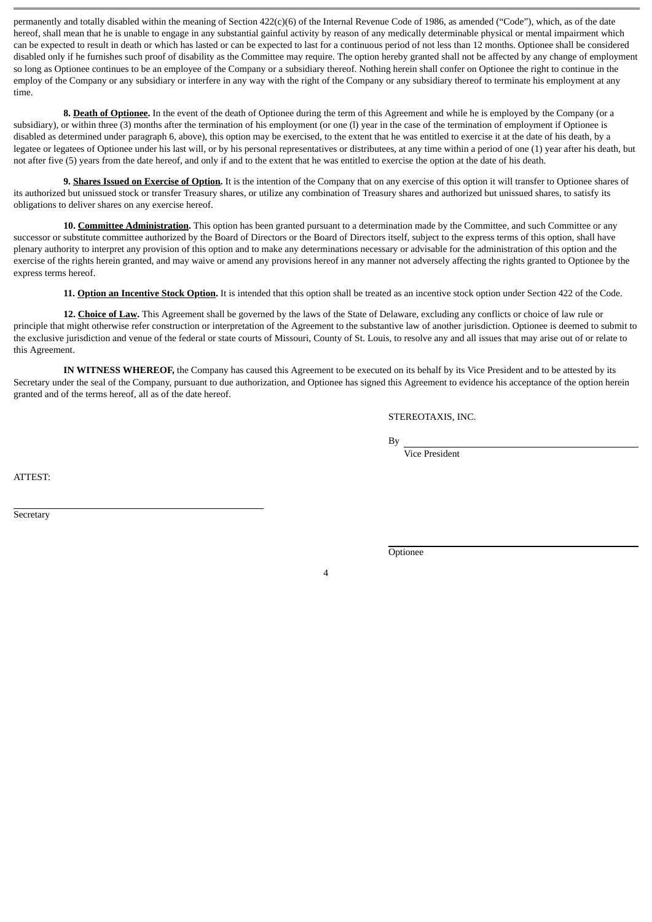permanently and totally disabled within the meaning of Section 422(c)(6) of the Internal Revenue Code of 1986, as amended ("Code"), which, as of the date hereof, shall mean that he is unable to engage in any substantial gainful activity by reason of any medically determinable physical or mental impairment which can be expected to result in death or which has lasted or can be expected to last for a continuous period of not less than 12 months. Optionee shall be considered disabled only if he furnishes such proof of disability as the Committee may require. The option hereby granted shall not be affected by any change of employment so long as Optionee continues to be an employee of the Company or a subsidiary thereof. Nothing herein shall confer on Optionee the right to continue in the employ of the Company or any subsidiary or interfere in any way with the right of the Company or any subsidiary thereof to terminate his employment at any time.

**8. Death of Optionee.** In the event of the death of Optionee during the term of this Agreement and while he is employed by the Company (or a subsidiary), or within three (3) months after the termination of his employment (or one (l) year in the case of the termination of employment if Optionee is disabled as determined under paragraph 6, above), this option may be exercised, to the extent that he was entitled to exercise it at the date of his death, by a legatee or legatees of Optionee under his last will, or by his personal representatives or distributees, at any time within a period of one (1) year after his death, but not after five (5) years from the date hereof, and only if and to the extent that he was entitled to exercise the option at the date of his death.

**9. Shares Issued on Exercise of Option.** It is the intention of the Company that on any exercise of this option it will transfer to Optionee shares of its authorized but unissued stock or transfer Treasury shares, or utilize any combination of Treasury shares and authorized but unissued shares, to satisfy its obligations to deliver shares on any exercise hereof.

**10. Committee Administration.** This option has been granted pursuant to a determination made by the Committee, and such Committee or any successor or substitute committee authorized by the Board of Directors or the Board of Directors itself, subject to the express terms of this option, shall have plenary authority to interpret any provision of this option and to make any determinations necessary or advisable for the administration of this option and the exercise of the rights herein granted, and may waive or amend any provisions hereof in any manner not adversely affecting the rights granted to Optionee by the express terms hereof.

**11. Option an Incentive Stock Option.** It is intended that this option shall be treated as an incentive stock option under Section 422 of the Code.

**12. Choice of Law.** This Agreement shall be governed by the laws of the State of Delaware, excluding any conflicts or choice of law rule or principle that might otherwise refer construction or interpretation of the Agreement to the substantive law of another jurisdiction. Optionee is deemed to submit to the exclusive jurisdiction and venue of the federal or state courts of Missouri, County of St. Louis, to resolve any and all issues that may arise out of or relate to this Agreement.

**IN WITNESS WHEREOF,** the Company has caused this Agreement to be executed on its behalf by its Vice President and to be attested by its Secretary under the seal of the Company, pursuant to due authorization, and Optionee has signed this Agreement to evidence his acceptance of the option herein granted and of the terms hereof, all as of the date hereof.

STEREOTAXIS, INC.

By ______________________________

Vice President

ATTEST:

______________________________

Secretary

______________________________

Optionee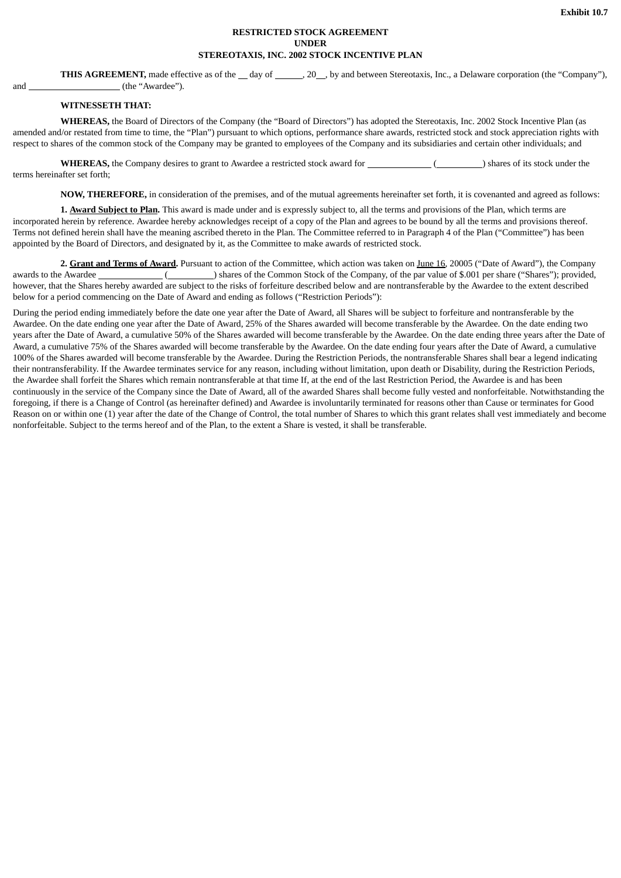Exhibit 10.7

**RESTRICTED STOCK AGREEMENT**
**UNDER**
**STEREOTAXIS, INC. 2002 STOCK INCENTIVE PLAN**

**THIS AGREEMENT,** made effective as of the \_\_ day of \_\_\_\_\_\_, 20\_\_, by and between Stereotaxis, Inc., a Delaware corporation (the "Company"), and \_\_\_\_\_\_\_\_\_\_\_\_\_\_\_\_\_\_\_\_ (the "Awardee").

**WITNESSETH THAT:**

**WHEREAS,** the Board of Directors of the Company (the "Board of Directors") has adopted the Stereotaxis, Inc. 2002 Stock Incentive Plan (as amended and/or restated from time to time, the "Plan") pursuant to which options, performance share awards, restricted stock and stock appreciation rights with respect to shares of the common stock of the Company may be granted to employees of the Company and its subsidiaries and certain other individuals; and

**WHEREAS,** the Company desires to grant to Awardee a restricted stock award for \_\_\_\_\_\_\_\_\_\_\_\_\_\_ (\_\_\_\_\_\_\_\_\_\_) shares of its stock under the terms hereinafter set forth;

**NOW, THEREFORE,** in consideration of the premises, and of the mutual agreements hereinafter set forth, it is covenanted and agreed as follows:

**1. Award Subject to Plan.** This award is made under and is expressly subject to, all the terms and provisions of the Plan, which terms are incorporated herein by reference. Awardee hereby acknowledges receipt of a copy of the Plan and agrees to be bound by all the terms and provisions thereof. Terms not defined herein shall have the meaning ascribed thereto in the Plan. The Committee referred to in Paragraph 4 of the Plan ("Committee") has been appointed by the Board of Directors, and designated by it, as the Committee to make awards of restricted stock.

**2. Grant and Terms of Award.** Pursuant to action of the Committee, which action was taken on June 16, 20005 ("Date of Award"), the Company awards to the Awardee \_\_\_\_\_\_\_\_\_\_\_\_\_\_ (\_\_\_\_\_\_\_\_\_\_) shares of the Common Stock of the Company, of the par value of $.001 per share ("Shares"); provided, however, that the Shares hereby awarded are subject to the risks of forfeiture described below and are nontransferable by the Awardee to the extent described below for a period commencing on the Date of Award and ending as follows ("Restriction Periods"):

During the period ending immediately before the date one year after the Date of Award, all Shares will be subject to forfeiture and nontransferable by the Awardee. On the date ending one year after the Date of Award, 25% of the Shares awarded will become transferable by the Awardee. On the date ending two years after the Date of Award, a cumulative 50% of the Shares awarded will become transferable by the Awardee. On the date ending three years after the Date of Award, a cumulative 75% of the Shares awarded will become transferable by the Awardee. On the date ending four years after the Date of Award, a cumulative 100% of the Shares awarded will become transferable by the Awardee. During the Restriction Periods, the nontransferable Shares shall bear a legend indicating their nontransferability. If the Awardee terminates service for any reason, including without limitation, upon death or Disability, during the Restriction Periods, the Awardee shall forfeit the Shares which remain nontransferable at that time If, at the end of the last Restriction Period, the Awardee is and has been continuously in the service of the Company since the Date of Award, all of the awarded Shares shall become fully vested and nonforfeitable. Notwithstanding the foregoing, if there is a Change of Control (as hereinafter defined) and Awardee is involuntarily terminated for reasons other than Cause or terminates for Good Reason on or within one (1) year after the date of the Change of Control, the total number of Shares to which this grant relates shall vest immediately and become nonforfeitable. Subject to the terms hereof and of the Plan, to the extent a Share is vested, it shall be transferable.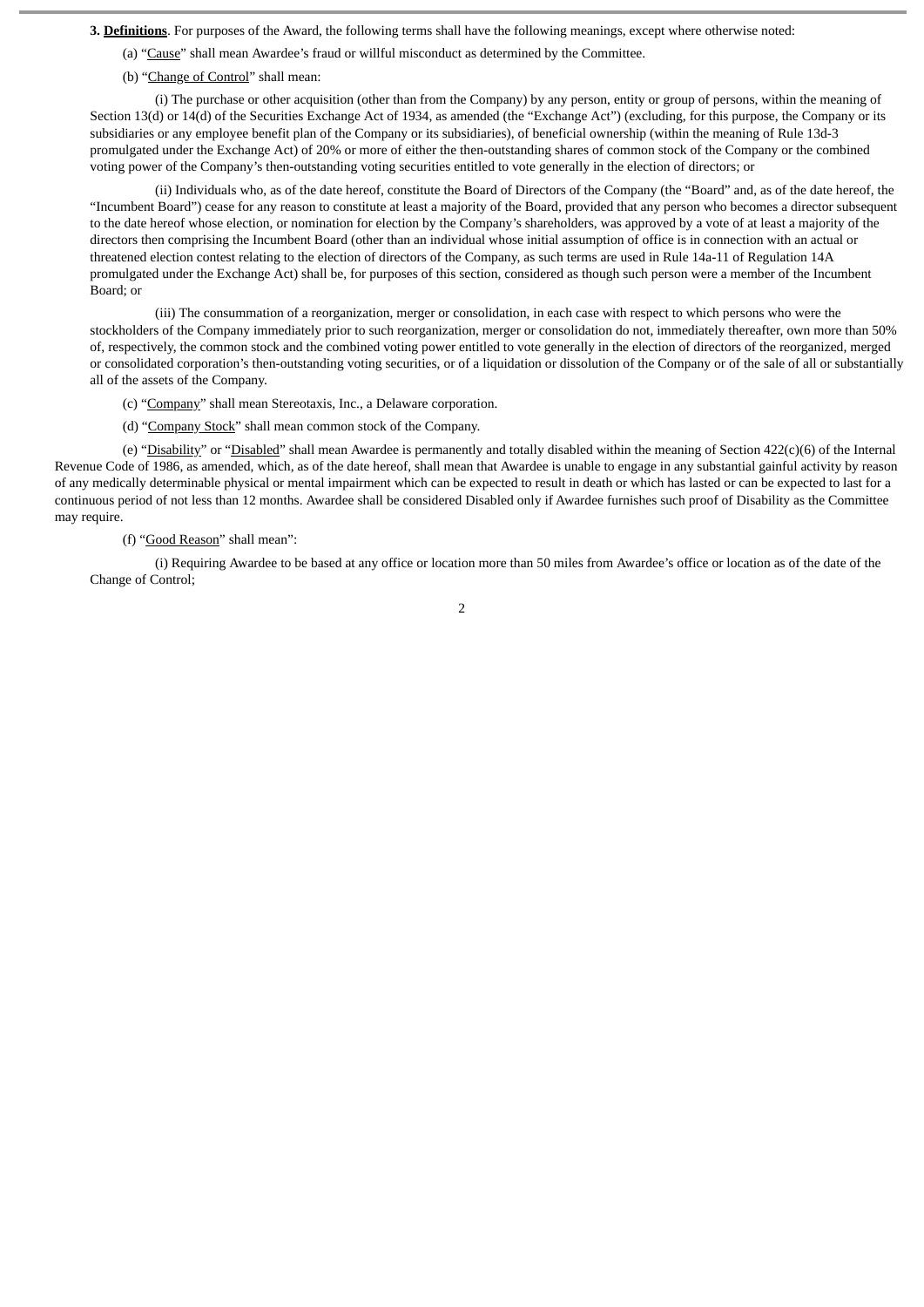**3. <u>Definitions</u>**. For purposes of the Award, the following terms shall have the following meanings, except where otherwise noted:

(a) "<u>Cause</u>" shall mean Awardee's fraud or willful misconduct as determined by the Committee.

(b) "<u>Change of Control</u>" shall mean:

(i) The purchase or other acquisition (other than from the Company) by any person, entity or group of persons, within the meaning of Section 13(d) or 14(d) of the Securities Exchange Act of 1934, as amended (the "Exchange Act") (excluding, for this purpose, the Company or its subsidiaries or any employee benefit plan of the Company or its subsidiaries), of beneficial ownership (within the meaning of Rule 13d-3 promulgated under the Exchange Act) of 20% or more of either the then-outstanding shares of common stock of the Company or the combined voting power of the Company's then-outstanding voting securities entitled to vote generally in the election of directors; or

(ii) Individuals who, as of the date hereof, constitute the Board of Directors of the Company (the "Board" and, as of the date hereof, the "Incumbent Board") cease for any reason to constitute at least a majority of the Board, provided that any person who becomes a director subsequent to the date hereof whose election, or nomination for election by the Company's shareholders, was approved by a vote of at least a majority of the directors then comprising the Incumbent Board (other than an individual whose initial assumption of office is in connection with an actual or threatened election contest relating to the election of directors of the Company, as such terms are used in Rule 14a-11 of Regulation 14A promulgated under the Exchange Act) shall be, for purposes of this section, considered as though such person were a member of the Incumbent Board; or

(iii) The consummation of a reorganization, merger or consolidation, in each case with respect to which persons who were the stockholders of the Company immediately prior to such reorganization, merger or consolidation do not, immediately thereafter, own more than 50% of, respectively, the common stock and the combined voting power entitled to vote generally in the election of directors of the reorganized, merged or consolidated corporation's then-outstanding voting securities, or of a liquidation or dissolution of the Company or of the sale of all or substantially all of the assets of the Company.

(c) "<u>Company</u>" shall mean Stereotaxis, Inc., a Delaware corporation.

(d) "<u>Company Stock</u>" shall mean common stock of the Company.

(e) "<u>Disability</u>" or "<u>Disabled</u>" shall mean Awardee is permanently and totally disabled within the meaning of Section 422(c)(6) of the Internal Revenue Code of 1986, as amended, which, as of the date hereof, shall mean that Awardee is unable to engage in any substantial gainful activity by reason of any medically determinable physical or mental impairment which can be expected to result in death or which has lasted or can be expected to last for a continuous period of not less than 12 months. Awardee shall be considered Disabled only if Awardee furnishes such proof of Disability as the Committee may require.

(f) "<u>Good Reason</u>" shall mean":

(i) Requiring Awardee to be based at any office or location more than 50 miles from Awardee's office or location as of the date of the Change of Control;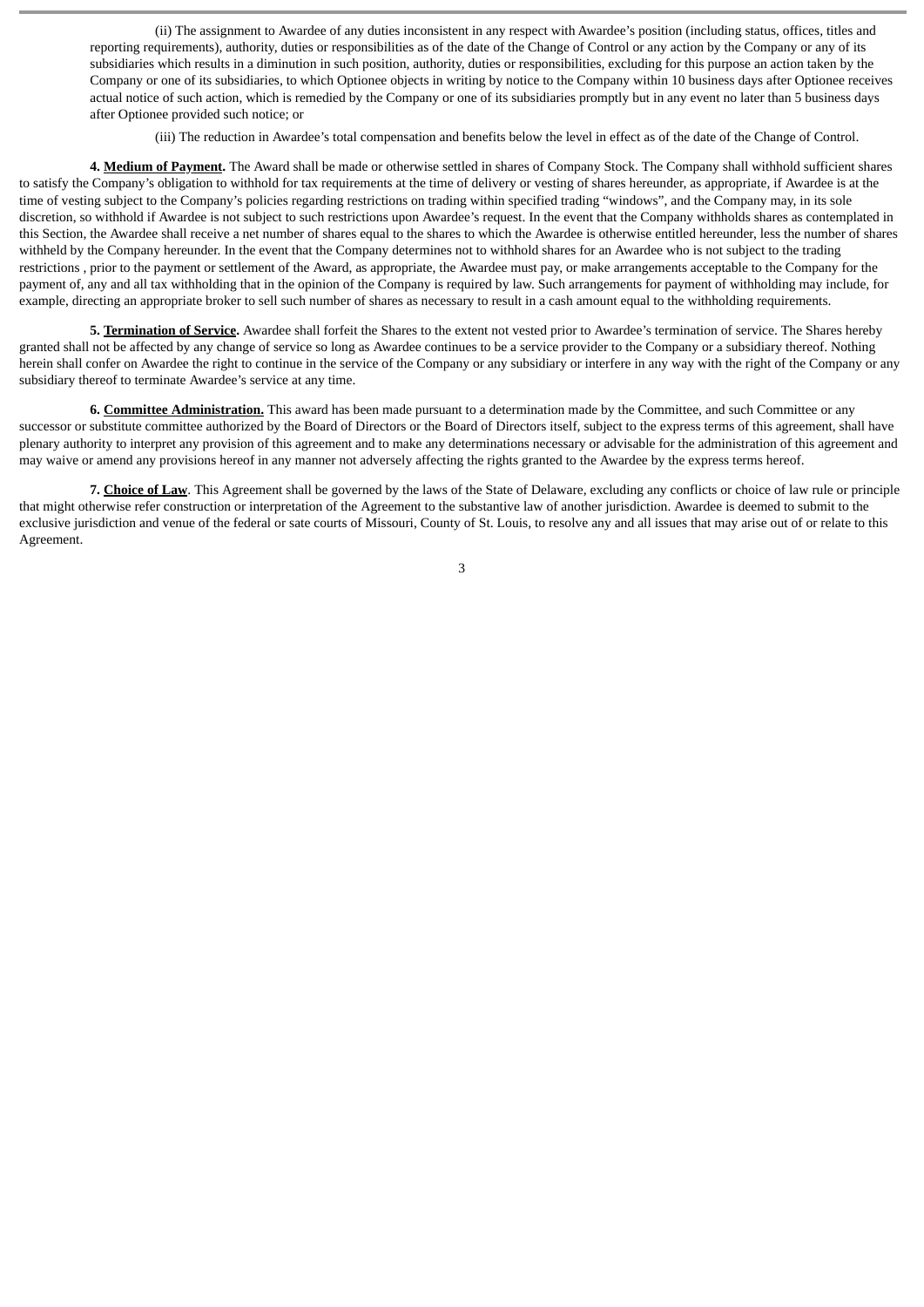(ii) The assignment to Awardee of any duties inconsistent in any respect with Awardee's position (including status, offices, titles and reporting requirements), authority, duties or responsibilities as of the date of the Change of Control or any action by the Company or any of its subsidiaries which results in a diminution in such position, authority, duties or responsibilities, excluding for this purpose an action taken by the Company or one of its subsidiaries, to which Optionee objects in writing by notice to the Company within 10 business days after Optionee receives actual notice of such action, which is remedied by the Company or one of its subsidiaries promptly but in any event no later than 5 business days after Optionee provided such notice; or

(iii) The reduction in Awardee's total compensation and benefits below the level in effect as of the date of the Change of Control.

**4. <u>Medium of Payment</u>.** The Award shall be made or otherwise settled in shares of Company Stock. The Company shall withhold sufficient shares to satisfy the Company's obligation to withhold for tax requirements at the time of delivery or vesting of shares hereunder, as appropriate, if Awardee is at the time of vesting subject to the Company's policies regarding restrictions on trading within specified trading "windows", and the Company may, in its sole discretion, so withhold if Awardee is not subject to such restrictions upon Awardee's request. In the event that the Company withholds shares as contemplated in this Section, the Awardee shall receive a net number of shares equal to the shares to which the Awardee is otherwise entitled hereunder, less the number of shares withheld by the Company hereunder. In the event that the Company determines not to withhold shares for an Awardee who is not subject to the trading restrictions , prior to the payment or settlement of the Award, as appropriate, the Awardee must pay, or make arrangements acceptable to the Company for the payment of, any and all tax withholding that in the opinion of the Company is required by law. Such arrangements for payment of withholding may include, for example, directing an appropriate broker to sell such number of shares as necessary to result in a cash amount equal to the withholding requirements.

**5. <u>Termination of Service</u>.** Awardee shall forfeit the Shares to the extent not vested prior to Awardee's termination of service. The Shares hereby granted shall not be affected by any change of service so long as Awardee continues to be a service provider to the Company or a subsidiary thereof. Nothing herein shall confer on Awardee the right to continue in the service of the Company or any subsidiary or interfere in any way with the right of the Company or any subsidiary thereof to terminate Awardee's service at any time.

**6. <u>Committee Administration.</u>** This award has been made pursuant to a determination made by the Committee, and such Committee or any successor or substitute committee authorized by the Board of Directors or the Board of Directors itself, subject to the express terms of this agreement, shall have plenary authority to interpret any provision of this agreement and to make any determinations necessary or advisable for the administration of this agreement and may waive or amend any provisions hereof in any manner not adversely affecting the rights granted to the Awardee by the express terms hereof.

**7. <u>Choice of Law</u>**. This Agreement shall be governed by the laws of the State of Delaware, excluding any conflicts or choice of law rule or principle that might otherwise refer construction or interpretation of the Agreement to the substantive law of another jurisdiction. Awardee is deemed to submit to the exclusive jurisdiction and venue of the federal or sate courts of Missouri, County of St. Louis, to resolve any and all issues that may arise out of or relate to this Agreement.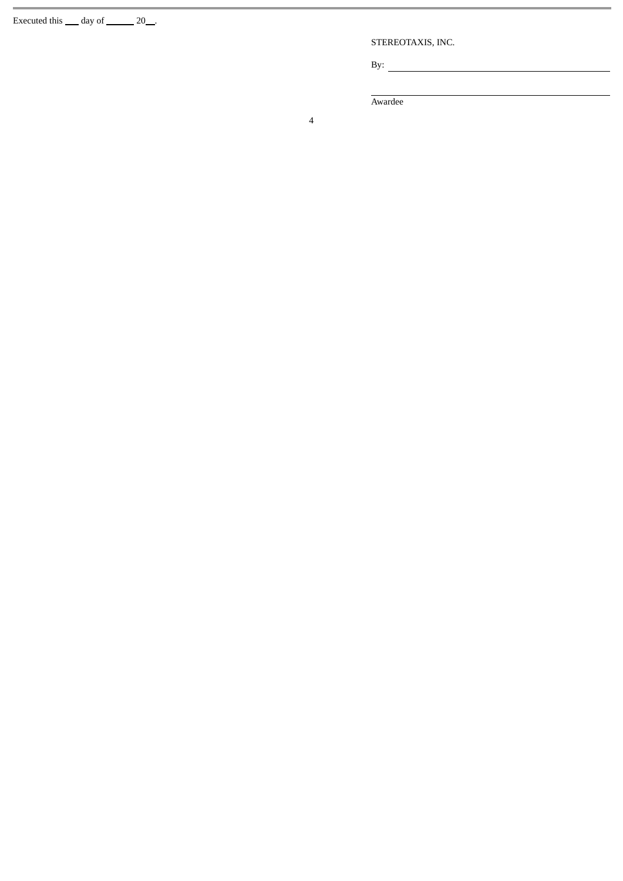Executed this ___ day of ______ 20__.

STEREOTAXIS, INC.

By: ______________________________

______________________________

Awardee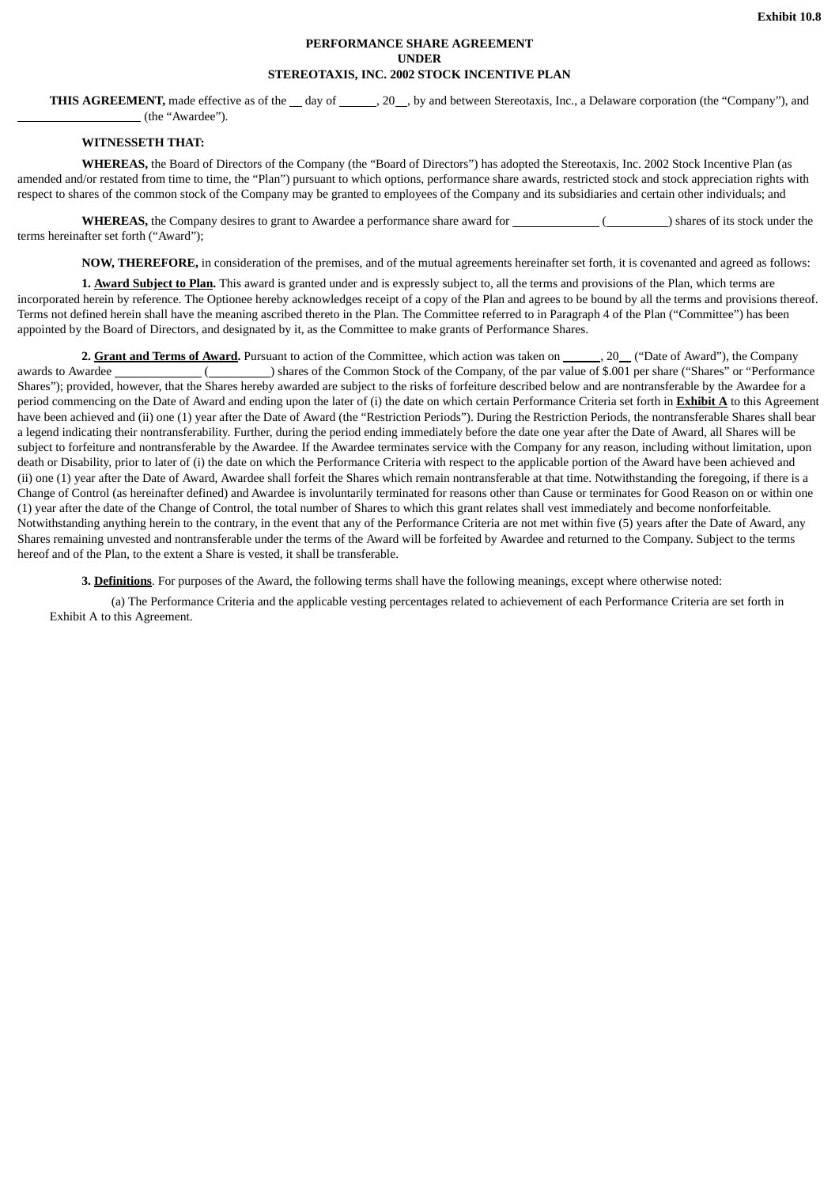Exhibit 10.8

**PERFORMANCE SHARE AGREEMENT**
**UNDER**
**STEREOTAXIS, INC. 2002 STOCK INCENTIVE PLAN**

**THIS AGREEMENT,** made effective as of the __ day of ______, 20__, by and between Stereotaxis, Inc., a Delaware corporation (the "Company"), and ____________________ (the "Awardee").

**WITNESSETH THAT:**

**WHEREAS,** the Board of Directors of the Company (the "Board of Directors") has adopted the Stereotaxis, Inc. 2002 Stock Incentive Plan (as amended and/or restated from time to time, the "Plan") pursuant to which options, performance share awards, restricted stock and stock appreciation rights with respect to shares of the common stock of the Company may be granted to employees of the Company and its subsidiaries and certain other individuals; and

**WHEREAS,** the Company desires to grant to Awardee a performance share award for ______________ (__________) shares of its stock under the terms hereinafter set forth ("Award");

**NOW, THEREFORE,** in consideration of the premises, and of the mutual agreements hereinafter set forth, it is covenanted and agreed as follows:

**1. Award Subject to Plan.** This award is granted under and is expressly subject to, all the terms and provisions of the Plan, which terms are incorporated herein by reference. The Optionee hereby acknowledges receipt of a copy of the Plan and agrees to be bound by all the terms and provisions thereof. Terms not defined herein shall have the meaning ascribed thereto in the Plan. The Committee referred to in Paragraph 4 of the Plan ("Committee") has been appointed by the Board of Directors, and designated by it, as the Committee to make grants of Performance Shares.

**2. Grant and Terms of Award.** Pursuant to action of the Committee, which action was taken on ______, 20__ ("Date of Award"), the Company awards to Awardee ______________ (__________) shares of the Common Stock of the Company, of the par value of $.001 per share ("Shares" or "Performance Shares"); provided, however, that the Shares hereby awarded are subject to the risks of forfeiture described below and are nontransferable by the Awardee for a period commencing on the Date of Award and ending upon the later of (i) the date on which certain Performance Criteria set forth in **Exhibit A** to this Agreement have been achieved and (ii) one (1) year after the Date of Award (the "Restriction Periods"). During the Restriction Periods, the nontransferable Shares shall bear a legend indicating their nontransferability. Further, during the period ending immediately before the date one year after the Date of Award, all Shares will be subject to forfeiture and nontransferable by the Awardee. If the Awardee terminates service with the Company for any reason, including without limitation, upon death or Disability, prior to later of (i) the date on which the Performance Criteria with respect to the applicable portion of the Award have been achieved and (ii) one (1) year after the Date of Award, Awardee shall forfeit the Shares which remain nontransferable at that time. Notwithstanding the foregoing, if there is a Change of Control (as hereinafter defined) and Awardee is involuntarily terminated for reasons other than Cause or terminates for Good Reason on or within one (1) year after the date of the Change of Control, the total number of Shares to which this grant relates shall vest immediately and become nonforfeitable. Notwithstanding anything herein to the contrary, in the event that any of the Performance Criteria are not met within five (5) years after the Date of Award, any Shares remaining unvested and nontransferable under the terms of the Award will be forfeited by Awardee and returned to the Company. Subject to the terms hereof and of the Plan, to the extent a Share is vested, it shall be transferable.

**3. Definitions**. For purposes of the Award, the following terms shall have the following meanings, except where otherwise noted:

(a) The Performance Criteria and the applicable vesting percentages related to achievement of each Performance Criteria are set forth in Exhibit A to this Agreement.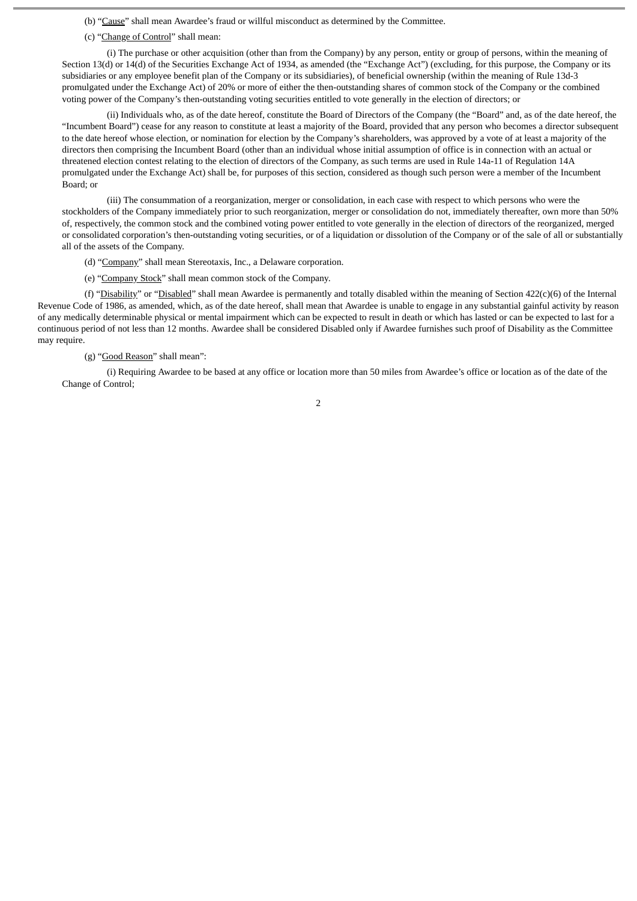(b) "Cause" shall mean Awardee's fraud or willful misconduct as determined by the Committee.

(c) "Change of Control" shall mean:

(i) The purchase or other acquisition (other than from the Company) by any person, entity or group of persons, within the meaning of Section 13(d) or 14(d) of the Securities Exchange Act of 1934, as amended (the "Exchange Act") (excluding, for this purpose, the Company or its subsidiaries or any employee benefit plan of the Company or its subsidiaries), of beneficial ownership (within the meaning of Rule 13d-3 promulgated under the Exchange Act) of 20% or more of either the then-outstanding shares of common stock of the Company or the combined voting power of the Company's then-outstanding voting securities entitled to vote generally in the election of directors; or

(ii) Individuals who, as of the date hereof, constitute the Board of Directors of the Company (the "Board" and, as of the date hereof, the "Incumbent Board") cease for any reason to constitute at least a majority of the Board, provided that any person who becomes a director subsequent to the date hereof whose election, or nomination for election by the Company's shareholders, was approved by a vote of at least a majority of the directors then comprising the Incumbent Board (other than an individual whose initial assumption of office is in connection with an actual or threatened election contest relating to the election of directors of the Company, as such terms are used in Rule 14a-11 of Regulation 14A promulgated under the Exchange Act) shall be, for purposes of this section, considered as though such person were a member of the Incumbent Board; or

(iii) The consummation of a reorganization, merger or consolidation, in each case with respect to which persons who were the stockholders of the Company immediately prior to such reorganization, merger or consolidation do not, immediately thereafter, own more than 50% of, respectively, the common stock and the combined voting power entitled to vote generally in the election of directors of the reorganized, merged or consolidated corporation's then-outstanding voting securities, or of a liquidation or dissolution of the Company or of the sale of all or substantially all of the assets of the Company.

(d) "Company" shall mean Stereotaxis, Inc., a Delaware corporation.

(e) "Company Stock" shall mean common stock of the Company.

(f) "Disability" or "Disabled" shall mean Awardee is permanently and totally disabled within the meaning of Section 422(c)(6) of the Internal Revenue Code of 1986, as amended, which, as of the date hereof, shall mean that Awardee is unable to engage in any substantial gainful activity by reason of any medically determinable physical or mental impairment which can be expected to result in death or which has lasted or can be expected to last for a continuous period of not less than 12 months. Awardee shall be considered Disabled only if Awardee furnishes such proof of Disability as the Committee may require.

(g) "Good Reason" shall mean":

(i) Requiring Awardee to be based at any office or location more than 50 miles from Awardee's office or location as of the date of the Change of Control;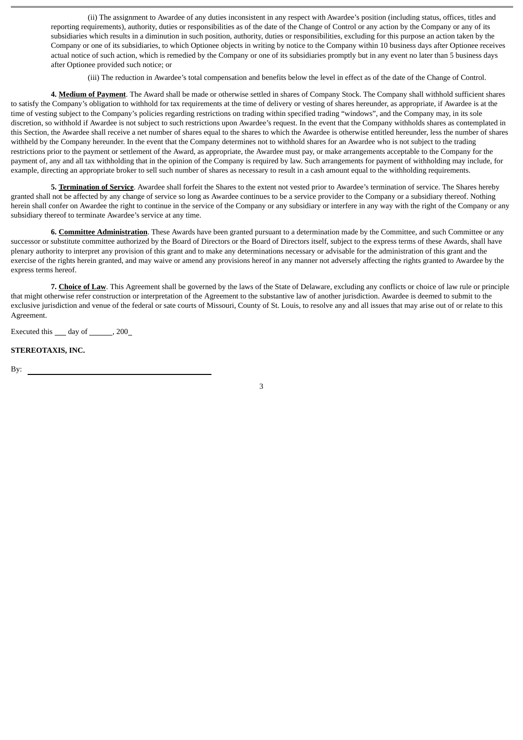(ii) The assignment to Awardee of any duties inconsistent in any respect with Awardee's position (including status, offices, titles and reporting requirements), authority, duties or responsibilities as of the date of the Change of Control or any action by the Company or any of its subsidiaries which results in a diminution in such position, authority, duties or responsibilities, excluding for this purpose an action taken by the Company or one of its subsidiaries, to which Optionee objects in writing by notice to the Company within 10 business days after Optionee receives actual notice of such action, which is remedied by the Company or one of its subsidiaries promptly but in any event no later than 5 business days after Optionee provided such notice; or

(iii) The reduction in Awardee's total compensation and benefits below the level in effect as of the date of the Change of Control.

**4. Medium of Payment**. The Award shall be made or otherwise settled in shares of Company Stock. The Company shall withhold sufficient shares to satisfy the Company's obligation to withhold for tax requirements at the time of delivery or vesting of shares hereunder, as appropriate, if Awardee is at the time of vesting subject to the Company's policies regarding restrictions on trading within specified trading "windows", and the Company may, in its sole discretion, so withhold if Awardee is not subject to such restrictions upon Awardee's request. In the event that the Company withholds shares as contemplated in this Section, the Awardee shall receive a net number of shares equal to the shares to which the Awardee is otherwise entitled hereunder, less the number of shares withheld by the Company hereunder. In the event that the Company determines not to withhold shares for an Awardee who is not subject to the trading restrictions prior to the payment or settlement of the Award, as appropriate, the Awardee must pay, or make arrangements acceptable to the Company for the payment of, any and all tax withholding that in the opinion of the Company is required by law. Such arrangements for payment of withholding may include, for example, directing an appropriate broker to sell such number of shares as necessary to result in a cash amount equal to the withholding requirements.

**5. Termination of Service**. Awardee shall forfeit the Shares to the extent not vested prior to Awardee's termination of service. The Shares hereby granted shall not be affected by any change of service so long as Awardee continues to be a service provider to the Company or a subsidiary thereof. Nothing herein shall confer on Awardee the right to continue in the service of the Company or any subsidiary or interfere in any way with the right of the Company or any subsidiary thereof to terminate Awardee's service at any time.

**6. Committee Administration**. These Awards have been granted pursuant to a determination made by the Committee, and such Committee or any successor or substitute committee authorized by the Board of Directors or the Board of Directors itself, subject to the express terms of these Awards, shall have plenary authority to interpret any provision of this grant and to make any determinations necessary or advisable for the administration of this grant and the exercise of the rights herein granted, and may waive or amend any provisions hereof in any manner not adversely affecting the rights granted to Awardee by the express terms hereof.

**7. Choice of Law**. This Agreement shall be governed by the laws of the State of Delaware, excluding any conflicts or choice of law rule or principle that might otherwise refer construction or interpretation of the Agreement to the substantive law of another jurisdiction. Awardee is deemed to submit to the exclusive jurisdiction and venue of the federal or sate courts of Missouri, County of St. Louis, to resolve any and all issues that may arise out of or relate to this Agreement.

Executed this \_\_\_ day of \_\_\_\_\_\_, 200\_

**STEREOTAXIS, INC.**

By: \_\_\_\_\_\_\_\_\_\_\_\_\_\_\_\_\_\_\_\_\_\_\_\_\_\_\_\_\_\_\_\_\_\_\_\_\_\_\_\_\_\_\_\_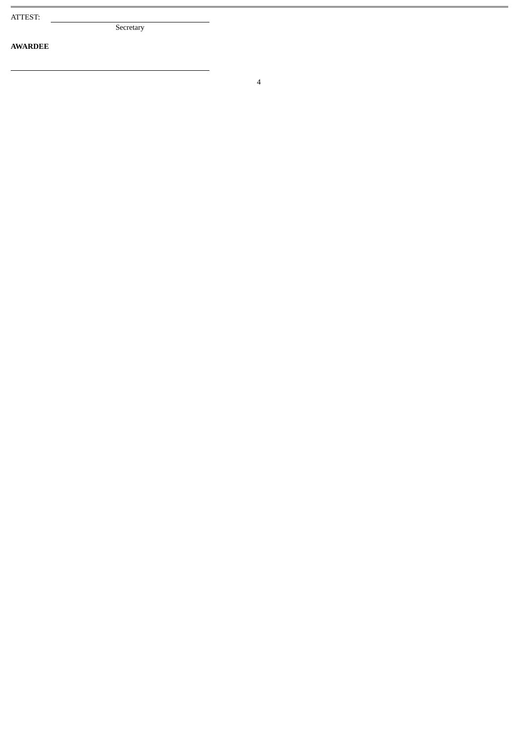ATTEST: \_\_\_\_\_\_\_\_\_\_\_\_\_\_\_\_\_\_\_\_\_\_\_\_\_\_\_\_\_\_\_\_

Secretary

**AWARDEE**

\_\_\_\_\_\_\_\_\_\_\_\_\_\_\_\_\_\_\_\_\_\_\_\_\_\_\_\_\_\_\_\_\_\_\_\_\_\_\_\_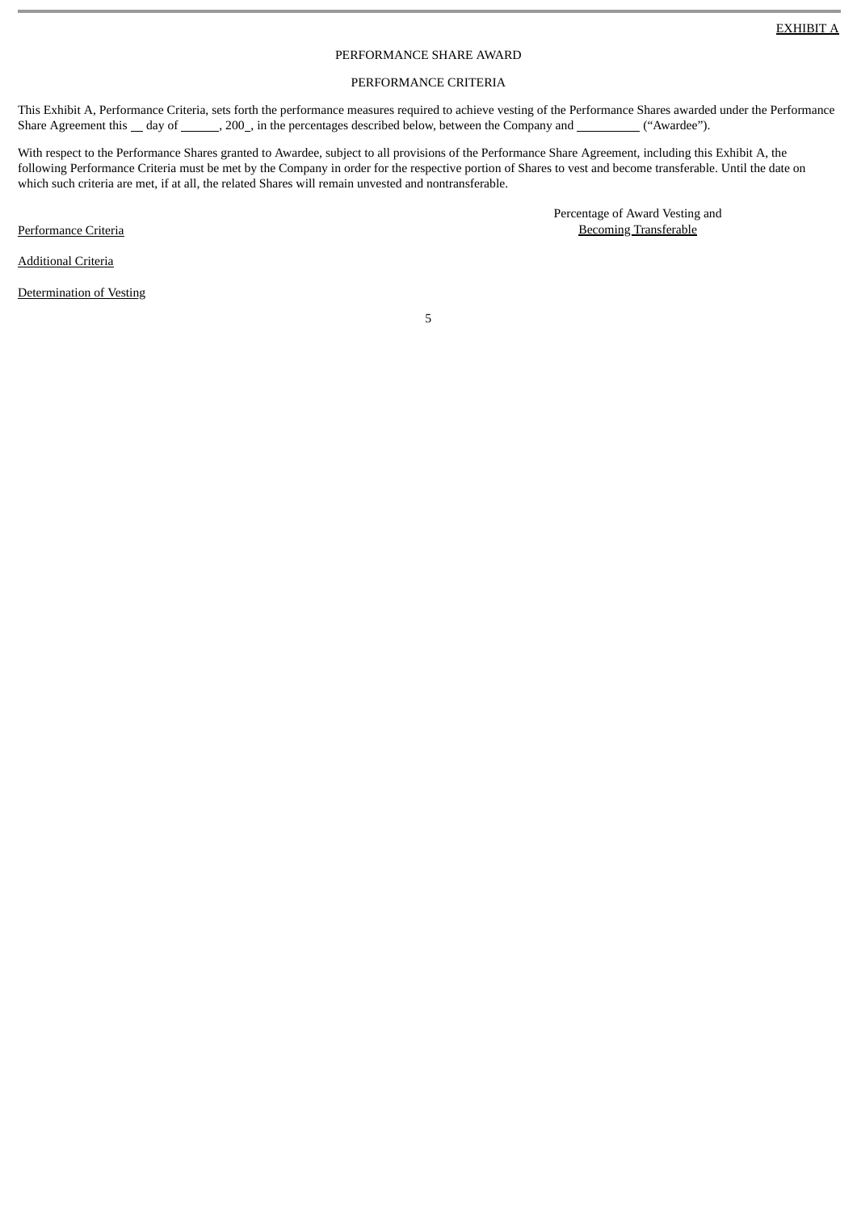<u>EXHIBIT A</u>

PERFORMANCE SHARE AWARD

PERFORMANCE CRITERIA

This Exhibit A, Performance Criteria, sets forth the performance measures required to achieve vesting of the Performance Shares awarded under the Performance Share Agreement this __ day of ______, 200_, in the percentages described below, between the Company and __________ ("Awardee").

With respect to the Performance Shares granted to Awardee, subject to all provisions of the Performance Share Agreement, including this Exhibit A, the following Performance Criteria must be met by the Company in order for the respective portion of Shares to vest and become transferable. Until the date on which such criteria are met, if at all, the related Shares will remain unvested and nontransferable.

| <u>Performance Criteria</u> | Percentage of Award Vesting and <u>Becoming Transferable</u> |
|---|---|

<u>Additional Criteria</u>

<u>Determination of Vesting</u>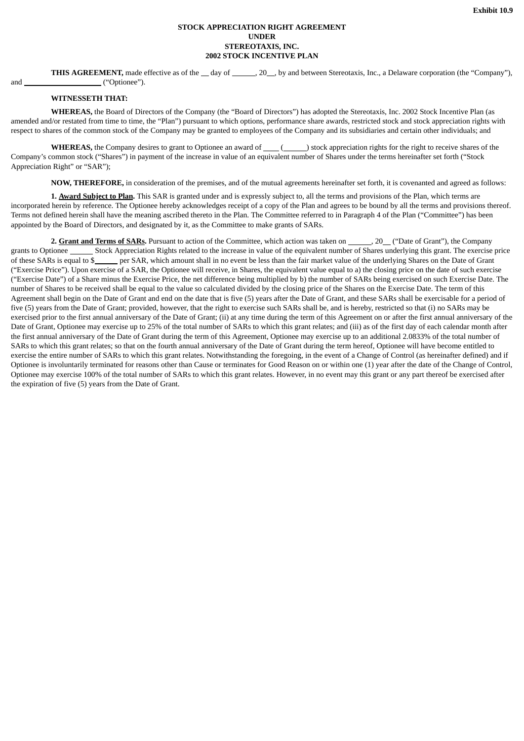Exhibit 10.9

**STOCK APPRECIATION RIGHT AGREEMENT**
**UNDER**
**STEREOTAXIS, INC.**
**2002 STOCK INCENTIVE PLAN**

**THIS AGREEMENT,** made effective as of the __ day of ______, 20__, by and between Stereotaxis, Inc., a Delaware corporation (the "Company"), and ____________________ ("Optionee").

**WITNESSETH THAT:**

**WHEREAS,** the Board of Directors of the Company (the "Board of Directors") has adopted the Stereotaxis, Inc. 2002 Stock Incentive Plan (as amended and/or restated from time to time, the "Plan") pursuant to which options, performance share awards, restricted stock and stock appreciation rights with respect to shares of the common stock of the Company may be granted to employees of the Company and its subsidiaries and certain other individuals; and

**WHEREAS,** the Company desires to grant to Optionee an award of ____ (______) stock appreciation rights for the right to receive shares of the Company's common stock ("Shares") in payment of the increase in value of an equivalent number of Shares under the terms hereinafter set forth ("Stock Appreciation Right" or "SAR");

**NOW, THEREFORE,** in consideration of the premises, and of the mutual agreements hereinafter set forth, it is covenanted and agreed as follows:

**1. Award Subject to Plan.** This SAR is granted under and is expressly subject to, all the terms and provisions of the Plan, which terms are incorporated herein by reference. The Optionee hereby acknowledges receipt of a copy of the Plan and agrees to be bound by all the terms and provisions thereof. Terms not defined herein shall have the meaning ascribed thereto in the Plan. The Committee referred to in Paragraph 4 of the Plan ("Committee") has been appointed by the Board of Directors, and designated by it, as the Committee to make grants of SARs.

**2. Grant and Terms of SARs.** Pursuant to action of the Committee, which action was taken on ______, 20__ ("Date of Grant"), the Company grants to Optionee ______ Stock Appreciation Rights related to the increase in value of the equivalent number of Shares underlying this grant. The exercise price of these SARs is equal to $______ per SAR, which amount shall in no event be less than the fair market value of the underlying Shares on the Date of Grant ("Exercise Price"). Upon exercise of a SAR, the Optionee will receive, in Shares, the equivalent value equal to a) the closing price on the date of such exercise ("Exercise Date") of a Share minus the Exercise Price, the net difference being multiplied by b) the number of SARs being exercised on such Exercise Date. The number of Shares to be received shall be equal to the value so calculated divided by the closing price of the Shares on the Exercise Date. The term of this Agreement shall begin on the Date of Grant and end on the date that is five (5) years after the Date of Grant, and these SARs shall be exercisable for a period of five (5) years from the Date of Grant; provided, however, that the right to exercise such SARs shall be, and is hereby, restricted so that (i) no SARs may be exercised prior to the first annual anniversary of the Date of Grant; (ii) at any time during the term of this Agreement on or after the first annual anniversary of the Date of Grant, Optionee may exercise up to 25% of the total number of SARs to which this grant relates; and (iii) as of the first day of each calendar month after the first annual anniversary of the Date of Grant during the term of this Agreement, Optionee may exercise up to an additional 2.0833% of the total number of SARs to which this grant relates; so that on the fourth annual anniversary of the Date of Grant during the term hereof, Optionee will have become entitled to exercise the entire number of SARs to which this grant relates. Notwithstanding the foregoing, in the event of a Change of Control (as hereinafter defined) and if Optionee is involuntarily terminated for reasons other than Cause or terminates for Good Reason on or within one (1) year after the date of the Change of Control, Optionee may exercise 100% of the total number of SARs to which this grant relates. However, in no event may this grant or any part thereof be exercised after the expiration of five (5) years from the Date of Grant.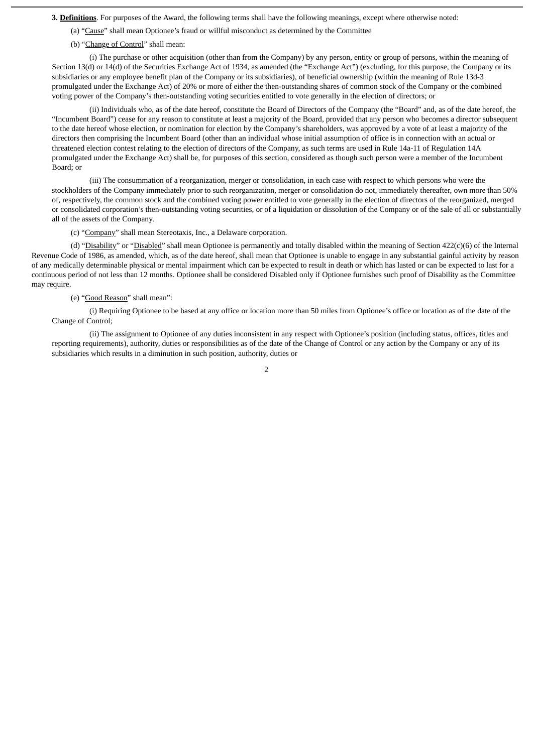**3. Definitions**. For purposes of the Award, the following terms shall have the following meanings, except where otherwise noted:

(a) "Cause" shall mean Optionee's fraud or willful misconduct as determined by the Committee

(b) "Change of Control" shall mean:

(i) The purchase or other acquisition (other than from the Company) by any person, entity or group of persons, within the meaning of Section 13(d) or 14(d) of the Securities Exchange Act of 1934, as amended (the "Exchange Act") (excluding, for this purpose, the Company or its subsidiaries or any employee benefit plan of the Company or its subsidiaries), of beneficial ownership (within the meaning of Rule 13d-3 promulgated under the Exchange Act) of 20% or more of either the then-outstanding shares of common stock of the Company or the combined voting power of the Company's then-outstanding voting securities entitled to vote generally in the election of directors; or

(ii) Individuals who, as of the date hereof, constitute the Board of Directors of the Company (the "Board" and, as of the date hereof, the "Incumbent Board") cease for any reason to constitute at least a majority of the Board, provided that any person who becomes a director subsequent to the date hereof whose election, or nomination for election by the Company's shareholders, was approved by a vote of at least a majority of the directors then comprising the Incumbent Board (other than an individual whose initial assumption of office is in connection with an actual or threatened election contest relating to the election of directors of the Company, as such terms are used in Rule 14a-11 of Regulation 14A promulgated under the Exchange Act) shall be, for purposes of this section, considered as though such person were a member of the Incumbent Board; or

(iii) The consummation of a reorganization, merger or consolidation, in each case with respect to which persons who were the stockholders of the Company immediately prior to such reorganization, merger or consolidation do not, immediately thereafter, own more than 50% of, respectively, the common stock and the combined voting power entitled to vote generally in the election of directors of the reorganized, merged or consolidated corporation's then-outstanding voting securities, or of a liquidation or dissolution of the Company or of the sale of all or substantially all of the assets of the Company.

(c) "Company" shall mean Stereotaxis, Inc., a Delaware corporation.

(d) "Disability" or "Disabled" shall mean Optionee is permanently and totally disabled within the meaning of Section 422(c)(6) of the Internal Revenue Code of 1986, as amended, which, as of the date hereof, shall mean that Optionee is unable to engage in any substantial gainful activity by reason of any medically determinable physical or mental impairment which can be expected to result in death or which has lasted or can be expected to last for a continuous period of not less than 12 months. Optionee shall be considered Disabled only if Optionee furnishes such proof of Disability as the Committee may require.

(e) "Good Reason" shall mean":

(i) Requiring Optionee to be based at any office or location more than 50 miles from Optionee's office or location as of the date of the Change of Control;

(ii) The assignment to Optionee of any duties inconsistent in any respect with Optionee's position (including status, offices, titles and reporting requirements), authority, duties or responsibilities as of the date of the Change of Control or any action by the Company or any of its subsidiaries which results in a diminution in such position, authority, duties or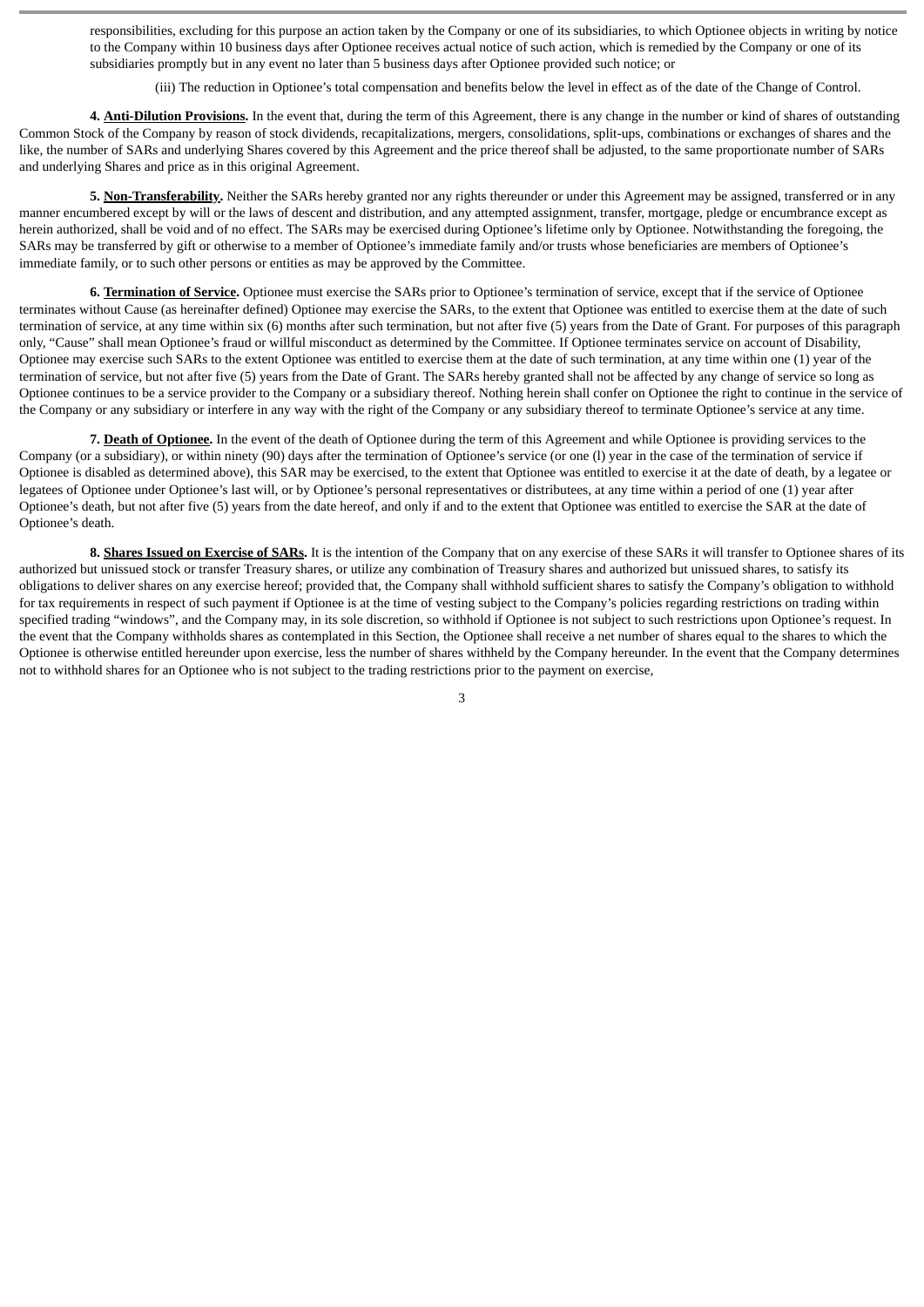responsibilities, excluding for this purpose an action taken by the Company or one of its subsidiaries, to which Optionee objects in writing by notice to the Company within 10 business days after Optionee receives actual notice of such action, which is remedied by the Company or one of its subsidiaries promptly but in any event no later than 5 business days after Optionee provided such notice; or

(iii) The reduction in Optionee's total compensation and benefits below the level in effect as of the date of the Change of Control.

**4. Anti-Dilution Provisions.** In the event that, during the term of this Agreement, there is any change in the number or kind of shares of outstanding Common Stock of the Company by reason of stock dividends, recapitalizations, mergers, consolidations, split-ups, combinations or exchanges of shares and the like, the number of SARs and underlying Shares covered by this Agreement and the price thereof shall be adjusted, to the same proportionate number of SARs and underlying Shares and price as in this original Agreement.

**5. Non-Transferability.** Neither the SARs hereby granted nor any rights thereunder or under this Agreement may be assigned, transferred or in any manner encumbered except by will or the laws of descent and distribution, and any attempted assignment, transfer, mortgage, pledge or encumbrance except as herein authorized, shall be void and of no effect. The SARs may be exercised during Optionee's lifetime only by Optionee. Notwithstanding the foregoing, the SARs may be transferred by gift or otherwise to a member of Optionee's immediate family and/or trusts whose beneficiaries are members of Optionee's immediate family, or to such other persons or entities as may be approved by the Committee.

**6. Termination of Service.** Optionee must exercise the SARs prior to Optionee's termination of service, except that if the service of Optionee terminates without Cause (as hereinafter defined) Optionee may exercise the SARs, to the extent that Optionee was entitled to exercise them at the date of such termination of service, at any time within six (6) months after such termination, but not after five (5) years from the Date of Grant. For purposes of this paragraph only, "Cause" shall mean Optionee's fraud or willful misconduct as determined by the Committee. If Optionee terminates service on account of Disability, Optionee may exercise such SARs to the extent Optionee was entitled to exercise them at the date of such termination, at any time within one (1) year of the termination of service, but not after five (5) years from the Date of Grant. The SARs hereby granted shall not be affected by any change of service so long as Optionee continues to be a service provider to the Company or a subsidiary thereof. Nothing herein shall confer on Optionee the right to continue in the service of the Company or any subsidiary or interfere in any way with the right of the Company or any subsidiary thereof to terminate Optionee's service at any time.

**7. Death of Optionee.** In the event of the death of Optionee during the term of this Agreement and while Optionee is providing services to the Company (or a subsidiary), or within ninety (90) days after the termination of Optionee's service (or one (l) year in the case of the termination of service if Optionee is disabled as determined above), this SAR may be exercised, to the extent that Optionee was entitled to exercise it at the date of death, by a legatee or legatees of Optionee under Optionee's last will, or by Optionee's personal representatives or distributees, at any time within a period of one (1) year after Optionee's death, but not after five (5) years from the date hereof, and only if and to the extent that Optionee was entitled to exercise the SAR at the date of Optionee's death.

**8. Shares Issued on Exercise of SARs.** It is the intention of the Company that on any exercise of these SARs it will transfer to Optionee shares of its authorized but unissued stock or transfer Treasury shares, or utilize any combination of Treasury shares and authorized but unissued shares, to satisfy its obligations to deliver shares on any exercise hereof; provided that, the Company shall withhold sufficient shares to satisfy the Company's obligation to withhold for tax requirements in respect of such payment if Optionee is at the time of vesting subject to the Company's policies regarding restrictions on trading within specified trading "windows", and the Company may, in its sole discretion, so withhold if Optionee is not subject to such restrictions upon Optionee's request. In the event that the Company withholds shares as contemplated in this Section, the Optionee shall receive a net number of shares equal to the shares to which the Optionee is otherwise entitled hereunder upon exercise, less the number of shares withheld by the Company hereunder. In the event that the Company determines not to withhold shares for an Optionee who is not subject to the trading restrictions prior to the payment on exercise,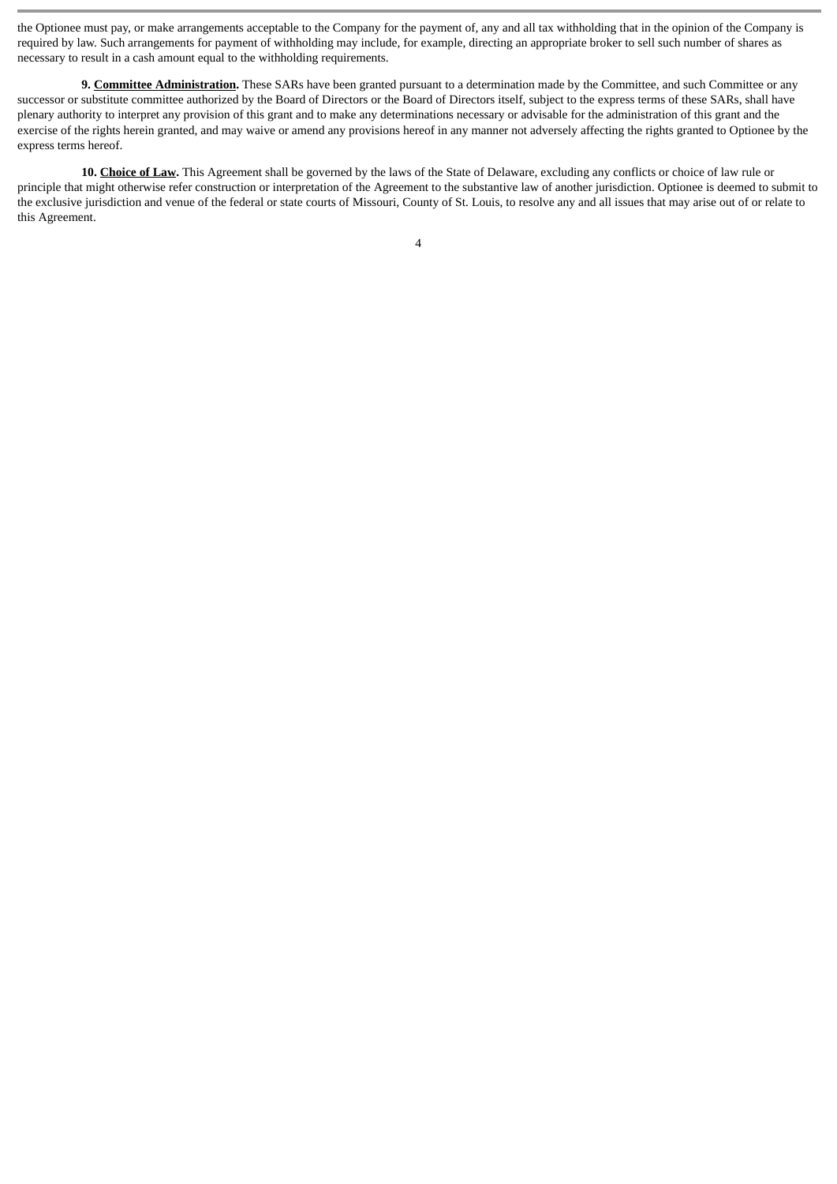the Optionee must pay, or make arrangements acceptable to the Company for the payment of, any and all tax withholding that in the opinion of the Company is required by law. Such arrangements for payment of withholding may include, for example, directing an appropriate broker to sell such number of shares as necessary to result in a cash amount equal to the withholding requirements.

**9. Committee Administration.** These SARs have been granted pursuant to a determination made by the Committee, and such Committee or any successor or substitute committee authorized by the Board of Directors or the Board of Directors itself, subject to the express terms of these SARs, shall have plenary authority to interpret any provision of this grant and to make any determinations necessary or advisable for the administration of this grant and the exercise of the rights herein granted, and may waive or amend any provisions hereof in any manner not adversely affecting the rights granted to Optionee by the express terms hereof.

**10. Choice of Law.** This Agreement shall be governed by the laws of the State of Delaware, excluding any conflicts or choice of law rule or principle that might otherwise refer construction or interpretation of the Agreement to the substantive law of another jurisdiction. Optionee is deemed to submit to the exclusive jurisdiction and venue of the federal or state courts of Missouri, County of St. Louis, to resolve any and all issues that may arise out of or relate to this Agreement.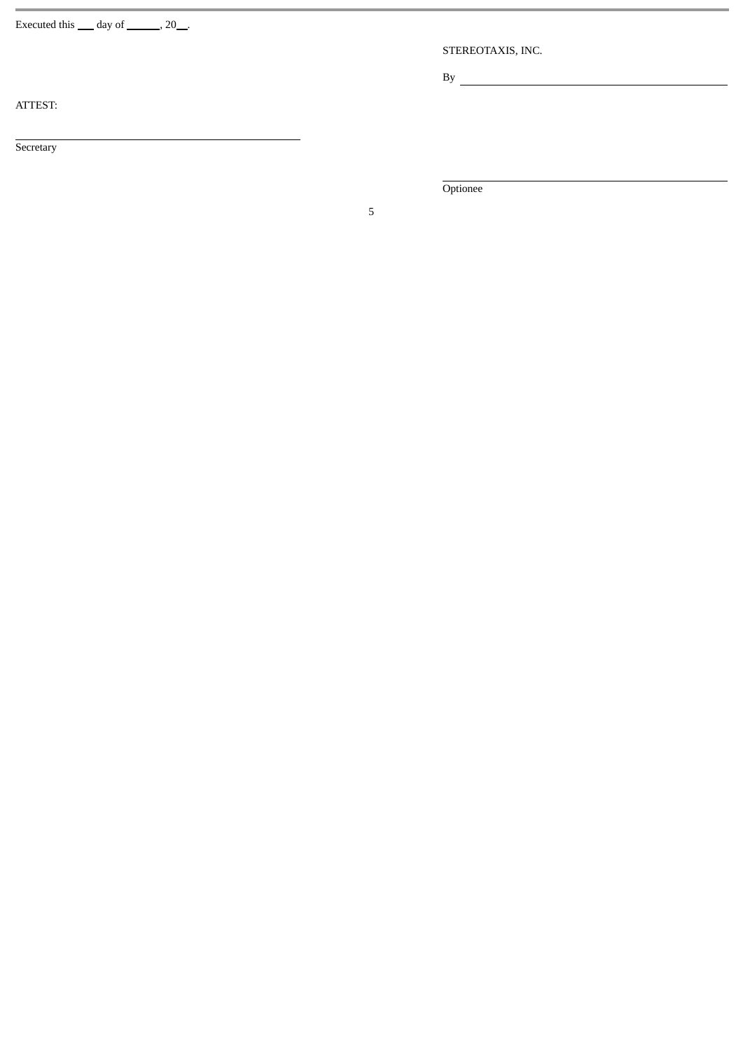Executed this ___ day of ______, 20__.

STEREOTAXIS, INC.

By ________________________________

ATTEST:

________________________________

Secretary

________________________________

Optionee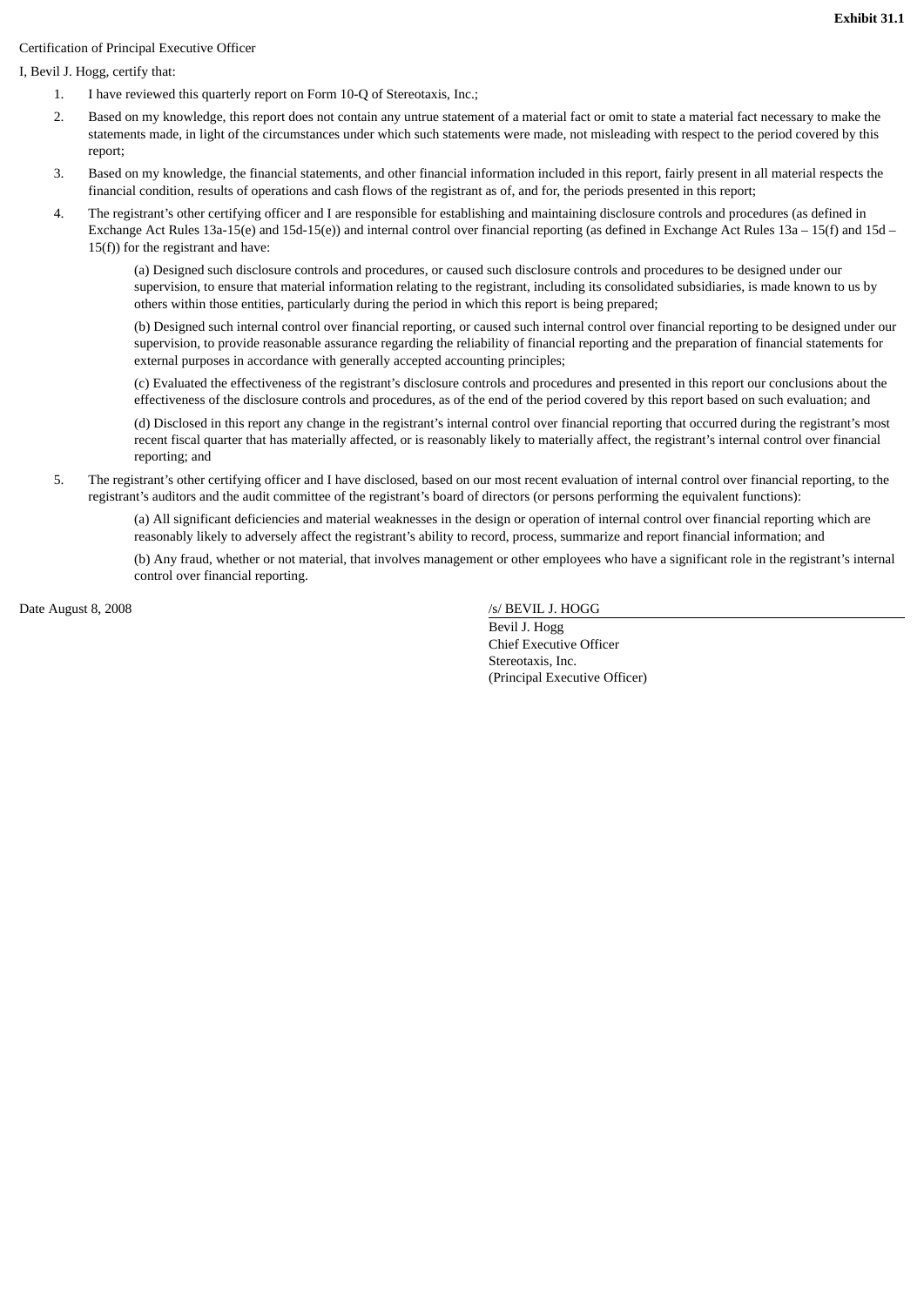**Exhibit 31.1**

Certification of Principal Executive Officer

I, Bevil J. Hogg, certify that:

1. I have reviewed this quarterly report on Form 10-Q of Stereotaxis, Inc.;
2. Based on my knowledge, this report does not contain any untrue statement of a material fact or omit to state a material fact necessary to make the statements made, in light of the circumstances under which such statements were made, not misleading with respect to the period covered by this report;
3. Based on my knowledge, the financial statements, and other financial information included in this report, fairly present in all material respects the financial condition, results of operations and cash flows of the registrant as of, and for, the periods presented in this report;
4. The registrant's other certifying officer and I are responsible for establishing and maintaining disclosure controls and procedures (as defined in Exchange Act Rules 13a-15(e) and 15d-15(e)) and internal control over financial reporting (as defined in Exchange Act Rules 13a – 15(f) and 15d – 15(f)) for the registrant and have:

   (a) Designed such disclosure controls and procedures, or caused such disclosure controls and procedures to be designed under our supervision, to ensure that material information relating to the registrant, including its consolidated subsidiaries, is made known to us by others within those entities, particularly during the period in which this report is being prepared;

   (b) Designed such internal control over financial reporting, or caused such internal control over financial reporting to be designed under our supervision, to provide reasonable assurance regarding the reliability of financial reporting and the preparation of financial statements for external purposes in accordance with generally accepted accounting principles;

   (c) Evaluated the effectiveness of the registrant's disclosure controls and procedures and presented in this report our conclusions about the effectiveness of the disclosure controls and procedures, as of the end of the period covered by this report based on such evaluation; and

   (d) Disclosed in this report any change in the registrant's internal control over financial reporting that occurred during the registrant's most recent fiscal quarter that has materially affected, or is reasonably likely to materially affect, the registrant's internal control over financial reporting; and

5. The registrant's other certifying officer and I have disclosed, based on our most recent evaluation of internal control over financial reporting, to the registrant's auditors and the audit committee of the registrant's board of directors (or persons performing the equivalent functions):

   (a) All significant deficiencies and material weaknesses in the design or operation of internal control over financial reporting which are reasonably likely to adversely affect the registrant's ability to record, process, summarize and report financial information; and

   (b) Any fraud, whether or not material, that involves management or other employees who have a significant role in the registrant's internal control over financial reporting.

Date August 8, 2008

/s/ BEVIL J. HOGG

Bevil J. Hogg
Chief Executive Officer
Stereotaxis, Inc.
(Principal Executive Officer)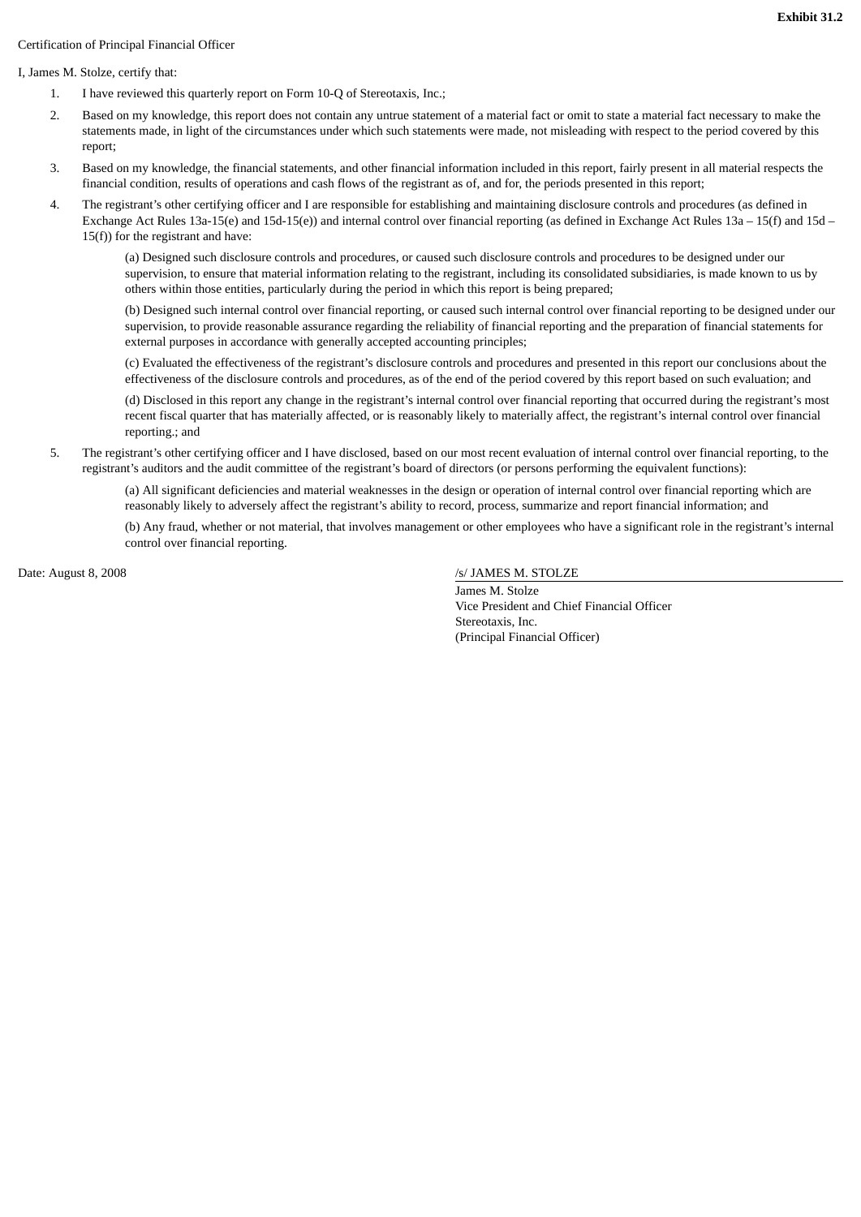**Exhibit 31.2**

Certification of Principal Financial Officer

I, James M. Stolze, certify that:

1. I have reviewed this quarterly report on Form 10-Q of Stereotaxis, Inc.;
2. Based on my knowledge, this report does not contain any untrue statement of a material fact or omit to state a material fact necessary to make the statements made, in light of the circumstances under which such statements were made, not misleading with respect to the period covered by this report;
3. Based on my knowledge, the financial statements, and other financial information included in this report, fairly present in all material respects the financial condition, results of operations and cash flows of the registrant as of, and for, the periods presented in this report;
4. The registrant's other certifying officer and I are responsible for establishing and maintaining disclosure controls and procedures (as defined in Exchange Act Rules 13a-15(e) and 15d-15(e)) and internal control over financial reporting (as defined in Exchange Act Rules 13a – 15(f) and 15d – 15(f)) for the registrant and have:

   (a) Designed such disclosure controls and procedures, or caused such disclosure controls and procedures to be designed under our supervision, to ensure that material information relating to the registrant, including its consolidated subsidiaries, is made known to us by others within those entities, particularly during the period in which this report is being prepared;

   (b) Designed such internal control over financial reporting, or caused such internal control over financial reporting to be designed under our supervision, to provide reasonable assurance regarding the reliability of financial reporting and the preparation of financial statements for external purposes in accordance with generally accepted accounting principles;

   (c) Evaluated the effectiveness of the registrant's disclosure controls and procedures and presented in this report our conclusions about the effectiveness of the disclosure controls and procedures, as of the end of the period covered by this report based on such evaluation; and

   (d) Disclosed in this report any change in the registrant's internal control over financial reporting that occurred during the registrant's most recent fiscal quarter that has materially affected, or is reasonably likely to materially affect, the registrant's internal control over financial reporting.; and

5. The registrant's other certifying officer and I have disclosed, based on our most recent evaluation of internal control over financial reporting, to the registrant's auditors and the audit committee of the registrant's board of directors (or persons performing the equivalent functions):

   (a) All significant deficiencies and material weaknesses in the design or operation of internal control over financial reporting which are reasonably likely to adversely affect the registrant's ability to record, process, summarize and report financial information; and

   (b) Any fraud, whether or not material, that involves management or other employees who have a significant role in the registrant's internal control over financial reporting.

Date: August 8, 2008

/s/ JAMES M. STOLZE

James M. Stolze
Vice President and Chief Financial Officer
Stereotaxis, Inc.
(Principal Financial Officer)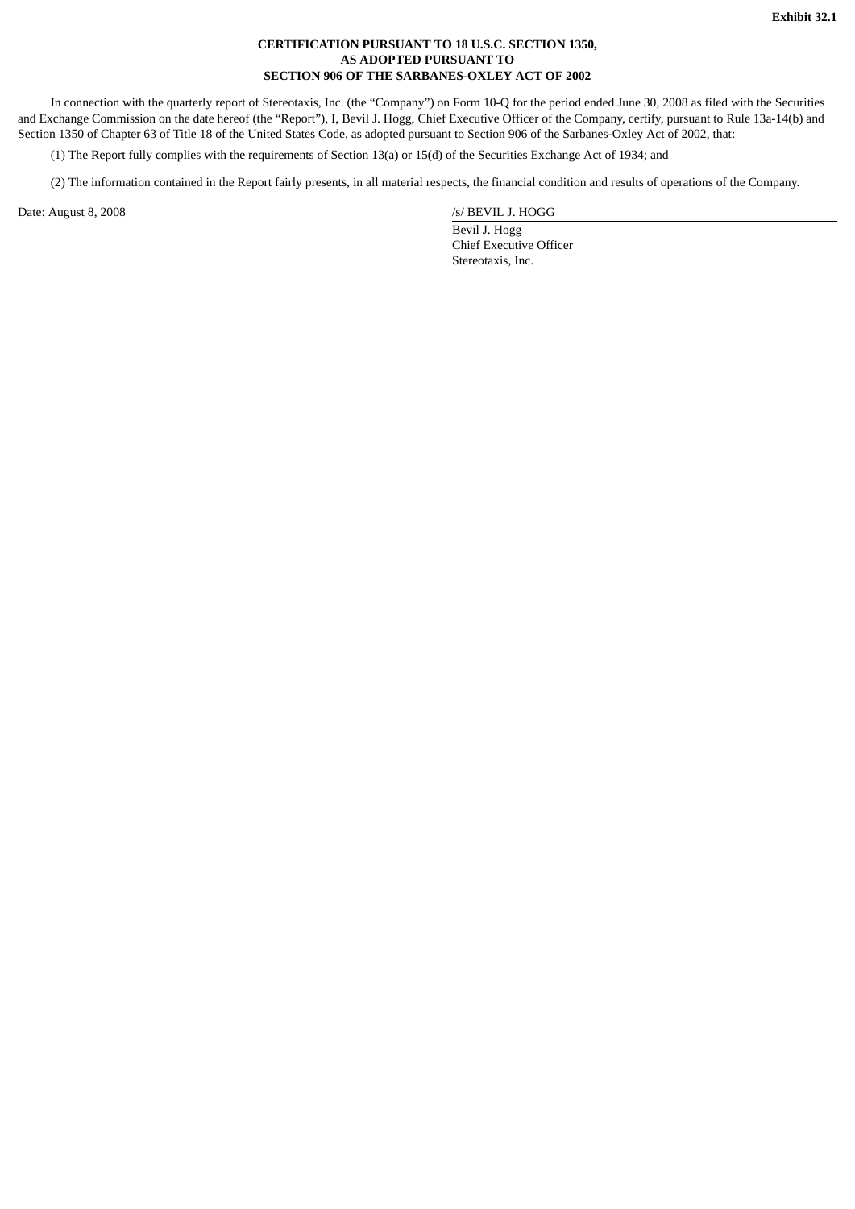**Exhibit 32.1**

**CERTIFICATION PURSUANT TO 18 U.S.C. SECTION 1350,
AS ADOPTED PURSUANT TO
SECTION 906 OF THE SARBANES-OXLEY ACT OF 2002**

In connection with the quarterly report of Stereotaxis, Inc. (the “Company”) on Form 10-Q for the period ended June 30, 2008 as filed with the Securities and Exchange Commission on the date hereof (the “Report”), I, Bevil J. Hogg, Chief Executive Officer of the Company, certify, pursuant to Rule 13a-14(b) and Section 1350 of Chapter 63 of Title 18 of the United States Code, as adopted pursuant to Section 906 of the Sarbanes-Oxley Act of 2002, that:

(1) The Report fully complies with the requirements of Section 13(a) or 15(d) of the Securities Exchange Act of 1934; and

(2) The information contained in the Report fairly presents, in all material respects, the financial condition and results of operations of the Company.

Date: August 8, 2008

/s/ BEVIL J. HOGG

Bevil J. Hogg
Chief Executive Officer
Stereotaxis, Inc.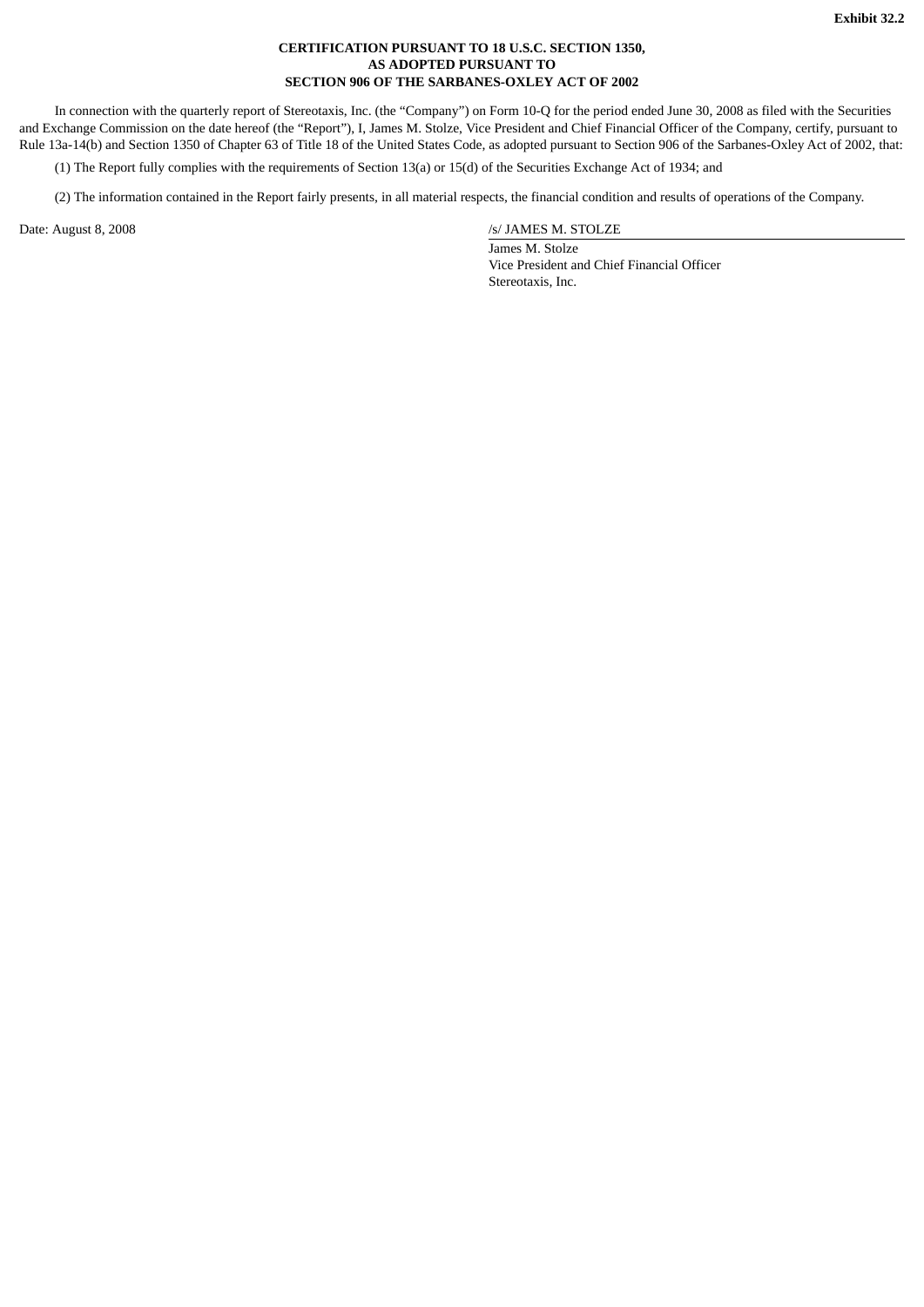**Exhibit 32.2**

**CERTIFICATION PURSUANT TO 18 U.S.C. SECTION 1350,
AS ADOPTED PURSUANT TO
SECTION 906 OF THE SARBANES-OXLEY ACT OF 2002**

In connection with the quarterly report of Stereotaxis, Inc. (the "Company") on Form 10-Q for the period ended June 30, 2008 as filed with the Securities and Exchange Commission on the date hereof (the "Report"), I, James M. Stolze, Vice President and Chief Financial Officer of the Company, certify, pursuant to Rule 13a-14(b) and Section 1350 of Chapter 63 of Title 18 of the United States Code, as adopted pursuant to Section 906 of the Sarbanes-Oxley Act of 2002, that:

(1) The Report fully complies with the requirements of Section 13(a) or 15(d) of the Securities Exchange Act of 1934; and

(2) The information contained in the Report fairly presents, in all material respects, the financial condition and results of operations of the Company.

Date: August 8, 2008

/s/ JAMES M. STOLZE

James M. Stolze
Vice President and Chief Financial Officer
Stereotaxis, Inc.